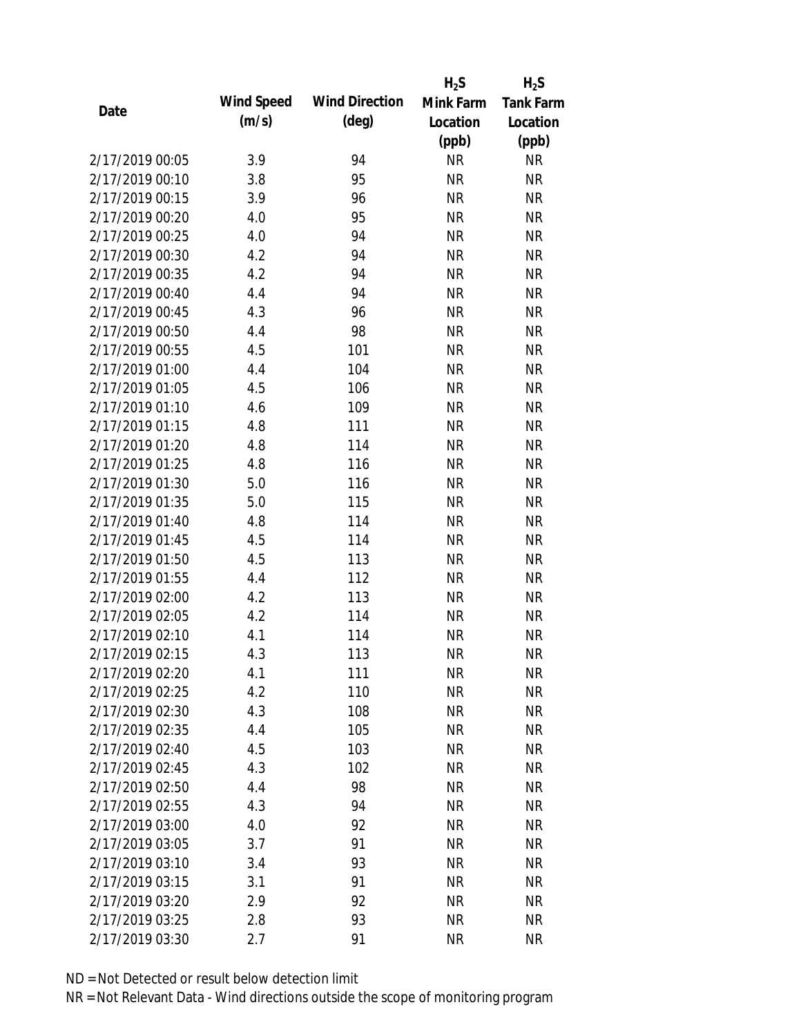| Date | Wind Speed (m/s) | Wind Direction (deg) | $H_2S$ Mink Farm Location (ppb) | $H_2S$ Tank Farm Location (ppb) |
|---|---|---|---|---|
| 2/17/2019 00:05 | 3.9 | 94 | NR | NR |
| 2/17/2019 00:10 | 3.8 | 95 | NR | NR |
| 2/17/2019 00:15 | 3.9 | 96 | NR | NR |
| 2/17/2019 00:20 | 4.0 | 95 | NR | NR |
| 2/17/2019 00:25 | 4.0 | 94 | NR | NR |
| 2/17/2019 00:30 | 4.2 | 94 | NR | NR |
| 2/17/2019 00:35 | 4.2 | 94 | NR | NR |
| 2/17/2019 00:40 | 4.4 | 94 | NR | NR |
| 2/17/2019 00:45 | 4.3 | 96 | NR | NR |
| 2/17/2019 00:50 | 4.4 | 98 | NR | NR |
| 2/17/2019 00:55 | 4.5 | 101 | NR | NR |
| 2/17/2019 01:00 | 4.4 | 104 | NR | NR |
| 2/17/2019 01:05 | 4.5 | 106 | NR | NR |
| 2/17/2019 01:10 | 4.6 | 109 | NR | NR |
| 2/17/2019 01:15 | 4.8 | 111 | NR | NR |
| 2/17/2019 01:20 | 4.8 | 114 | NR | NR |
| 2/17/2019 01:25 | 4.8 | 116 | NR | NR |
| 2/17/2019 01:30 | 5.0 | 116 | NR | NR |
| 2/17/2019 01:35 | 5.0 | 115 | NR | NR |
| 2/17/2019 01:40 | 4.8 | 114 | NR | NR |
| 2/17/2019 01:45 | 4.5 | 114 | NR | NR |
| 2/17/2019 01:50 | 4.5 | 113 | NR | NR |
| 2/17/2019 01:55 | 4.4 | 112 | NR | NR |
| 2/17/2019 02:00 | 4.2 | 113 | NR | NR |
| 2/17/2019 02:05 | 4.2 | 114 | NR | NR |
| 2/17/2019 02:10 | 4.1 | 114 | NR | NR |
| 2/17/2019 02:15 | 4.3 | 113 | NR | NR |
| 2/17/2019 02:20 | 4.1 | 111 | NR | NR |
| 2/17/2019 02:25 | 4.2 | 110 | NR | NR |
| 2/17/2019 02:30 | 4.3 | 108 | NR | NR |
| 2/17/2019 02:35 | 4.4 | 105 | NR | NR |
| 2/17/2019 02:40 | 4.5 | 103 | NR | NR |
| 2/17/2019 02:45 | 4.3 | 102 | NR | NR |
| 2/17/2019 02:50 | 4.4 | 98 | NR | NR |
| 2/17/2019 02:55 | 4.3 | 94 | NR | NR |
| 2/17/2019 03:00 | 4.0 | 92 | NR | NR |
| 2/17/2019 03:05 | 3.7 | 91 | NR | NR |
| 2/17/2019 03:10 | 3.4 | 93 | NR | NR |
| 2/17/2019 03:15 | 3.1 | 91 | NR | NR |
| 2/17/2019 03:20 | 2.9 | 92 | NR | NR |
| 2/17/2019 03:25 | 2.8 | 93 | NR | NR |
| 2/17/2019 03:30 | 2.7 | 91 | NR | NR |

ND = Not Detected or result below detection limit

NR = Not Relevant Data - Wind directions outside the scope of monitoring program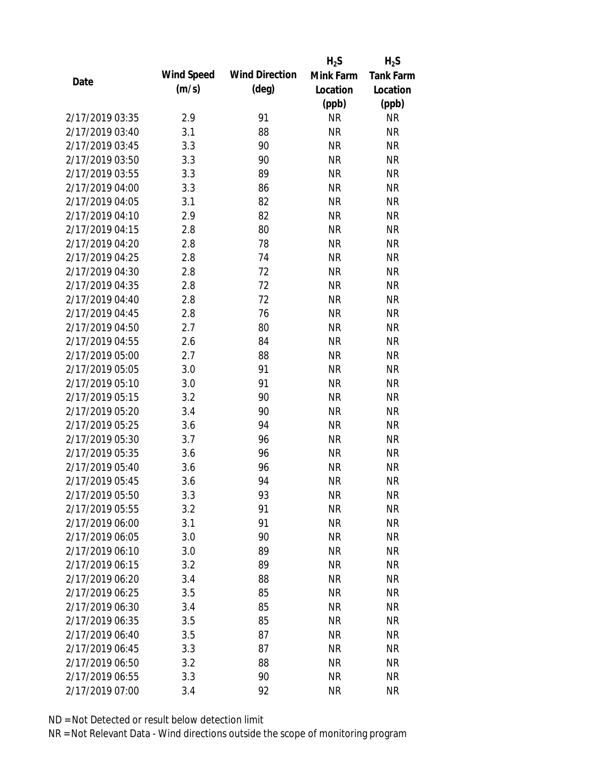| Date | Wind Speed (m/s) | Wind Direction (deg) | $H_2S$ Mink Farm Location (ppb) | $H_2S$ Tank Farm Location (ppb) |
|---|---|---|---|---|
| 2/17/2019 03:35 | 2.9 | 91 | NR | NR |
| 2/17/2019 03:40 | 3.1 | 88 | NR | NR |
| 2/17/2019 03:45 | 3.3 | 90 | NR | NR |
| 2/17/2019 03:50 | 3.3 | 90 | NR | NR |
| 2/17/2019 03:55 | 3.3 | 89 | NR | NR |
| 2/17/2019 04:00 | 3.3 | 86 | NR | NR |
| 2/17/2019 04:05 | 3.1 | 82 | NR | NR |
| 2/17/2019 04:10 | 2.9 | 82 | NR | NR |
| 2/17/2019 04:15 | 2.8 | 80 | NR | NR |
| 2/17/2019 04:20 | 2.8 | 78 | NR | NR |
| 2/17/2019 04:25 | 2.8 | 74 | NR | NR |
| 2/17/2019 04:30 | 2.8 | 72 | NR | NR |
| 2/17/2019 04:35 | 2.8 | 72 | NR | NR |
| 2/17/2019 04:40 | 2.8 | 72 | NR | NR |
| 2/17/2019 04:45 | 2.8 | 76 | NR | NR |
| 2/17/2019 04:50 | 2.7 | 80 | NR | NR |
| 2/17/2019 04:55 | 2.6 | 84 | NR | NR |
| 2/17/2019 05:00 | 2.7 | 88 | NR | NR |
| 2/17/2019 05:05 | 3.0 | 91 | NR | NR |
| 2/17/2019 05:10 | 3.0 | 91 | NR | NR |
| 2/17/2019 05:15 | 3.2 | 90 | NR | NR |
| 2/17/2019 05:20 | 3.4 | 90 | NR | NR |
| 2/17/2019 05:25 | 3.6 | 94 | NR | NR |
| 2/17/2019 05:30 | 3.7 | 96 | NR | NR |
| 2/17/2019 05:35 | 3.6 | 96 | NR | NR |
| 2/17/2019 05:40 | 3.6 | 96 | NR | NR |
| 2/17/2019 05:45 | 3.6 | 94 | NR | NR |
| 2/17/2019 05:50 | 3.3 | 93 | NR | NR |
| 2/17/2019 05:55 | 3.2 | 91 | NR | NR |
| 2/17/2019 06:00 | 3.1 | 91 | NR | NR |
| 2/17/2019 06:05 | 3.0 | 90 | NR | NR |
| 2/17/2019 06:10 | 3.0 | 89 | NR | NR |
| 2/17/2019 06:15 | 3.2 | 89 | NR | NR |
| 2/17/2019 06:20 | 3.4 | 88 | NR | NR |
| 2/17/2019 06:25 | 3.5 | 85 | NR | NR |
| 2/17/2019 06:30 | 3.4 | 85 | NR | NR |
| 2/17/2019 06:35 | 3.5 | 85 | NR | NR |
| 2/17/2019 06:40 | 3.5 | 87 | NR | NR |
| 2/17/2019 06:45 | 3.3 | 87 | NR | NR |
| 2/17/2019 06:50 | 3.2 | 88 | NR | NR |
| 2/17/2019 06:55 | 3.3 | 90 | NR | NR |
| 2/17/2019 07:00 | 3.4 | 92 | NR | NR |

ND = Not Detected or result below detection limit

NR = Not Relevant Data - Wind directions outside the scope of monitoring program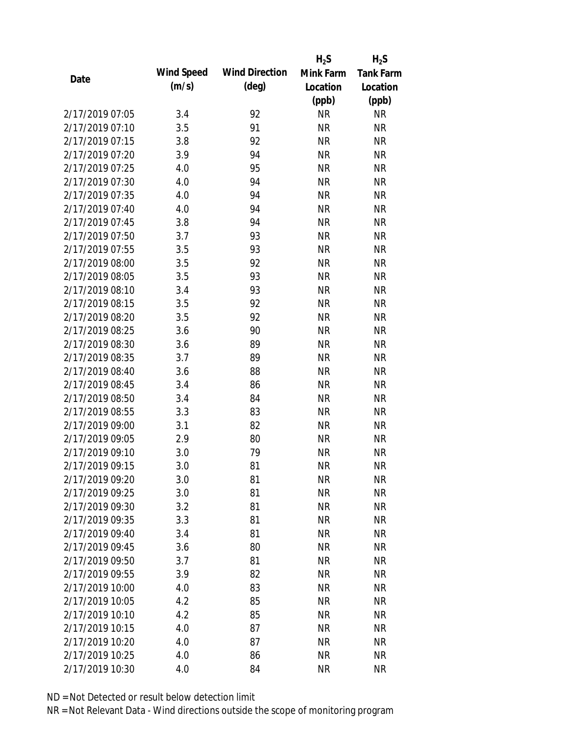| Date | Wind Speed (m/s) | Wind Direction (deg) | $H_2S$ Mink Farm Location (ppb) | $H_2S$ Tank Farm Location (ppb) |
|---|---|---|---|---|
| 2/17/2019 07:05 | 3.4 | 92 | NR | NR |
| 2/17/2019 07:10 | 3.5 | 91 | NR | NR |
| 2/17/2019 07:15 | 3.8 | 92 | NR | NR |
| 2/17/2019 07:20 | 3.9 | 94 | NR | NR |
| 2/17/2019 07:25 | 4.0 | 95 | NR | NR |
| 2/17/2019 07:30 | 4.0 | 94 | NR | NR |
| 2/17/2019 07:35 | 4.0 | 94 | NR | NR |
| 2/17/2019 07:40 | 4.0 | 94 | NR | NR |
| 2/17/2019 07:45 | 3.8 | 94 | NR | NR |
| 2/17/2019 07:50 | 3.7 | 93 | NR | NR |
| 2/17/2019 07:55 | 3.5 | 93 | NR | NR |
| 2/17/2019 08:00 | 3.5 | 92 | NR | NR |
| 2/17/2019 08:05 | 3.5 | 93 | NR | NR |
| 2/17/2019 08:10 | 3.4 | 93 | NR | NR |
| 2/17/2019 08:15 | 3.5 | 92 | NR | NR |
| 2/17/2019 08:20 | 3.5 | 92 | NR | NR |
| 2/17/2019 08:25 | 3.6 | 90 | NR | NR |
| 2/17/2019 08:30 | 3.6 | 89 | NR | NR |
| 2/17/2019 08:35 | 3.7 | 89 | NR | NR |
| 2/17/2019 08:40 | 3.6 | 88 | NR | NR |
| 2/17/2019 08:45 | 3.4 | 86 | NR | NR |
| 2/17/2019 08:50 | 3.4 | 84 | NR | NR |
| 2/17/2019 08:55 | 3.3 | 83 | NR | NR |
| 2/17/2019 09:00 | 3.1 | 82 | NR | NR |
| 2/17/2019 09:05 | 2.9 | 80 | NR | NR |
| 2/17/2019 09:10 | 3.0 | 79 | NR | NR |
| 2/17/2019 09:15 | 3.0 | 81 | NR | NR |
| 2/17/2019 09:20 | 3.0 | 81 | NR | NR |
| 2/17/2019 09:25 | 3.0 | 81 | NR | NR |
| 2/17/2019 09:30 | 3.2 | 81 | NR | NR |
| 2/17/2019 09:35 | 3.3 | 81 | NR | NR |
| 2/17/2019 09:40 | 3.4 | 81 | NR | NR |
| 2/17/2019 09:45 | 3.6 | 80 | NR | NR |
| 2/17/2019 09:50 | 3.7 | 81 | NR | NR |
| 2/17/2019 09:55 | 3.9 | 82 | NR | NR |
| 2/17/2019 10:00 | 4.0 | 83 | NR | NR |
| 2/17/2019 10:05 | 4.2 | 85 | NR | NR |
| 2/17/2019 10:10 | 4.2 | 85 | NR | NR |
| 2/17/2019 10:15 | 4.0 | 87 | NR | NR |
| 2/17/2019 10:20 | 4.0 | 87 | NR | NR |
| 2/17/2019 10:25 | 4.0 | 86 | NR | NR |
| 2/17/2019 10:30 | 4.0 | 84 | NR | NR |

ND = Not Detected or result below detection limit

NR = Not Relevant Data - Wind directions outside the scope of monitoring program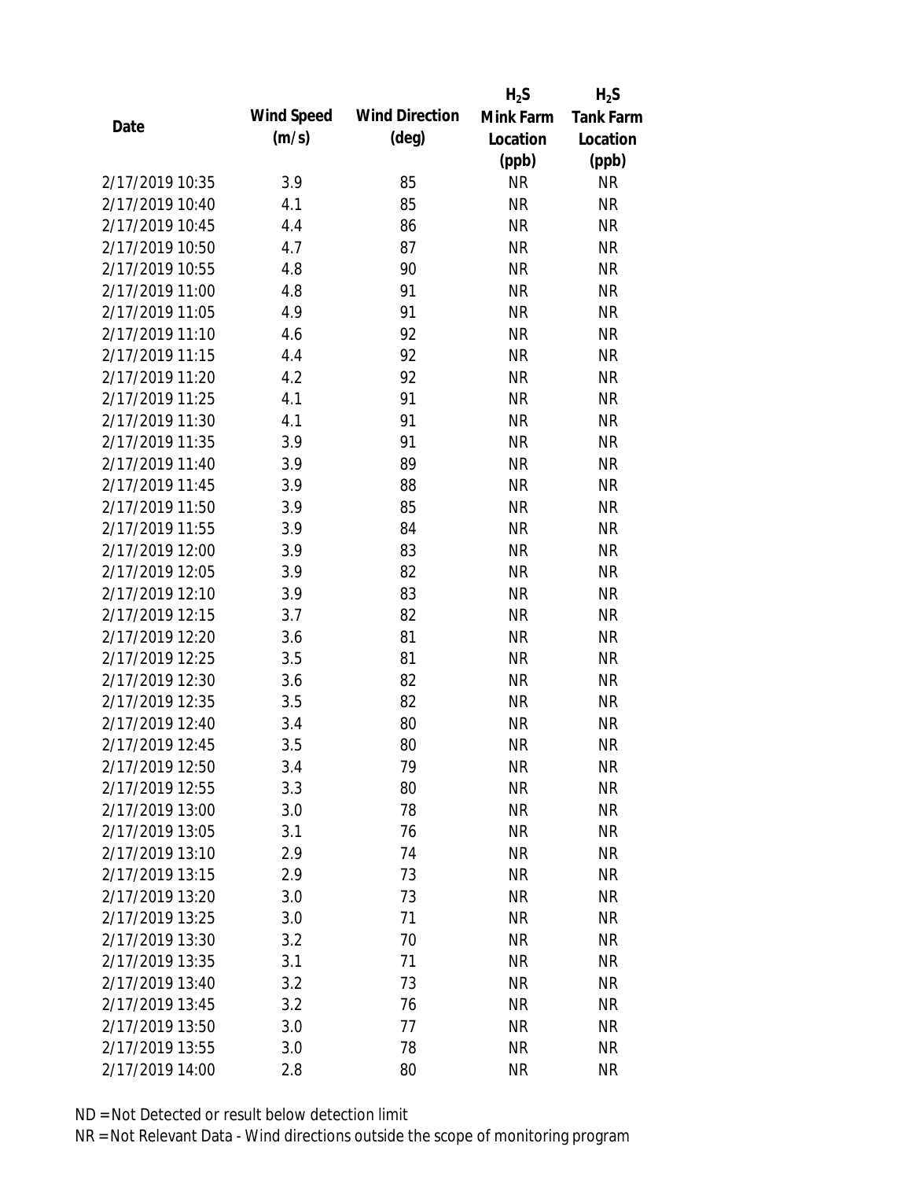| Date | Wind Speed (m/s) | Wind Direction (deg) | $H_2S$ Mink Farm Location (ppb) | $H_2S$ Tank Farm Location (ppb) |
|---|---|---|---|---|
| 2/17/2019 10:35 | 3.9 | 85 | NR | NR |
| 2/17/2019 10:40 | 4.1 | 85 | NR | NR |
| 2/17/2019 10:45 | 4.4 | 86 | NR | NR |
| 2/17/2019 10:50 | 4.7 | 87 | NR | NR |
| 2/17/2019 10:55 | 4.8 | 90 | NR | NR |
| 2/17/2019 11:00 | 4.8 | 91 | NR | NR |
| 2/17/2019 11:05 | 4.9 | 91 | NR | NR |
| 2/17/2019 11:10 | 4.6 | 92 | NR | NR |
| 2/17/2019 11:15 | 4.4 | 92 | NR | NR |
| 2/17/2019 11:20 | 4.2 | 92 | NR | NR |
| 2/17/2019 11:25 | 4.1 | 91 | NR | NR |
| 2/17/2019 11:30 | 4.1 | 91 | NR | NR |
| 2/17/2019 11:35 | 3.9 | 91 | NR | NR |
| 2/17/2019 11:40 | 3.9 | 89 | NR | NR |
| 2/17/2019 11:45 | 3.9 | 88 | NR | NR |
| 2/17/2019 11:50 | 3.9 | 85 | NR | NR |
| 2/17/2019 11:55 | 3.9 | 84 | NR | NR |
| 2/17/2019 12:00 | 3.9 | 83 | NR | NR |
| 2/17/2019 12:05 | 3.9 | 82 | NR | NR |
| 2/17/2019 12:10 | 3.9 | 83 | NR | NR |
| 2/17/2019 12:15 | 3.7 | 82 | NR | NR |
| 2/17/2019 12:20 | 3.6 | 81 | NR | NR |
| 2/17/2019 12:25 | 3.5 | 81 | NR | NR |
| 2/17/2019 12:30 | 3.6 | 82 | NR | NR |
| 2/17/2019 12:35 | 3.5 | 82 | NR | NR |
| 2/17/2019 12:40 | 3.4 | 80 | NR | NR |
| 2/17/2019 12:45 | 3.5 | 80 | NR | NR |
| 2/17/2019 12:50 | 3.4 | 79 | NR | NR |
| 2/17/2019 12:55 | 3.3 | 80 | NR | NR |
| 2/17/2019 13:00 | 3.0 | 78 | NR | NR |
| 2/17/2019 13:05 | 3.1 | 76 | NR | NR |
| 2/17/2019 13:10 | 2.9 | 74 | NR | NR |
| 2/17/2019 13:15 | 2.9 | 73 | NR | NR |
| 2/17/2019 13:20 | 3.0 | 73 | NR | NR |
| 2/17/2019 13:25 | 3.0 | 71 | NR | NR |
| 2/17/2019 13:30 | 3.2 | 70 | NR | NR |
| 2/17/2019 13:35 | 3.1 | 71 | NR | NR |
| 2/17/2019 13:40 | 3.2 | 73 | NR | NR |
| 2/17/2019 13:45 | 3.2 | 76 | NR | NR |
| 2/17/2019 13:50 | 3.0 | 77 | NR | NR |
| 2/17/2019 13:55 | 3.0 | 78 | NR | NR |
| 2/17/2019 14:00 | 2.8 | 80 | NR | NR |

ND = Not Detected or result below detection limit

NR = Not Relevant Data - Wind directions outside the scope of monitoring program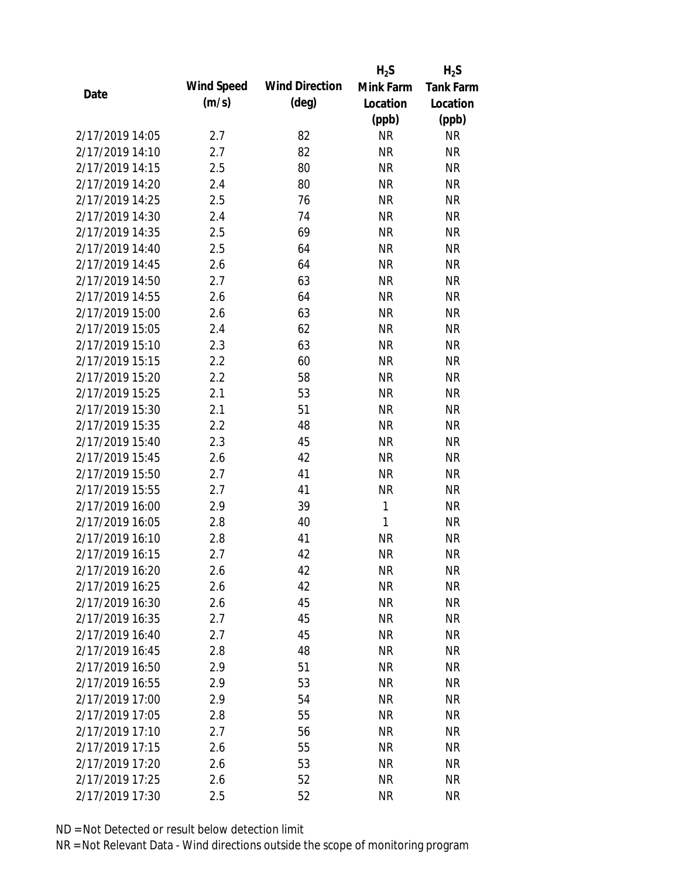| Date | Wind Speed (m/s) | Wind Direction (deg) | $H_2S$ Mink Farm Location (ppb) | $H_2S$ Tank Farm Location (ppb) |
|---|---|---|---|---|
| 2/17/2019 14:05 | 2.7 | 82 | NR | NR |
| 2/17/2019 14:10 | 2.7 | 82 | NR | NR |
| 2/17/2019 14:15 | 2.5 | 80 | NR | NR |
| 2/17/2019 14:20 | 2.4 | 80 | NR | NR |
| 2/17/2019 14:25 | 2.5 | 76 | NR | NR |
| 2/17/2019 14:30 | 2.4 | 74 | NR | NR |
| 2/17/2019 14:35 | 2.5 | 69 | NR | NR |
| 2/17/2019 14:40 | 2.5 | 64 | NR | NR |
| 2/17/2019 14:45 | 2.6 | 64 | NR | NR |
| 2/17/2019 14:50 | 2.7 | 63 | NR | NR |
| 2/17/2019 14:55 | 2.6 | 64 | NR | NR |
| 2/17/2019 15:00 | 2.6 | 63 | NR | NR |
| 2/17/2019 15:05 | 2.4 | 62 | NR | NR |
| 2/17/2019 15:10 | 2.3 | 63 | NR | NR |
| 2/17/2019 15:15 | 2.2 | 60 | NR | NR |
| 2/17/2019 15:20 | 2.2 | 58 | NR | NR |
| 2/17/2019 15:25 | 2.1 | 53 | NR | NR |
| 2/17/2019 15:30 | 2.1 | 51 | NR | NR |
| 2/17/2019 15:35 | 2.2 | 48 | NR | NR |
| 2/17/2019 15:40 | 2.3 | 45 | NR | NR |
| 2/17/2019 15:45 | 2.6 | 42 | NR | NR |
| 2/17/2019 15:50 | 2.7 | 41 | NR | NR |
| 2/17/2019 15:55 | 2.7 | 41 | NR | NR |
| 2/17/2019 16:00 | 2.9 | 39 | 1 | NR |
| 2/17/2019 16:05 | 2.8 | 40 | 1 | NR |
| 2/17/2019 16:10 | 2.8 | 41 | NR | NR |
| 2/17/2019 16:15 | 2.7 | 42 | NR | NR |
| 2/17/2019 16:20 | 2.6 | 42 | NR | NR |
| 2/17/2019 16:25 | 2.6 | 42 | NR | NR |
| 2/17/2019 16:30 | 2.6 | 45 | NR | NR |
| 2/17/2019 16:35 | 2.7 | 45 | NR | NR |
| 2/17/2019 16:40 | 2.7 | 45 | NR | NR |
| 2/17/2019 16:45 | 2.8 | 48 | NR | NR |
| 2/17/2019 16:50 | 2.9 | 51 | NR | NR |
| 2/17/2019 16:55 | 2.9 | 53 | NR | NR |
| 2/17/2019 17:00 | 2.9 | 54 | NR | NR |
| 2/17/2019 17:05 | 2.8 | 55 | NR | NR |
| 2/17/2019 17:10 | 2.7 | 56 | NR | NR |
| 2/17/2019 17:15 | 2.6 | 55 | NR | NR |
| 2/17/2019 17:20 | 2.6 | 53 | NR | NR |
| 2/17/2019 17:25 | 2.6 | 52 | NR | NR |
| 2/17/2019 17:30 | 2.5 | 52 | NR | NR |

ND = Not Detected or result below detection limit

NR = Not Relevant Data - Wind directions outside the scope of monitoring program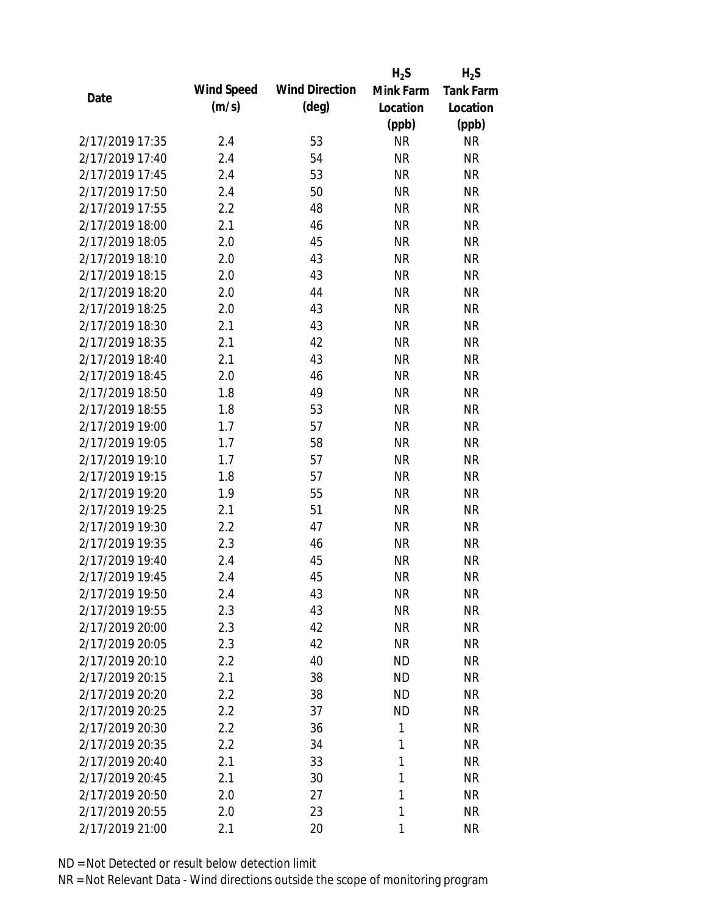| Date | Wind Speed (m/s) | Wind Direction (deg) | $H_2S$ Mink Farm Location (ppb) | $H_2S$ Tank Farm Location (ppb) |
|---|---|---|---|---|
| 2/17/2019 17:35 | 2.4 | 53 | NR | NR |
| 2/17/2019 17:40 | 2.4 | 54 | NR | NR |
| 2/17/2019 17:45 | 2.4 | 53 | NR | NR |
| 2/17/2019 17:50 | 2.4 | 50 | NR | NR |
| 2/17/2019 17:55 | 2.2 | 48 | NR | NR |
| 2/17/2019 18:00 | 2.1 | 46 | NR | NR |
| 2/17/2019 18:05 | 2.0 | 45 | NR | NR |
| 2/17/2019 18:10 | 2.0 | 43 | NR | NR |
| 2/17/2019 18:15 | 2.0 | 43 | NR | NR |
| 2/17/2019 18:20 | 2.0 | 44 | NR | NR |
| 2/17/2019 18:25 | 2.0 | 43 | NR | NR |
| 2/17/2019 18:30 | 2.1 | 43 | NR | NR |
| 2/17/2019 18:35 | 2.1 | 42 | NR | NR |
| 2/17/2019 18:40 | 2.1 | 43 | NR | NR |
| 2/17/2019 18:45 | 2.0 | 46 | NR | NR |
| 2/17/2019 18:50 | 1.8 | 49 | NR | NR |
| 2/17/2019 18:55 | 1.8 | 53 | NR | NR |
| 2/17/2019 19:00 | 1.7 | 57 | NR | NR |
| 2/17/2019 19:05 | 1.7 | 58 | NR | NR |
| 2/17/2019 19:10 | 1.7 | 57 | NR | NR |
| 2/17/2019 19:15 | 1.8 | 57 | NR | NR |
| 2/17/2019 19:20 | 1.9 | 55 | NR | NR |
| 2/17/2019 19:25 | 2.1 | 51 | NR | NR |
| 2/17/2019 19:30 | 2.2 | 47 | NR | NR |
| 2/17/2019 19:35 | 2.3 | 46 | NR | NR |
| 2/17/2019 19:40 | 2.4 | 45 | NR | NR |
| 2/17/2019 19:45 | 2.4 | 45 | NR | NR |
| 2/17/2019 19:50 | 2.4 | 43 | NR | NR |
| 2/17/2019 19:55 | 2.3 | 43 | NR | NR |
| 2/17/2019 20:00 | 2.3 | 42 | NR | NR |
| 2/17/2019 20:05 | 2.3 | 42 | NR | NR |
| 2/17/2019 20:10 | 2.2 | 40 | ND | NR |
| 2/17/2019 20:15 | 2.1 | 38 | ND | NR |
| 2/17/2019 20:20 | 2.2 | 38 | ND | NR |
| 2/17/2019 20:25 | 2.2 | 37 | ND | NR |
| 2/17/2019 20:30 | 2.2 | 36 | 1 | NR |
| 2/17/2019 20:35 | 2.2 | 34 | 1 | NR |
| 2/17/2019 20:40 | 2.1 | 33 | 1 | NR |
| 2/17/2019 20:45 | 2.1 | 30 | 1 | NR |
| 2/17/2019 20:50 | 2.0 | 27 | 1 | NR |
| 2/17/2019 20:55 | 2.0 | 23 | 1 | NR |
| 2/17/2019 21:00 | 2.1 | 20 | 1 | NR |

ND = Not Detected or result below detection limit

NR = Not Relevant Data - Wind directions outside the scope of monitoring program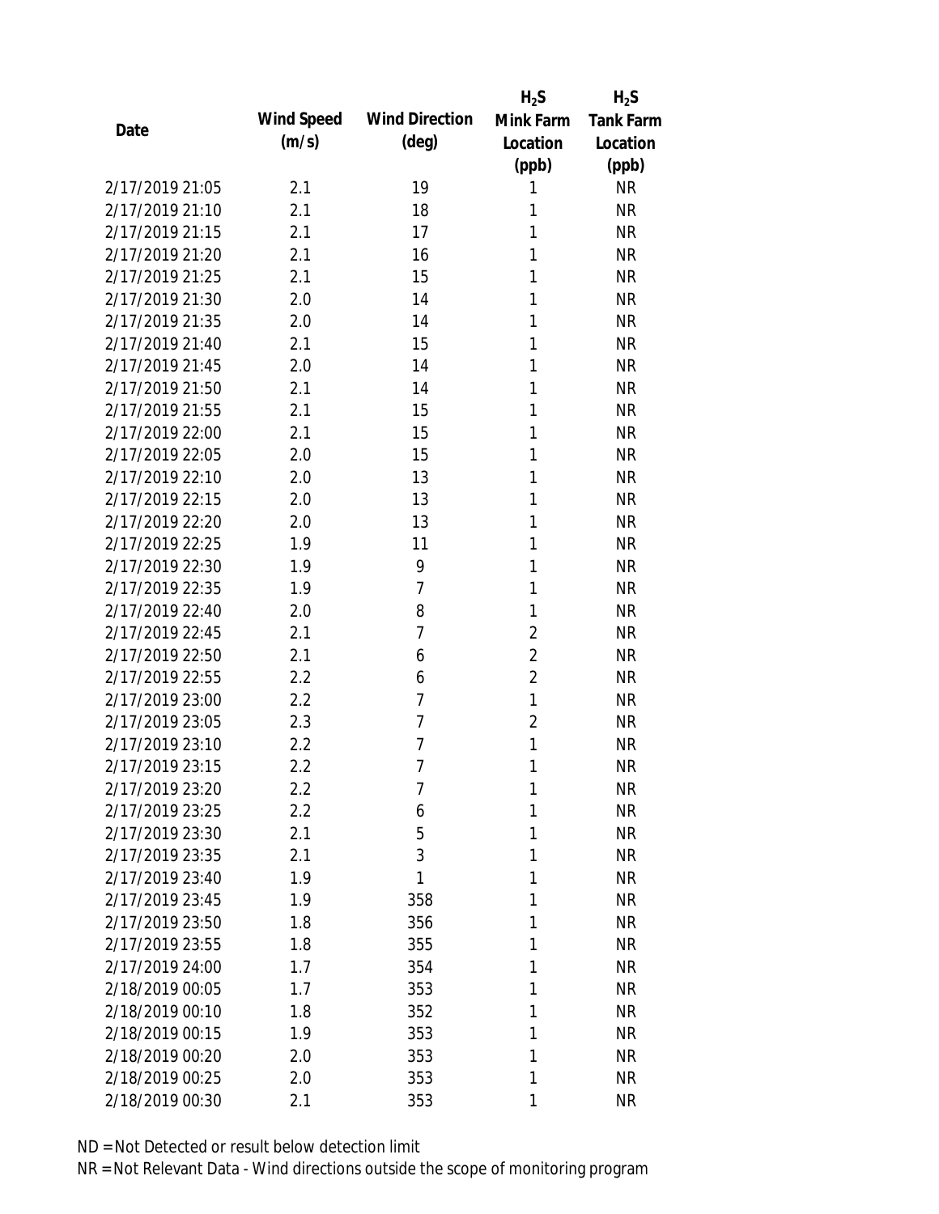| Date | Wind Speed (m/s) | Wind Direction (deg) | $H_2S$ Mink Farm Location (ppb) | $H_2S$ Tank Farm Location (ppb) |
|---|---|---|---|---|
| 2/17/2019 21:05 | 2.1 | 19 | 1 | NR |
| 2/17/2019 21:10 | 2.1 | 18 | 1 | NR |
| 2/17/2019 21:15 | 2.1 | 17 | 1 | NR |
| 2/17/2019 21:20 | 2.1 | 16 | 1 | NR |
| 2/17/2019 21:25 | 2.1 | 15 | 1 | NR |
| 2/17/2019 21:30 | 2.0 | 14 | 1 | NR |
| 2/17/2019 21:35 | 2.0 | 14 | 1 | NR |
| 2/17/2019 21:40 | 2.1 | 15 | 1 | NR |
| 2/17/2019 21:45 | 2.0 | 14 | 1 | NR |
| 2/17/2019 21:50 | 2.1 | 14 | 1 | NR |
| 2/17/2019 21:55 | 2.1 | 15 | 1 | NR |
| 2/17/2019 22:00 | 2.1 | 15 | 1 | NR |
| 2/17/2019 22:05 | 2.0 | 15 | 1 | NR |
| 2/17/2019 22:10 | 2.0 | 13 | 1 | NR |
| 2/17/2019 22:15 | 2.0 | 13 | 1 | NR |
| 2/17/2019 22:20 | 2.0 | 13 | 1 | NR |
| 2/17/2019 22:25 | 1.9 | 11 | 1 | NR |
| 2/17/2019 22:30 | 1.9 | 9 | 1 | NR |
| 2/17/2019 22:35 | 1.9 | 7 | 1 | NR |
| 2/17/2019 22:40 | 2.0 | 8 | 1 | NR |
| 2/17/2019 22:45 | 2.1 | 7 | 2 | NR |
| 2/17/2019 22:50 | 2.1 | 6 | 2 | NR |
| 2/17/2019 22:55 | 2.2 | 6 | 2 | NR |
| 2/17/2019 23:00 | 2.2 | 7 | 1 | NR |
| 2/17/2019 23:05 | 2.3 | 7 | 2 | NR |
| 2/17/2019 23:10 | 2.2 | 7 | 1 | NR |
| 2/17/2019 23:15 | 2.2 | 7 | 1 | NR |
| 2/17/2019 23:20 | 2.2 | 7 | 1 | NR |
| 2/17/2019 23:25 | 2.2 | 6 | 1 | NR |
| 2/17/2019 23:30 | 2.1 | 5 | 1 | NR |
| 2/17/2019 23:35 | 2.1 | 3 | 1 | NR |
| 2/17/2019 23:40 | 1.9 | 1 | 1 | NR |
| 2/17/2019 23:45 | 1.9 | 358 | 1 | NR |
| 2/17/2019 23:50 | 1.8 | 356 | 1 | NR |
| 2/17/2019 23:55 | 1.8 | 355 | 1 | NR |
| 2/17/2019 24:00 | 1.7 | 354 | 1 | NR |
| 2/18/2019 00:05 | 1.7 | 353 | 1 | NR |
| 2/18/2019 00:10 | 1.8 | 352 | 1 | NR |
| 2/18/2019 00:15 | 1.9 | 353 | 1 | NR |
| 2/18/2019 00:20 | 2.0 | 353 | 1 | NR |
| 2/18/2019 00:25 | 2.0 | 353 | 1 | NR |
| 2/18/2019 00:30 | 2.1 | 353 | 1 | NR |

ND = Not Detected or result below detection limit

NR = Not Relevant Data - Wind directions outside the scope of monitoring program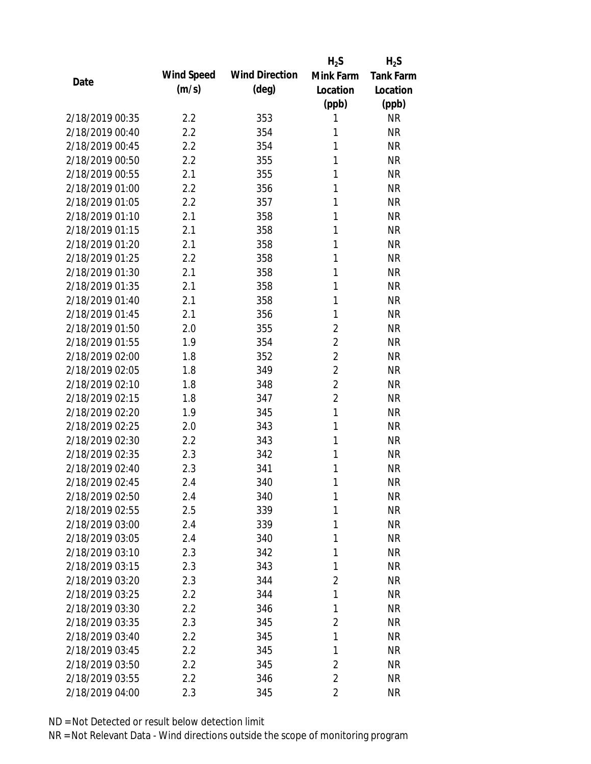| Date | Wind Speed (m/s) | Wind Direction (deg) | $H_2S$ Mink Farm Location (ppb) | $H_2S$ Tank Farm Location (ppb) |
|---|---|---|---|---|
| 2/18/2019 00:35 | 2.2 | 353 | 1 | NR |
| 2/18/2019 00:40 | 2.2 | 354 | 1 | NR |
| 2/18/2019 00:45 | 2.2 | 354 | 1 | NR |
| 2/18/2019 00:50 | 2.2 | 355 | 1 | NR |
| 2/18/2019 00:55 | 2.1 | 355 | 1 | NR |
| 2/18/2019 01:00 | 2.2 | 356 | 1 | NR |
| 2/18/2019 01:05 | 2.2 | 357 | 1 | NR |
| 2/18/2019 01:10 | 2.1 | 358 | 1 | NR |
| 2/18/2019 01:15 | 2.1 | 358 | 1 | NR |
| 2/18/2019 01:20 | 2.1 | 358 | 1 | NR |
| 2/18/2019 01:25 | 2.2 | 358 | 1 | NR |
| 2/18/2019 01:30 | 2.1 | 358 | 1 | NR |
| 2/18/2019 01:35 | 2.1 | 358 | 1 | NR |
| 2/18/2019 01:40 | 2.1 | 358 | 1 | NR |
| 2/18/2019 01:45 | 2.1 | 356 | 1 | NR |
| 2/18/2019 01:50 | 2.0 | 355 | 2 | NR |
| 2/18/2019 01:55 | 1.9 | 354 | 2 | NR |
| 2/18/2019 02:00 | 1.8 | 352 | 2 | NR |
| 2/18/2019 02:05 | 1.8 | 349 | 2 | NR |
| 2/18/2019 02:10 | 1.8 | 348 | 2 | NR |
| 2/18/2019 02:15 | 1.8 | 347 | 2 | NR |
| 2/18/2019 02:20 | 1.9 | 345 | 1 | NR |
| 2/18/2019 02:25 | 2.0 | 343 | 1 | NR |
| 2/18/2019 02:30 | 2.2 | 343 | 1 | NR |
| 2/18/2019 02:35 | 2.3 | 342 | 1 | NR |
| 2/18/2019 02:40 | 2.3 | 341 | 1 | NR |
| 2/18/2019 02:45 | 2.4 | 340 | 1 | NR |
| 2/18/2019 02:50 | 2.4 | 340 | 1 | NR |
| 2/18/2019 02:55 | 2.5 | 339 | 1 | NR |
| 2/18/2019 03:00 | 2.4 | 339 | 1 | NR |
| 2/18/2019 03:05 | 2.4 | 340 | 1 | NR |
| 2/18/2019 03:10 | 2.3 | 342 | 1 | NR |
| 2/18/2019 03:15 | 2.3 | 343 | 1 | NR |
| 2/18/2019 03:20 | 2.3 | 344 | 2 | NR |
| 2/18/2019 03:25 | 2.2 | 344 | 1 | NR |
| 2/18/2019 03:30 | 2.2 | 346 | 1 | NR |
| 2/18/2019 03:35 | 2.3 | 345 | 2 | NR |
| 2/18/2019 03:40 | 2.2 | 345 | 1 | NR |
| 2/18/2019 03:45 | 2.2 | 345 | 1 | NR |
| 2/18/2019 03:50 | 2.2 | 345 | 2 | NR |
| 2/18/2019 03:55 | 2.2 | 346 | 2 | NR |
| 2/18/2019 04:00 | 2.3 | 345 | 2 | NR |

ND = Not Detected or result below detection limit

NR = Not Relevant Data - Wind directions outside the scope of monitoring program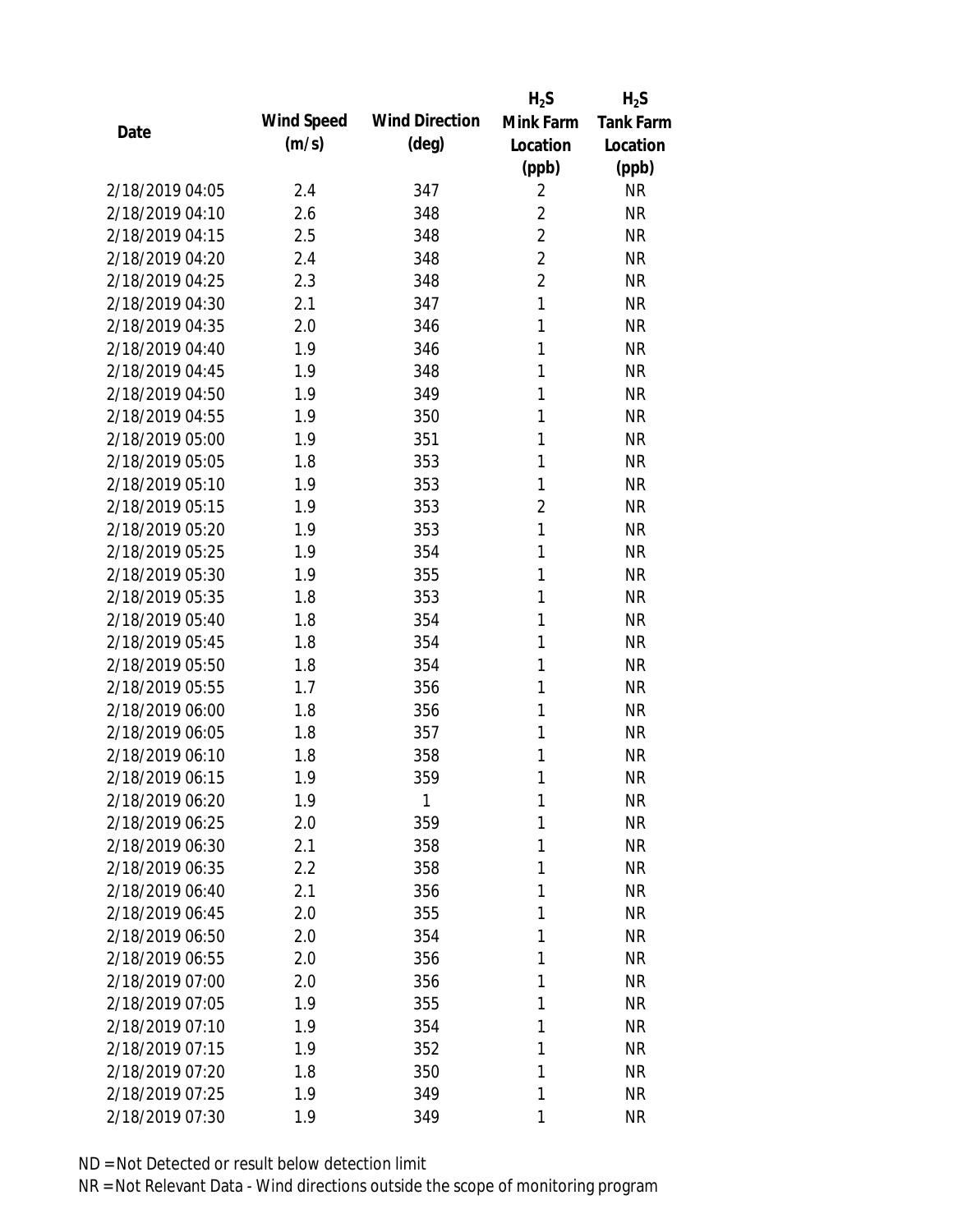| Date | Wind Speed (m/s) | Wind Direction (deg) | $H_2S$ Mink Farm Location (ppb) | $H_2S$ Tank Farm Location (ppb) |
| --- | --- | --- | --- | --- |
| 2/18/2019 04:05 | 2.4 | 347 | 2 | NR |
| 2/18/2019 04:10 | 2.6 | 348 | 2 | NR |
| 2/18/2019 04:15 | 2.5 | 348 | 2 | NR |
| 2/18/2019 04:20 | 2.4 | 348 | 2 | NR |
| 2/18/2019 04:25 | 2.3 | 348 | 2 | NR |
| 2/18/2019 04:30 | 2.1 | 347 | 1 | NR |
| 2/18/2019 04:35 | 2.0 | 346 | 1 | NR |
| 2/18/2019 04:40 | 1.9 | 346 | 1 | NR |
| 2/18/2019 04:45 | 1.9 | 348 | 1 | NR |
| 2/18/2019 04:50 | 1.9 | 349 | 1 | NR |
| 2/18/2019 04:55 | 1.9 | 350 | 1 | NR |
| 2/18/2019 05:00 | 1.9 | 351 | 1 | NR |
| 2/18/2019 05:05 | 1.8 | 353 | 1 | NR |
| 2/18/2019 05:10 | 1.9 | 353 | 1 | NR |
| 2/18/2019 05:15 | 1.9 | 353 | 2 | NR |
| 2/18/2019 05:20 | 1.9 | 353 | 1 | NR |
| 2/18/2019 05:25 | 1.9 | 354 | 1 | NR |
| 2/18/2019 05:30 | 1.9 | 355 | 1 | NR |
| 2/18/2019 05:35 | 1.8 | 353 | 1 | NR |
| 2/18/2019 05:40 | 1.8 | 354 | 1 | NR |
| 2/18/2019 05:45 | 1.8 | 354 | 1 | NR |
| 2/18/2019 05:50 | 1.8 | 354 | 1 | NR |
| 2/18/2019 05:55 | 1.7 | 356 | 1 | NR |
| 2/18/2019 06:00 | 1.8 | 356 | 1 | NR |
| 2/18/2019 06:05 | 1.8 | 357 | 1 | NR |
| 2/18/2019 06:10 | 1.8 | 358 | 1 | NR |
| 2/18/2019 06:15 | 1.9 | 359 | 1 | NR |
| 2/18/2019 06:20 | 1.9 | 1 | 1 | NR |
| 2/18/2019 06:25 | 2.0 | 359 | 1 | NR |
| 2/18/2019 06:30 | 2.1 | 358 | 1 | NR |
| 2/18/2019 06:35 | 2.2 | 358 | 1 | NR |
| 2/18/2019 06:40 | 2.1 | 356 | 1 | NR |
| 2/18/2019 06:45 | 2.0 | 355 | 1 | NR |
| 2/18/2019 06:50 | 2.0 | 354 | 1 | NR |
| 2/18/2019 06:55 | 2.0 | 356 | 1 | NR |
| 2/18/2019 07:00 | 2.0 | 356 | 1 | NR |
| 2/18/2019 07:05 | 1.9 | 355 | 1 | NR |
| 2/18/2019 07:10 | 1.9 | 354 | 1 | NR |
| 2/18/2019 07:15 | 1.9 | 352 | 1 | NR |
| 2/18/2019 07:20 | 1.8 | 350 | 1 | NR |
| 2/18/2019 07:25 | 1.9 | 349 | 1 | NR |
| 2/18/2019 07:30 | 1.9 | 349 | 1 | NR |

ND = Not Detected or result below detection limit

NR = Not Relevant Data - Wind directions outside the scope of monitoring program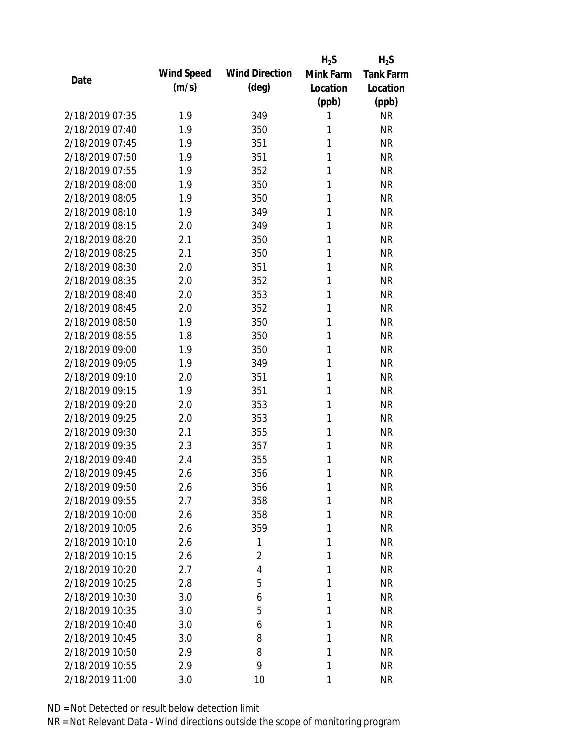| Date | Wind Speed (m/s) | Wind Direction (deg) | $H_2S$ Mink Farm Location (ppb) | $H_2S$ Tank Farm Location (ppb) |
|---|---|---|---|---|
| 2/18/2019 07:35 | 1.9 | 349 | 1 | NR |
| 2/18/2019 07:40 | 1.9 | 350 | 1 | NR |
| 2/18/2019 07:45 | 1.9 | 351 | 1 | NR |
| 2/18/2019 07:50 | 1.9 | 351 | 1 | NR |
| 2/18/2019 07:55 | 1.9 | 352 | 1 | NR |
| 2/18/2019 08:00 | 1.9 | 350 | 1 | NR |
| 2/18/2019 08:05 | 1.9 | 350 | 1 | NR |
| 2/18/2019 08:10 | 1.9 | 349 | 1 | NR |
| 2/18/2019 08:15 | 2.0 | 349 | 1 | NR |
| 2/18/2019 08:20 | 2.1 | 350 | 1 | NR |
| 2/18/2019 08:25 | 2.1 | 350 | 1 | NR |
| 2/18/2019 08:30 | 2.0 | 351 | 1 | NR |
| 2/18/2019 08:35 | 2.0 | 352 | 1 | NR |
| 2/18/2019 08:40 | 2.0 | 353 | 1 | NR |
| 2/18/2019 08:45 | 2.0 | 352 | 1 | NR |
| 2/18/2019 08:50 | 1.9 | 350 | 1 | NR |
| 2/18/2019 08:55 | 1.8 | 350 | 1 | NR |
| 2/18/2019 09:00 | 1.9 | 350 | 1 | NR |
| 2/18/2019 09:05 | 1.9 | 349 | 1 | NR |
| 2/18/2019 09:10 | 2.0 | 351 | 1 | NR |
| 2/18/2019 09:15 | 1.9 | 351 | 1 | NR |
| 2/18/2019 09:20 | 2.0 | 353 | 1 | NR |
| 2/18/2019 09:25 | 2.0 | 353 | 1 | NR |
| 2/18/2019 09:30 | 2.1 | 355 | 1 | NR |
| 2/18/2019 09:35 | 2.3 | 357 | 1 | NR |
| 2/18/2019 09:40 | 2.4 | 355 | 1 | NR |
| 2/18/2019 09:45 | 2.6 | 356 | 1 | NR |
| 2/18/2019 09:50 | 2.6 | 356 | 1 | NR |
| 2/18/2019 09:55 | 2.7 | 358 | 1 | NR |
| 2/18/2019 10:00 | 2.6 | 358 | 1 | NR |
| 2/18/2019 10:05 | 2.6 | 359 | 1 | NR |
| 2/18/2019 10:10 | 2.6 | 1 | 1 | NR |
| 2/18/2019 10:15 | 2.6 | 2 | 1 | NR |
| 2/18/2019 10:20 | 2.7 | 4 | 1 | NR |
| 2/18/2019 10:25 | 2.8 | 5 | 1 | NR |
| 2/18/2019 10:30 | 3.0 | 6 | 1 | NR |
| 2/18/2019 10:35 | 3.0 | 5 | 1 | NR |
| 2/18/2019 10:40 | 3.0 | 6 | 1 | NR |
| 2/18/2019 10:45 | 3.0 | 8 | 1 | NR |
| 2/18/2019 10:50 | 2.9 | 8 | 1 | NR |
| 2/18/2019 10:55 | 2.9 | 9 | 1 | NR |
| 2/18/2019 11:00 | 3.0 | 10 | 1 | NR |

ND = Not Detected or result below detection limit
NR = Not Relevant Data - Wind directions outside the scope of monitoring program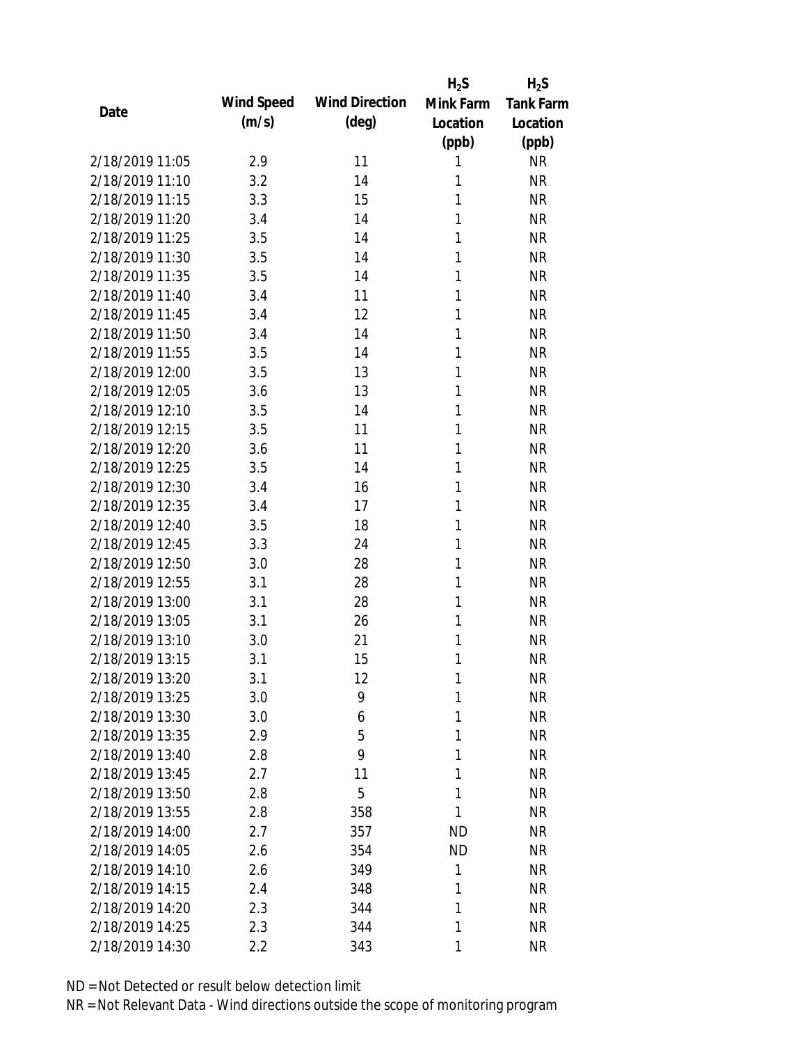| Date | Wind Speed (m/s) | Wind Direction (deg) | $H_2S$ Mink Farm Location (ppb) | $H_2S$ Tank Farm Location (ppb) |
|---|---|---|---|---|
| 2/18/2019 11:05 | 2.9 | 11 | 1 | NR |
| 2/18/2019 11:10 | 3.2 | 14 | 1 | NR |
| 2/18/2019 11:15 | 3.3 | 15 | 1 | NR |
| 2/18/2019 11:20 | 3.4 | 14 | 1 | NR |
| 2/18/2019 11:25 | 3.5 | 14 | 1 | NR |
| 2/18/2019 11:30 | 3.5 | 14 | 1 | NR |
| 2/18/2019 11:35 | 3.5 | 14 | 1 | NR |
| 2/18/2019 11:40 | 3.4 | 11 | 1 | NR |
| 2/18/2019 11:45 | 3.4 | 12 | 1 | NR |
| 2/18/2019 11:50 | 3.4 | 14 | 1 | NR |
| 2/18/2019 11:55 | 3.5 | 14 | 1 | NR |
| 2/18/2019 12:00 | 3.5 | 13 | 1 | NR |
| 2/18/2019 12:05 | 3.6 | 13 | 1 | NR |
| 2/18/2019 12:10 | 3.5 | 14 | 1 | NR |
| 2/18/2019 12:15 | 3.5 | 11 | 1 | NR |
| 2/18/2019 12:20 | 3.6 | 11 | 1 | NR |
| 2/18/2019 12:25 | 3.5 | 14 | 1 | NR |
| 2/18/2019 12:30 | 3.4 | 16 | 1 | NR |
| 2/18/2019 12:35 | 3.4 | 17 | 1 | NR |
| 2/18/2019 12:40 | 3.5 | 18 | 1 | NR |
| 2/18/2019 12:45 | 3.3 | 24 | 1 | NR |
| 2/18/2019 12:50 | 3.0 | 28 | 1 | NR |
| 2/18/2019 12:55 | 3.1 | 28 | 1 | NR |
| 2/18/2019 13:00 | 3.1 | 28 | 1 | NR |
| 2/18/2019 13:05 | 3.1 | 26 | 1 | NR |
| 2/18/2019 13:10 | 3.0 | 21 | 1 | NR |
| 2/18/2019 13:15 | 3.1 | 15 | 1 | NR |
| 2/18/2019 13:20 | 3.1 | 12 | 1 | NR |
| 2/18/2019 13:25 | 3.0 | 9 | 1 | NR |
| 2/18/2019 13:30 | 3.0 | 6 | 1 | NR |
| 2/18/2019 13:35 | 2.9 | 5 | 1 | NR |
| 2/18/2019 13:40 | 2.8 | 9 | 1 | NR |
| 2/18/2019 13:45 | 2.7 | 11 | 1 | NR |
| 2/18/2019 13:50 | 2.8 | 5 | 1 | NR |
| 2/18/2019 13:55 | 2.8 | 358 | 1 | NR |
| 2/18/2019 14:00 | 2.7 | 357 | ND | NR |
| 2/18/2019 14:05 | 2.6 | 354 | ND | NR |
| 2/18/2019 14:10 | 2.6 | 349 | 1 | NR |
| 2/18/2019 14:15 | 2.4 | 348 | 1 | NR |
| 2/18/2019 14:20 | 2.3 | 344 | 1 | NR |
| 2/18/2019 14:25 | 2.3 | 344 | 1 | NR |
| 2/18/2019 14:30 | 2.2 | 343 | 1 | NR |

ND = Not Detected or result below detection limit

NR = Not Relevant Data - Wind directions outside the scope of monitoring program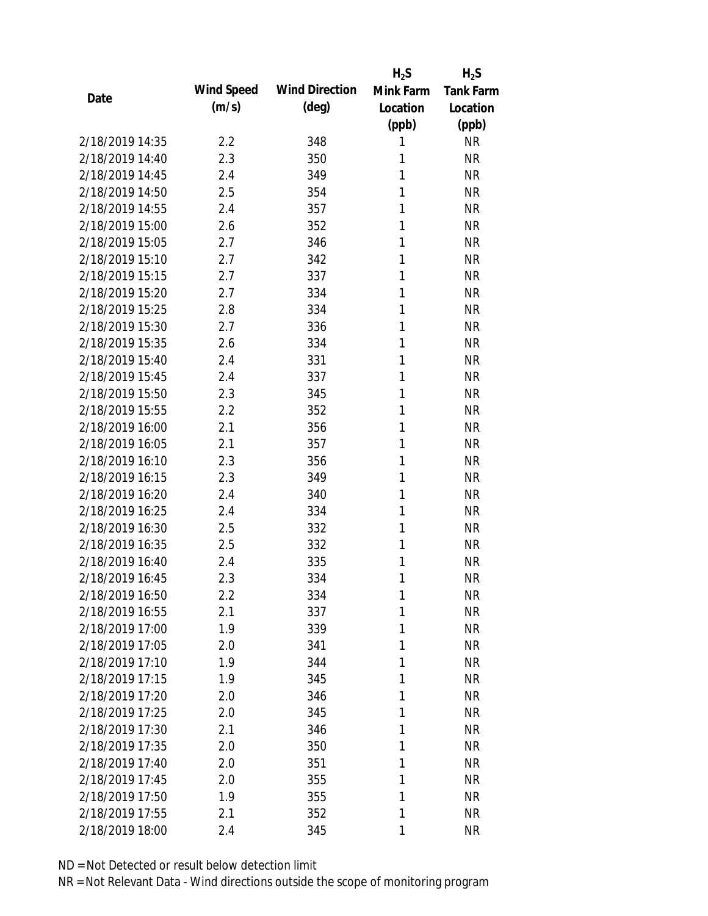| Date | Wind Speed (m/s) | Wind Direction (deg) | $H_2S$ Mink Farm Location (ppb) | $H_2S$ Tank Farm Location (ppb) |
| --- | --- | --- | --- | --- |
| 2/18/2019 14:35 | 2.2 | 348 | 1 | NR |
| 2/18/2019 14:40 | 2.3 | 350 | 1 | NR |
| 2/18/2019 14:45 | 2.4 | 349 | 1 | NR |
| 2/18/2019 14:50 | 2.5 | 354 | 1 | NR |
| 2/18/2019 14:55 | 2.4 | 357 | 1 | NR |
| 2/18/2019 15:00 | 2.6 | 352 | 1 | NR |
| 2/18/2019 15:05 | 2.7 | 346 | 1 | NR |
| 2/18/2019 15:10 | 2.7 | 342 | 1 | NR |
| 2/18/2019 15:15 | 2.7 | 337 | 1 | NR |
| 2/18/2019 15:20 | 2.7 | 334 | 1 | NR |
| 2/18/2019 15:25 | 2.8 | 334 | 1 | NR |
| 2/18/2019 15:30 | 2.7 | 336 | 1 | NR |
| 2/18/2019 15:35 | 2.6 | 334 | 1 | NR |
| 2/18/2019 15:40 | 2.4 | 331 | 1 | NR |
| 2/18/2019 15:45 | 2.4 | 337 | 1 | NR |
| 2/18/2019 15:50 | 2.3 | 345 | 1 | NR |
| 2/18/2019 15:55 | 2.2 | 352 | 1 | NR |
| 2/18/2019 16:00 | 2.1 | 356 | 1 | NR |
| 2/18/2019 16:05 | 2.1 | 357 | 1 | NR |
| 2/18/2019 16:10 | 2.3 | 356 | 1 | NR |
| 2/18/2019 16:15 | 2.3 | 349 | 1 | NR |
| 2/18/2019 16:20 | 2.4 | 340 | 1 | NR |
| 2/18/2019 16:25 | 2.4 | 334 | 1 | NR |
| 2/18/2019 16:30 | 2.5 | 332 | 1 | NR |
| 2/18/2019 16:35 | 2.5 | 332 | 1 | NR |
| 2/18/2019 16:40 | 2.4 | 335 | 1 | NR |
| 2/18/2019 16:45 | 2.3 | 334 | 1 | NR |
| 2/18/2019 16:50 | 2.2 | 334 | 1 | NR |
| 2/18/2019 16:55 | 2.1 | 337 | 1 | NR |
| 2/18/2019 17:00 | 1.9 | 339 | 1 | NR |
| 2/18/2019 17:05 | 2.0 | 341 | 1 | NR |
| 2/18/2019 17:10 | 1.9 | 344 | 1 | NR |
| 2/18/2019 17:15 | 1.9 | 345 | 1 | NR |
| 2/18/2019 17:20 | 2.0 | 346 | 1 | NR |
| 2/18/2019 17:25 | 2.0 | 345 | 1 | NR |
| 2/18/2019 17:30 | 2.1 | 346 | 1 | NR |
| 2/18/2019 17:35 | 2.0 | 350 | 1 | NR |
| 2/18/2019 17:40 | 2.0 | 351 | 1 | NR |
| 2/18/2019 17:45 | 2.0 | 355 | 1 | NR |
| 2/18/2019 17:50 | 1.9 | 355 | 1 | NR |
| 2/18/2019 17:55 | 2.1 | 352 | 1 | NR |
| 2/18/2019 18:00 | 2.4 | 345 | 1 | NR |

ND = Not Detected or result below detection limit

NR = Not Relevant Data - Wind directions outside the scope of monitoring program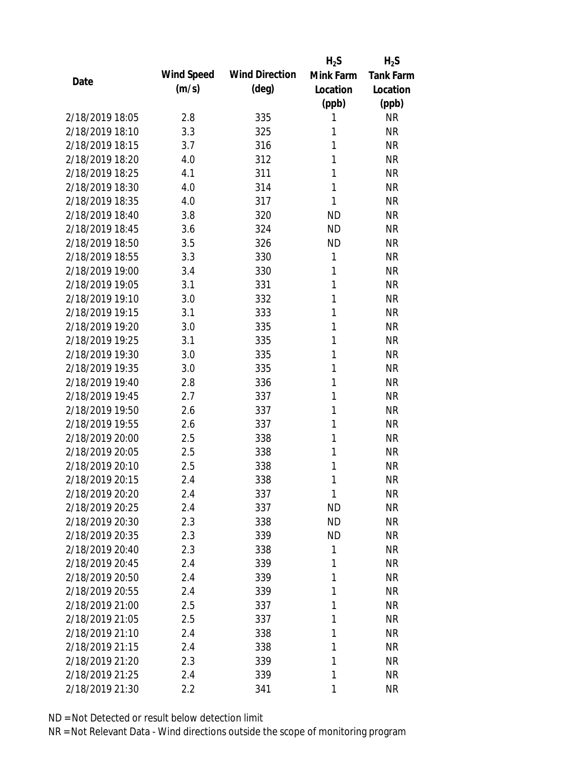| Date | Wind Speed (m/s) | Wind Direction (deg) | $H_2S$ Mink Farm Location (ppb) | $H_2S$ Tank Farm Location (ppb) |
|---|---|---|---|---|
| 2/18/2019 18:05 | 2.8 | 335 | 1 | NR |
| 2/18/2019 18:10 | 3.3 | 325 | 1 | NR |
| 2/18/2019 18:15 | 3.7 | 316 | 1 | NR |
| 2/18/2019 18:20 | 4.0 | 312 | 1 | NR |
| 2/18/2019 18:25 | 4.1 | 311 | 1 | NR |
| 2/18/2019 18:30 | 4.0 | 314 | 1 | NR |
| 2/18/2019 18:35 | 4.0 | 317 | 1 | NR |
| 2/18/2019 18:40 | 3.8 | 320 | ND | NR |
| 2/18/2019 18:45 | 3.6 | 324 | ND | NR |
| 2/18/2019 18:50 | 3.5 | 326 | ND | NR |
| 2/18/2019 18:55 | 3.3 | 330 | 1 | NR |
| 2/18/2019 19:00 | 3.4 | 330 | 1 | NR |
| 2/18/2019 19:05 | 3.1 | 331 | 1 | NR |
| 2/18/2019 19:10 | 3.0 | 332 | 1 | NR |
| 2/18/2019 19:15 | 3.1 | 333 | 1 | NR |
| 2/18/2019 19:20 | 3.0 | 335 | 1 | NR |
| 2/18/2019 19:25 | 3.1 | 335 | 1 | NR |
| 2/18/2019 19:30 | 3.0 | 335 | 1 | NR |
| 2/18/2019 19:35 | 3.0 | 335 | 1 | NR |
| 2/18/2019 19:40 | 2.8 | 336 | 1 | NR |
| 2/18/2019 19:45 | 2.7 | 337 | 1 | NR |
| 2/18/2019 19:50 | 2.6 | 337 | 1 | NR |
| 2/18/2019 19:55 | 2.6 | 337 | 1 | NR |
| 2/18/2019 20:00 | 2.5 | 338 | 1 | NR |
| 2/18/2019 20:05 | 2.5 | 338 | 1 | NR |
| 2/18/2019 20:10 | 2.5 | 338 | 1 | NR |
| 2/18/2019 20:15 | 2.4 | 338 | 1 | NR |
| 2/18/2019 20:20 | 2.4 | 337 | 1 | NR |
| 2/18/2019 20:25 | 2.4 | 337 | ND | NR |
| 2/18/2019 20:30 | 2.3 | 338 | ND | NR |
| 2/18/2019 20:35 | 2.3 | 339 | ND | NR |
| 2/18/2019 20:40 | 2.3 | 338 | 1 | NR |
| 2/18/2019 20:45 | 2.4 | 339 | 1 | NR |
| 2/18/2019 20:50 | 2.4 | 339 | 1 | NR |
| 2/18/2019 20:55 | 2.4 | 339 | 1 | NR |
| 2/18/2019 21:00 | 2.5 | 337 | 1 | NR |
| 2/18/2019 21:05 | 2.5 | 337 | 1 | NR |
| 2/18/2019 21:10 | 2.4 | 338 | 1 | NR |
| 2/18/2019 21:15 | 2.4 | 338 | 1 | NR |
| 2/18/2019 21:20 | 2.3 | 339 | 1 | NR |
| 2/18/2019 21:25 | 2.4 | 339 | 1 | NR |
| 2/18/2019 21:30 | 2.2 | 341 | 1 | NR |

ND = Not Detected or result below detection limit

NR = Not Relevant Data - Wind directions outside the scope of monitoring program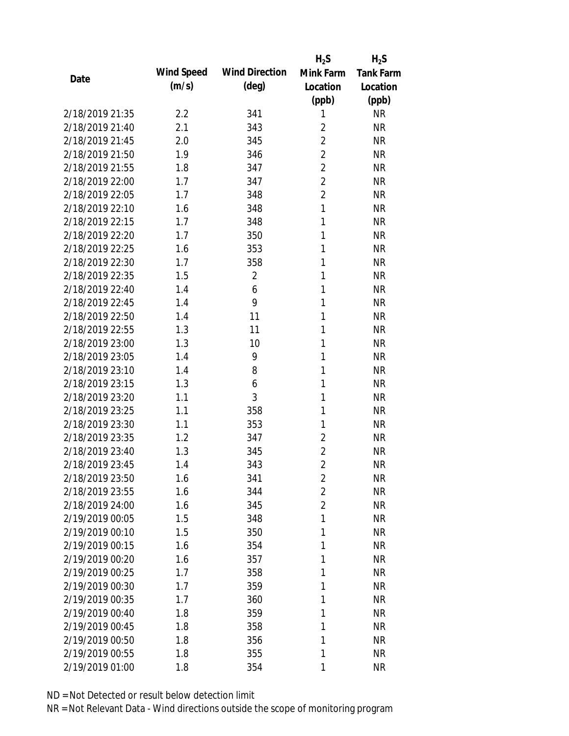| Date | Wind Speed (m/s) | Wind Direction (deg) | $H_2S$ Mink Farm Location (ppb) | $H_2S$ Tank Farm Location (ppb) |
|---|---|---|---|---|
| 2/18/2019 21:35 | 2.2 | 341 | 1 | NR |
| 2/18/2019 21:40 | 2.1 | 343 | 2 | NR |
| 2/18/2019 21:45 | 2.0 | 345 | 2 | NR |
| 2/18/2019 21:50 | 1.9 | 346 | 2 | NR |
| 2/18/2019 21:55 | 1.8 | 347 | 2 | NR |
| 2/18/2019 22:00 | 1.7 | 347 | 2 | NR |
| 2/18/2019 22:05 | 1.7 | 348 | 2 | NR |
| 2/18/2019 22:10 | 1.6 | 348 | 1 | NR |
| 2/18/2019 22:15 | 1.7 | 348 | 1 | NR |
| 2/18/2019 22:20 | 1.7 | 350 | 1 | NR |
| 2/18/2019 22:25 | 1.6 | 353 | 1 | NR |
| 2/18/2019 22:30 | 1.7 | 358 | 1 | NR |
| 2/18/2019 22:35 | 1.5 | 2 | 1 | NR |
| 2/18/2019 22:40 | 1.4 | 6 | 1 | NR |
| 2/18/2019 22:45 | 1.4 | 9 | 1 | NR |
| 2/18/2019 22:50 | 1.4 | 11 | 1 | NR |
| 2/18/2019 22:55 | 1.3 | 11 | 1 | NR |
| 2/18/2019 23:00 | 1.3 | 10 | 1 | NR |
| 2/18/2019 23:05 | 1.4 | 9 | 1 | NR |
| 2/18/2019 23:10 | 1.4 | 8 | 1 | NR |
| 2/18/2019 23:15 | 1.3 | 6 | 1 | NR |
| 2/18/2019 23:20 | 1.1 | 3 | 1 | NR |
| 2/18/2019 23:25 | 1.1 | 358 | 1 | NR |
| 2/18/2019 23:30 | 1.1 | 353 | 1 | NR |
| 2/18/2019 23:35 | 1.2 | 347 | 2 | NR |
| 2/18/2019 23:40 | 1.3 | 345 | 2 | NR |
| 2/18/2019 23:45 | 1.4 | 343 | 2 | NR |
| 2/18/2019 23:50 | 1.6 | 341 | 2 | NR |
| 2/18/2019 23:55 | 1.6 | 344 | 2 | NR |
| 2/18/2019 24:00 | 1.6 | 345 | 2 | NR |
| 2/19/2019 00:05 | 1.5 | 348 | 1 | NR |
| 2/19/2019 00:10 | 1.5 | 350 | 1 | NR |
| 2/19/2019 00:15 | 1.6 | 354 | 1 | NR |
| 2/19/2019 00:20 | 1.6 | 357 | 1 | NR |
| 2/19/2019 00:25 | 1.7 | 358 | 1 | NR |
| 2/19/2019 00:30 | 1.7 | 359 | 1 | NR |
| 2/19/2019 00:35 | 1.7 | 360 | 1 | NR |
| 2/19/2019 00:40 | 1.8 | 359 | 1 | NR |
| 2/19/2019 00:45 | 1.8 | 358 | 1 | NR |
| 2/19/2019 00:50 | 1.8 | 356 | 1 | NR |
| 2/19/2019 00:55 | 1.8 | 355 | 1 | NR |
| 2/19/2019 01:00 | 1.8 | 354 | 1 | NR |

ND = Not Detected or result below detection limit

NR = Not Relevant Data - Wind directions outside the scope of monitoring program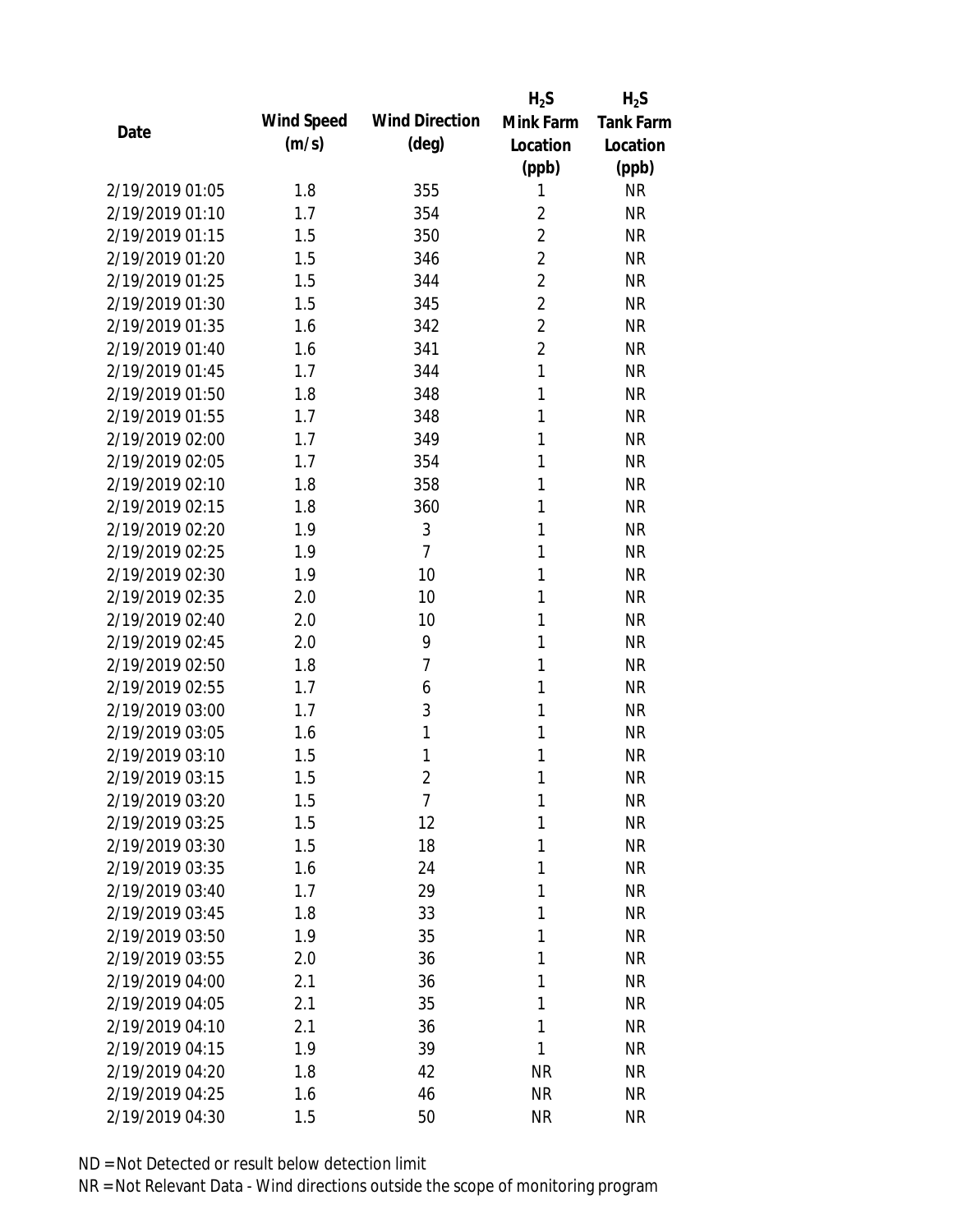| Date | Wind Speed (m/s) | Wind Direction (deg) | $H_2S$ Mink Farm Location (ppb) | $H_2S$ Tank Farm Location (ppb) |
|---|---|---|---|---|
| 2/19/2019 01:05 | 1.8 | 355 | 1 | NR |
| 2/19/2019 01:10 | 1.7 | 354 | 2 | NR |
| 2/19/2019 01:15 | 1.5 | 350 | 2 | NR |
| 2/19/2019 01:20 | 1.5 | 346 | 2 | NR |
| 2/19/2019 01:25 | 1.5 | 344 | 2 | NR |
| 2/19/2019 01:30 | 1.5 | 345 | 2 | NR |
| 2/19/2019 01:35 | 1.6 | 342 | 2 | NR |
| 2/19/2019 01:40 | 1.6 | 341 | 2 | NR |
| 2/19/2019 01:45 | 1.7 | 344 | 1 | NR |
| 2/19/2019 01:50 | 1.8 | 348 | 1 | NR |
| 2/19/2019 01:55 | 1.7 | 348 | 1 | NR |
| 2/19/2019 02:00 | 1.7 | 349 | 1 | NR |
| 2/19/2019 02:05 | 1.7 | 354 | 1 | NR |
| 2/19/2019 02:10 | 1.8 | 358 | 1 | NR |
| 2/19/2019 02:15 | 1.8 | 360 | 1 | NR |
| 2/19/2019 02:20 | 1.9 | 3 | 1 | NR |
| 2/19/2019 02:25 | 1.9 | 7 | 1 | NR |
| 2/19/2019 02:30 | 1.9 | 10 | 1 | NR |
| 2/19/2019 02:35 | 2.0 | 10 | 1 | NR |
| 2/19/2019 02:40 | 2.0 | 10 | 1 | NR |
| 2/19/2019 02:45 | 2.0 | 9 | 1 | NR |
| 2/19/2019 02:50 | 1.8 | 7 | 1 | NR |
| 2/19/2019 02:55 | 1.7 | 6 | 1 | NR |
| 2/19/2019 03:00 | 1.7 | 3 | 1 | NR |
| 2/19/2019 03:05 | 1.6 | 1 | 1 | NR |
| 2/19/2019 03:10 | 1.5 | 1 | 1 | NR |
| 2/19/2019 03:15 | 1.5 | 2 | 1 | NR |
| 2/19/2019 03:20 | 1.5 | 7 | 1 | NR |
| 2/19/2019 03:25 | 1.5 | 12 | 1 | NR |
| 2/19/2019 03:30 | 1.5 | 18 | 1 | NR |
| 2/19/2019 03:35 | 1.6 | 24 | 1 | NR |
| 2/19/2019 03:40 | 1.7 | 29 | 1 | NR |
| 2/19/2019 03:45 | 1.8 | 33 | 1 | NR |
| 2/19/2019 03:50 | 1.9 | 35 | 1 | NR |
| 2/19/2019 03:55 | 2.0 | 36 | 1 | NR |
| 2/19/2019 04:00 | 2.1 | 36 | 1 | NR |
| 2/19/2019 04:05 | 2.1 | 35 | 1 | NR |
| 2/19/2019 04:10 | 2.1 | 36 | 1 | NR |
| 2/19/2019 04:15 | 1.9 | 39 | 1 | NR |
| 2/19/2019 04:20 | 1.8 | 42 | NR | NR |
| 2/19/2019 04:25 | 1.6 | 46 | NR | NR |
| 2/19/2019 04:30 | 1.5 | 50 | NR | NR |

ND = Not Detected or result below detection limit

NR = Not Relevant Data - Wind directions outside the scope of monitoring program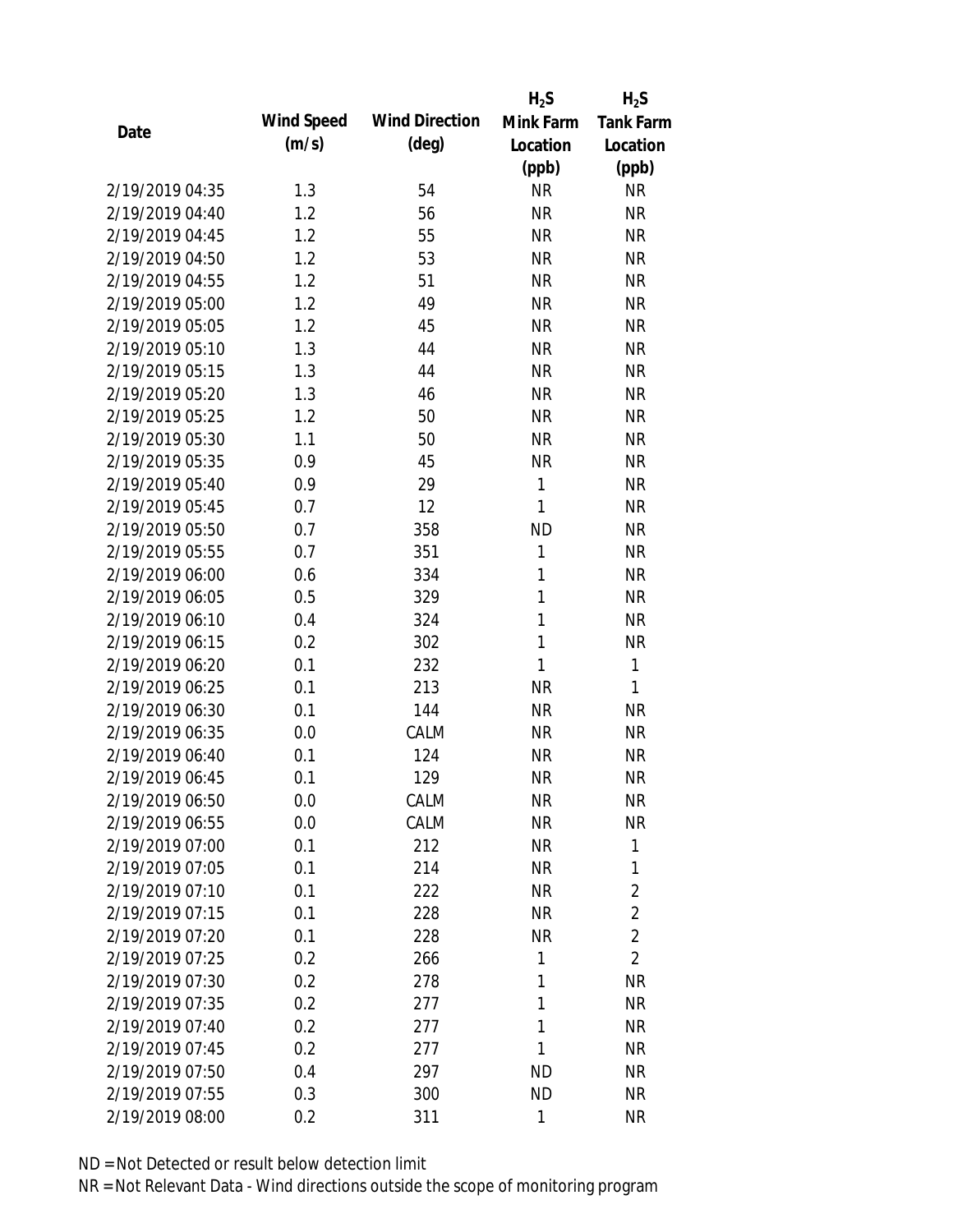| Date | Wind Speed (m/s) | Wind Direction (deg) | $H_2S$ Mink Farm Location (ppb) | $H_2S$ Tank Farm Location (ppb) |
|---|---|---|---|---|
| 2/19/2019 04:35 | 1.3 | 54 | NR | NR |
| 2/19/2019 04:40 | 1.2 | 56 | NR | NR |
| 2/19/2019 04:45 | 1.2 | 55 | NR | NR |
| 2/19/2019 04:50 | 1.2 | 53 | NR | NR |
| 2/19/2019 04:55 | 1.2 | 51 | NR | NR |
| 2/19/2019 05:00 | 1.2 | 49 | NR | NR |
| 2/19/2019 05:05 | 1.2 | 45 | NR | NR |
| 2/19/2019 05:10 | 1.3 | 44 | NR | NR |
| 2/19/2019 05:15 | 1.3 | 44 | NR | NR |
| 2/19/2019 05:20 | 1.3 | 46 | NR | NR |
| 2/19/2019 05:25 | 1.2 | 50 | NR | NR |
| 2/19/2019 05:30 | 1.1 | 50 | NR | NR |
| 2/19/2019 05:35 | 0.9 | 45 | NR | NR |
| 2/19/2019 05:40 | 0.9 | 29 | 1 | NR |
| 2/19/2019 05:45 | 0.7 | 12 | 1 | NR |
| 2/19/2019 05:50 | 0.7 | 358 | ND | NR |
| 2/19/2019 05:55 | 0.7 | 351 | 1 | NR |
| 2/19/2019 06:00 | 0.6 | 334 | 1 | NR |
| 2/19/2019 06:05 | 0.5 | 329 | 1 | NR |
| 2/19/2019 06:10 | 0.4 | 324 | 1 | NR |
| 2/19/2019 06:15 | 0.2 | 302 | 1 | NR |
| 2/19/2019 06:20 | 0.1 | 232 | 1 | 1 |
| 2/19/2019 06:25 | 0.1 | 213 | NR | 1 |
| 2/19/2019 06:30 | 0.1 | 144 | NR | NR |
| 2/19/2019 06:35 | 0.0 | CALM | NR | NR |
| 2/19/2019 06:40 | 0.1 | 124 | NR | NR |
| 2/19/2019 06:45 | 0.1 | 129 | NR | NR |
| 2/19/2019 06:50 | 0.0 | CALM | NR | NR |
| 2/19/2019 06:55 | 0.0 | CALM | NR | NR |
| 2/19/2019 07:00 | 0.1 | 212 | NR | 1 |
| 2/19/2019 07:05 | 0.1 | 214 | NR | 1 |
| 2/19/2019 07:10 | 0.1 | 222 | NR | 2 |
| 2/19/2019 07:15 | 0.1 | 228 | NR | 2 |
| 2/19/2019 07:20 | 0.1 | 228 | NR | 2 |
| 2/19/2019 07:25 | 0.2 | 266 | 1 | 2 |
| 2/19/2019 07:30 | 0.2 | 278 | 1 | NR |
| 2/19/2019 07:35 | 0.2 | 277 | 1 | NR |
| 2/19/2019 07:40 | 0.2 | 277 | 1 | NR |
| 2/19/2019 07:45 | 0.2 | 277 | 1 | NR |
| 2/19/2019 07:50 | 0.4 | 297 | ND | NR |
| 2/19/2019 07:55 | 0.3 | 300 | ND | NR |
| 2/19/2019 08:00 | 0.2 | 311 | 1 | NR |

ND = Not Detected or result below detection limit

NR = Not Relevant Data - Wind directions outside the scope of monitoring program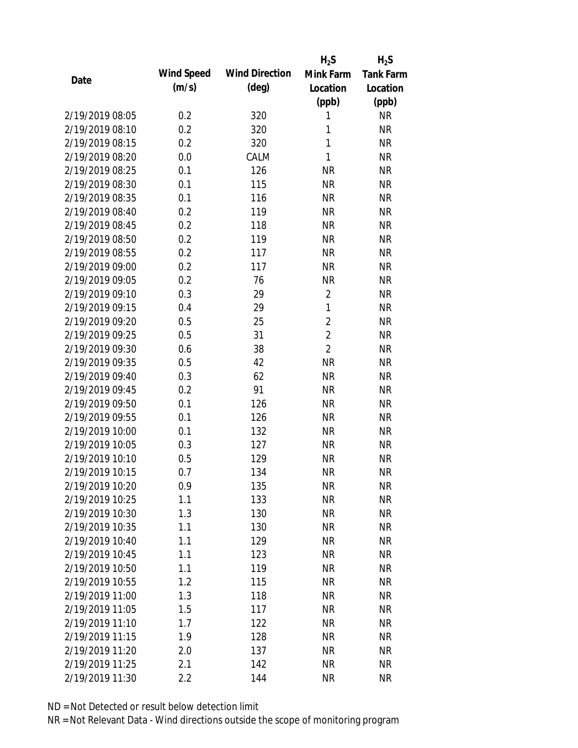| Date | Wind Speed (m/s) | Wind Direction (deg) | $H_2S$ Mink Farm Location (ppb) | $H_2S$ Tank Farm Location (ppb) |
|---|---|---|---|---|
| 2/19/2019 08:05 | 0.2 | 320 | 1 | NR |
| 2/19/2019 08:10 | 0.2 | 320 | 1 | NR |
| 2/19/2019 08:15 | 0.2 | 320 | 1 | NR |
| 2/19/2019 08:20 | 0.0 | CALM | 1 | NR |
| 2/19/2019 08:25 | 0.1 | 126 | NR | NR |
| 2/19/2019 08:30 | 0.1 | 115 | NR | NR |
| 2/19/2019 08:35 | 0.1 | 116 | NR | NR |
| 2/19/2019 08:40 | 0.2 | 119 | NR | NR |
| 2/19/2019 08:45 | 0.2 | 118 | NR | NR |
| 2/19/2019 08:50 | 0.2 | 119 | NR | NR |
| 2/19/2019 08:55 | 0.2 | 117 | NR | NR |
| 2/19/2019 09:00 | 0.2 | 117 | NR | NR |
| 2/19/2019 09:05 | 0.2 | 76 | NR | NR |
| 2/19/2019 09:10 | 0.3 | 29 | 2 | NR |
| 2/19/2019 09:15 | 0.4 | 29 | 1 | NR |
| 2/19/2019 09:20 | 0.5 | 25 | 2 | NR |
| 2/19/2019 09:25 | 0.5 | 31 | 2 | NR |
| 2/19/2019 09:30 | 0.6 | 38 | 2 | NR |
| 2/19/2019 09:35 | 0.5 | 42 | NR | NR |
| 2/19/2019 09:40 | 0.3 | 62 | NR | NR |
| 2/19/2019 09:45 | 0.2 | 91 | NR | NR |
| 2/19/2019 09:50 | 0.1 | 126 | NR | NR |
| 2/19/2019 09:55 | 0.1 | 126 | NR | NR |
| 2/19/2019 10:00 | 0.1 | 132 | NR | NR |
| 2/19/2019 10:05 | 0.3 | 127 | NR | NR |
| 2/19/2019 10:10 | 0.5 | 129 | NR | NR |
| 2/19/2019 10:15 | 0.7 | 134 | NR | NR |
| 2/19/2019 10:20 | 0.9 | 135 | NR | NR |
| 2/19/2019 10:25 | 1.1 | 133 | NR | NR |
| 2/19/2019 10:30 | 1.3 | 130 | NR | NR |
| 2/19/2019 10:35 | 1.1 | 130 | NR | NR |
| 2/19/2019 10:40 | 1.1 | 129 | NR | NR |
| 2/19/2019 10:45 | 1.1 | 123 | NR | NR |
| 2/19/2019 10:50 | 1.1 | 119 | NR | NR |
| 2/19/2019 10:55 | 1.2 | 115 | NR | NR |
| 2/19/2019 11:00 | 1.3 | 118 | NR | NR |
| 2/19/2019 11:05 | 1.5 | 117 | NR | NR |
| 2/19/2019 11:10 | 1.7 | 122 | NR | NR |
| 2/19/2019 11:15 | 1.9 | 128 | NR | NR |
| 2/19/2019 11:20 | 2.0 | 137 | NR | NR |
| 2/19/2019 11:25 | 2.1 | 142 | NR | NR |
| 2/19/2019 11:30 | 2.2 | 144 | NR | NR |

ND = Not Detected or result below detection limit

NR = Not Relevant Data - Wind directions outside the scope of monitoring program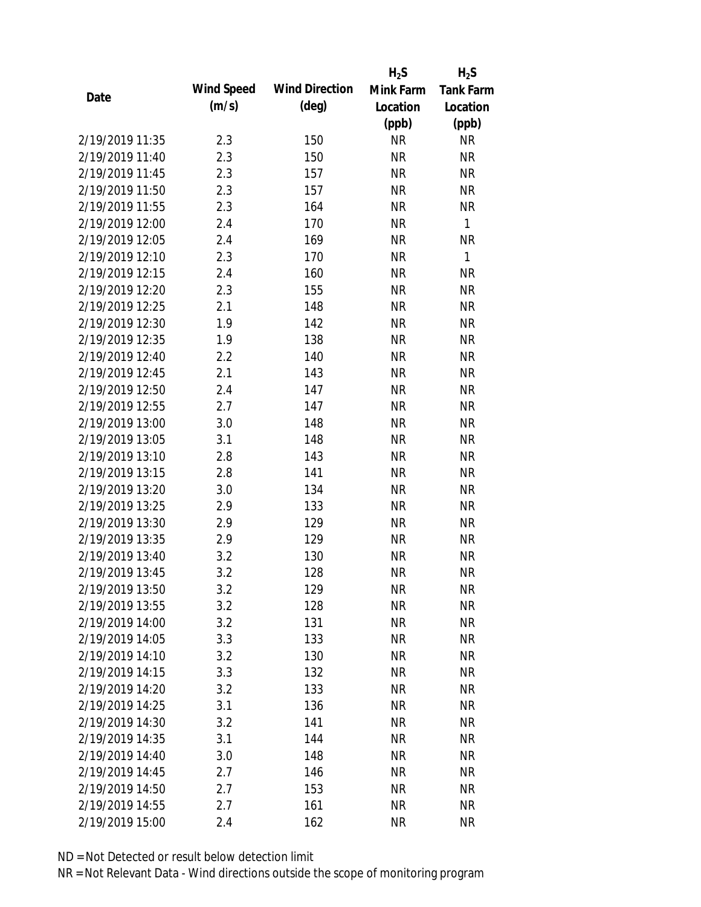| Date | Wind Speed (m/s) | Wind Direction (deg) | $H_2S$ Mink Farm Location (ppb) | $H_2S$ Tank Farm Location (ppb) |
|---|---|---|---|---|
| 2/19/2019 11:35 | 2.3 | 150 | NR | NR |
| 2/19/2019 11:40 | 2.3 | 150 | NR | NR |
| 2/19/2019 11:45 | 2.3 | 157 | NR | NR |
| 2/19/2019 11:50 | 2.3 | 157 | NR | NR |
| 2/19/2019 11:55 | 2.3 | 164 | NR | NR |
| 2/19/2019 12:00 | 2.4 | 170 | NR | 1 |
| 2/19/2019 12:05 | 2.4 | 169 | NR | NR |
| 2/19/2019 12:10 | 2.3 | 170 | NR | 1 |
| 2/19/2019 12:15 | 2.4 | 160 | NR | NR |
| 2/19/2019 12:20 | 2.3 | 155 | NR | NR |
| 2/19/2019 12:25 | 2.1 | 148 | NR | NR |
| 2/19/2019 12:30 | 1.9 | 142 | NR | NR |
| 2/19/2019 12:35 | 1.9 | 138 | NR | NR |
| 2/19/2019 12:40 | 2.2 | 140 | NR | NR |
| 2/19/2019 12:45 | 2.1 | 143 | NR | NR |
| 2/19/2019 12:50 | 2.4 | 147 | NR | NR |
| 2/19/2019 12:55 | 2.7 | 147 | NR | NR |
| 2/19/2019 13:00 | 3.0 | 148 | NR | NR |
| 2/19/2019 13:05 | 3.1 | 148 | NR | NR |
| 2/19/2019 13:10 | 2.8 | 143 | NR | NR |
| 2/19/2019 13:15 | 2.8 | 141 | NR | NR |
| 2/19/2019 13:20 | 3.0 | 134 | NR | NR |
| 2/19/2019 13:25 | 2.9 | 133 | NR | NR |
| 2/19/2019 13:30 | 2.9 | 129 | NR | NR |
| 2/19/2019 13:35 | 2.9 | 129 | NR | NR |
| 2/19/2019 13:40 | 3.2 | 130 | NR | NR |
| 2/19/2019 13:45 | 3.2 | 128 | NR | NR |
| 2/19/2019 13:50 | 3.2 | 129 | NR | NR |
| 2/19/2019 13:55 | 3.2 | 128 | NR | NR |
| 2/19/2019 14:00 | 3.2 | 131 | NR | NR |
| 2/19/2019 14:05 | 3.3 | 133 | NR | NR |
| 2/19/2019 14:10 | 3.2 | 130 | NR | NR |
| 2/19/2019 14:15 | 3.3 | 132 | NR | NR |
| 2/19/2019 14:20 | 3.2 | 133 | NR | NR |
| 2/19/2019 14:25 | 3.1 | 136 | NR | NR |
| 2/19/2019 14:30 | 3.2 | 141 | NR | NR |
| 2/19/2019 14:35 | 3.1 | 144 | NR | NR |
| 2/19/2019 14:40 | 3.0 | 148 | NR | NR |
| 2/19/2019 14:45 | 2.7 | 146 | NR | NR |
| 2/19/2019 14:50 | 2.7 | 153 | NR | NR |
| 2/19/2019 14:55 | 2.7 | 161 | NR | NR |
| 2/19/2019 15:00 | 2.4 | 162 | NR | NR |

ND = Not Detected or result below detection limit

NR = Not Relevant Data - Wind directions outside the scope of monitoring program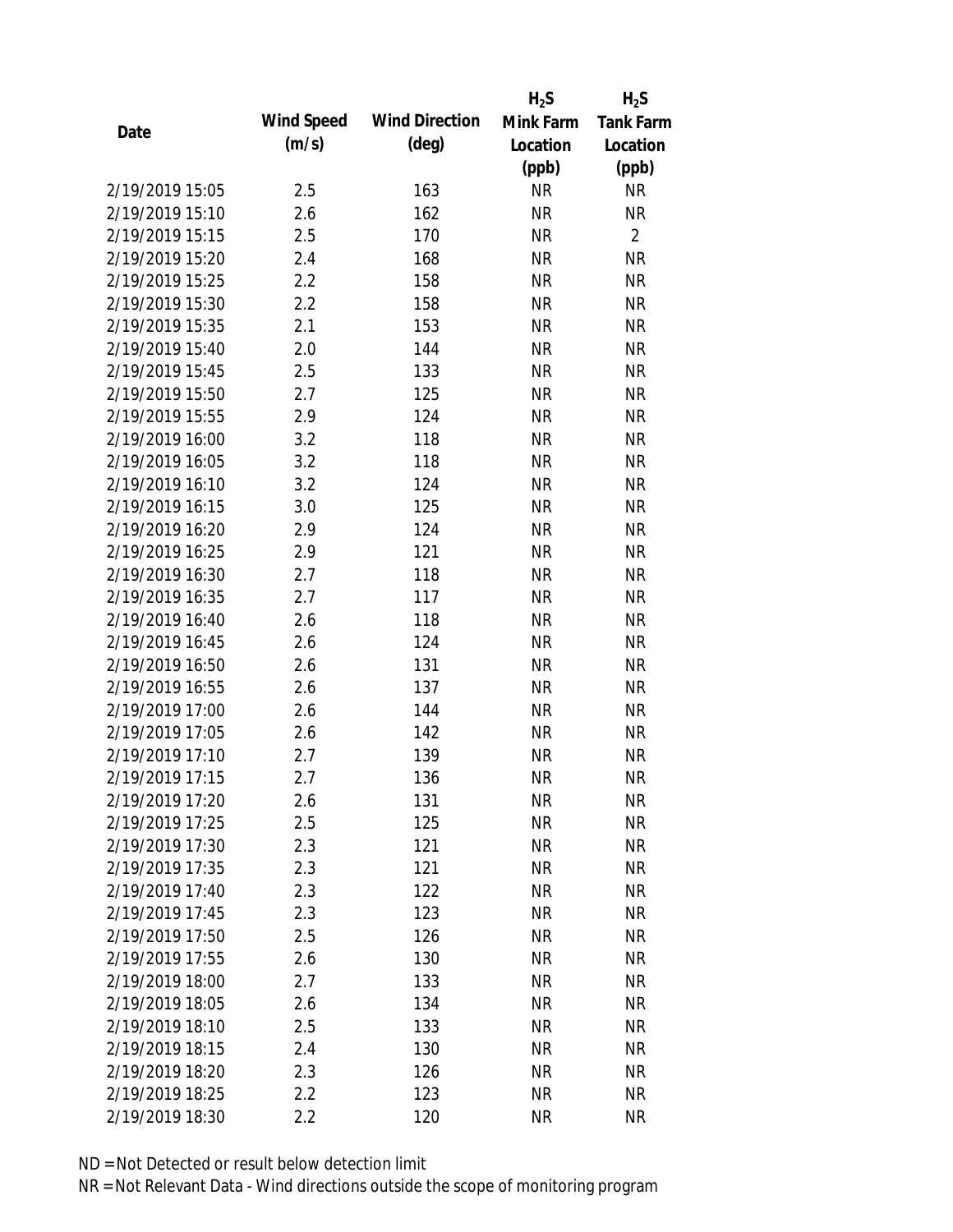| Date | Wind Speed (m/s) | Wind Direction (deg) | $H_2S$ Mink Farm Location (ppb) | $H_2S$ Tank Farm Location (ppb) |
|---|---|---|---|---|
| 2/19/2019 15:05 | 2.5 | 163 | NR | NR |
| 2/19/2019 15:10 | 2.6 | 162 | NR | NR |
| 2/19/2019 15:15 | 2.5 | 170 | NR | 2 |
| 2/19/2019 15:20 | 2.4 | 168 | NR | NR |
| 2/19/2019 15:25 | 2.2 | 158 | NR | NR |
| 2/19/2019 15:30 | 2.2 | 158 | NR | NR |
| 2/19/2019 15:35 | 2.1 | 153 | NR | NR |
| 2/19/2019 15:40 | 2.0 | 144 | NR | NR |
| 2/19/2019 15:45 | 2.5 | 133 | NR | NR |
| 2/19/2019 15:50 | 2.7 | 125 | NR | NR |
| 2/19/2019 15:55 | 2.9 | 124 | NR | NR |
| 2/19/2019 16:00 | 3.2 | 118 | NR | NR |
| 2/19/2019 16:05 | 3.2 | 118 | NR | NR |
| 2/19/2019 16:10 | 3.2 | 124 | NR | NR |
| 2/19/2019 16:15 | 3.0 | 125 | NR | NR |
| 2/19/2019 16:20 | 2.9 | 124 | NR | NR |
| 2/19/2019 16:25 | 2.9 | 121 | NR | NR |
| 2/19/2019 16:30 | 2.7 | 118 | NR | NR |
| 2/19/2019 16:35 | 2.7 | 117 | NR | NR |
| 2/19/2019 16:40 | 2.6 | 118 | NR | NR |
| 2/19/2019 16:45 | 2.6 | 124 | NR | NR |
| 2/19/2019 16:50 | 2.6 | 131 | NR | NR |
| 2/19/2019 16:55 | 2.6 | 137 | NR | NR |
| 2/19/2019 17:00 | 2.6 | 144 | NR | NR |
| 2/19/2019 17:05 | 2.6 | 142 | NR | NR |
| 2/19/2019 17:10 | 2.7 | 139 | NR | NR |
| 2/19/2019 17:15 | 2.7 | 136 | NR | NR |
| 2/19/2019 17:20 | 2.6 | 131 | NR | NR |
| 2/19/2019 17:25 | 2.5 | 125 | NR | NR |
| 2/19/2019 17:30 | 2.3 | 121 | NR | NR |
| 2/19/2019 17:35 | 2.3 | 121 | NR | NR |
| 2/19/2019 17:40 | 2.3 | 122 | NR | NR |
| 2/19/2019 17:45 | 2.3 | 123 | NR | NR |
| 2/19/2019 17:50 | 2.5 | 126 | NR | NR |
| 2/19/2019 17:55 | 2.6 | 130 | NR | NR |
| 2/19/2019 18:00 | 2.7 | 133 | NR | NR |
| 2/19/2019 18:05 | 2.6 | 134 | NR | NR |
| 2/19/2019 18:10 | 2.5 | 133 | NR | NR |
| 2/19/2019 18:15 | 2.4 | 130 | NR | NR |
| 2/19/2019 18:20 | 2.3 | 126 | NR | NR |
| 2/19/2019 18:25 | 2.2 | 123 | NR | NR |
| 2/19/2019 18:30 | 2.2 | 120 | NR | NR |

ND = Not Detected or result below detection limit

NR = Not Relevant Data - Wind directions outside the scope of monitoring program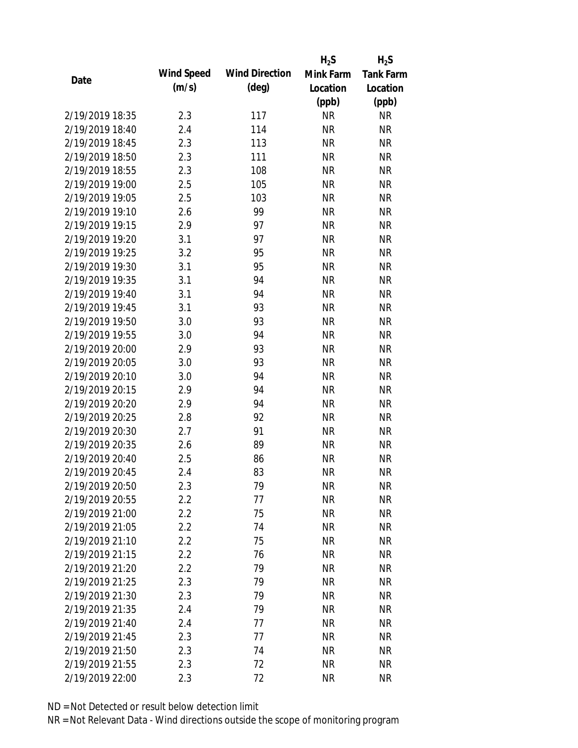| Date | Wind Speed (m/s) | Wind Direction (deg) | $H_2S$ Mink Farm Location (ppb) | $H_2S$ Tank Farm Location (ppb) |
|---|---|---|---|---|
| 2/19/2019 18:35 | 2.3 | 117 | NR | NR |
| 2/19/2019 18:40 | 2.4 | 114 | NR | NR |
| 2/19/2019 18:45 | 2.3 | 113 | NR | NR |
| 2/19/2019 18:50 | 2.3 | 111 | NR | NR |
| 2/19/2019 18:55 | 2.3 | 108 | NR | NR |
| 2/19/2019 19:00 | 2.5 | 105 | NR | NR |
| 2/19/2019 19:05 | 2.5 | 103 | NR | NR |
| 2/19/2019 19:10 | 2.6 | 99 | NR | NR |
| 2/19/2019 19:15 | 2.9 | 97 | NR | NR |
| 2/19/2019 19:20 | 3.1 | 97 | NR | NR |
| 2/19/2019 19:25 | 3.2 | 95 | NR | NR |
| 2/19/2019 19:30 | 3.1 | 95 | NR | NR |
| 2/19/2019 19:35 | 3.1 | 94 | NR | NR |
| 2/19/2019 19:40 | 3.1 | 94 | NR | NR |
| 2/19/2019 19:45 | 3.1 | 93 | NR | NR |
| 2/19/2019 19:50 | 3.0 | 93 | NR | NR |
| 2/19/2019 19:55 | 3.0 | 94 | NR | NR |
| 2/19/2019 20:00 | 2.9 | 93 | NR | NR |
| 2/19/2019 20:05 | 3.0 | 93 | NR | NR |
| 2/19/2019 20:10 | 3.0 | 94 | NR | NR |
| 2/19/2019 20:15 | 2.9 | 94 | NR | NR |
| 2/19/2019 20:20 | 2.9 | 94 | NR | NR |
| 2/19/2019 20:25 | 2.8 | 92 | NR | NR |
| 2/19/2019 20:30 | 2.7 | 91 | NR | NR |
| 2/19/2019 20:35 | 2.6 | 89 | NR | NR |
| 2/19/2019 20:40 | 2.5 | 86 | NR | NR |
| 2/19/2019 20:45 | 2.4 | 83 | NR | NR |
| 2/19/2019 20:50 | 2.3 | 79 | NR | NR |
| 2/19/2019 20:55 | 2.2 | 77 | NR | NR |
| 2/19/2019 21:00 | 2.2 | 75 | NR | NR |
| 2/19/2019 21:05 | 2.2 | 74 | NR | NR |
| 2/19/2019 21:10 | 2.2 | 75 | NR | NR |
| 2/19/2019 21:15 | 2.2 | 76 | NR | NR |
| 2/19/2019 21:20 | 2.2 | 79 | NR | NR |
| 2/19/2019 21:25 | 2.3 | 79 | NR | NR |
| 2/19/2019 21:30 | 2.3 | 79 | NR | NR |
| 2/19/2019 21:35 | 2.4 | 79 | NR | NR |
| 2/19/2019 21:40 | 2.4 | 77 | NR | NR |
| 2/19/2019 21:45 | 2.3 | 77 | NR | NR |
| 2/19/2019 21:50 | 2.3 | 74 | NR | NR |
| 2/19/2019 21:55 | 2.3 | 72 | NR | NR |
| 2/19/2019 22:00 | 2.3 | 72 | NR | NR |

ND = Not Detected or result below detection limit

NR = Not Relevant Data - Wind directions outside the scope of monitoring program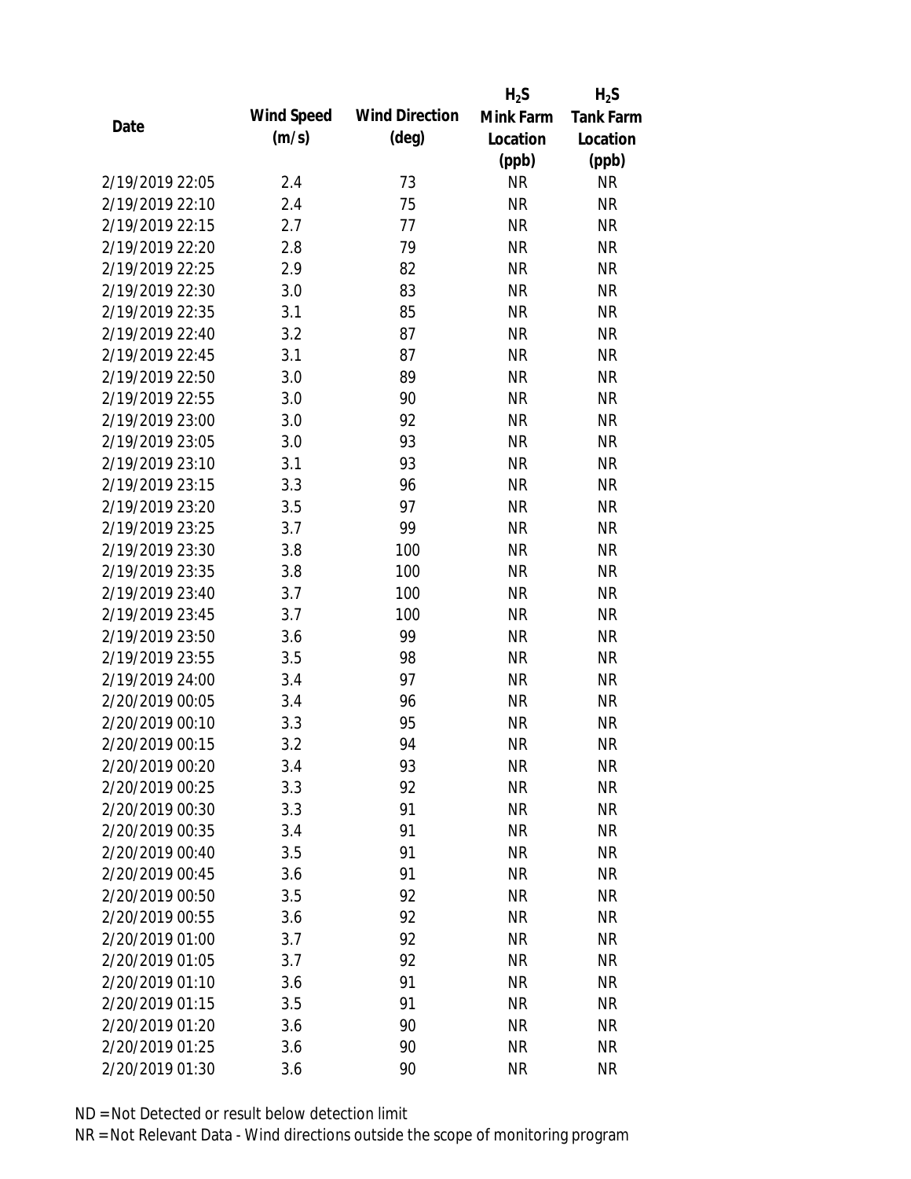| Date | Wind Speed (m/s) | Wind Direction (deg) | $H_2S$ Mink Farm Location (ppb) | $H_2S$ Tank Farm Location (ppb) |
|---|---|---|---|---|
| 2/19/2019 22:05 | 2.4 | 73 | NR | NR |
| 2/19/2019 22:10 | 2.4 | 75 | NR | NR |
| 2/19/2019 22:15 | 2.7 | 77 | NR | NR |
| 2/19/2019 22:20 | 2.8 | 79 | NR | NR |
| 2/19/2019 22:25 | 2.9 | 82 | NR | NR |
| 2/19/2019 22:30 | 3.0 | 83 | NR | NR |
| 2/19/2019 22:35 | 3.1 | 85 | NR | NR |
| 2/19/2019 22:40 | 3.2 | 87 | NR | NR |
| 2/19/2019 22:45 | 3.1 | 87 | NR | NR |
| 2/19/2019 22:50 | 3.0 | 89 | NR | NR |
| 2/19/2019 22:55 | 3.0 | 90 | NR | NR |
| 2/19/2019 23:00 | 3.0 | 92 | NR | NR |
| 2/19/2019 23:05 | 3.0 | 93 | NR | NR |
| 2/19/2019 23:10 | 3.1 | 93 | NR | NR |
| 2/19/2019 23:15 | 3.3 | 96 | NR | NR |
| 2/19/2019 23:20 | 3.5 | 97 | NR | NR |
| 2/19/2019 23:25 | 3.7 | 99 | NR | NR |
| 2/19/2019 23:30 | 3.8 | 100 | NR | NR |
| 2/19/2019 23:35 | 3.8 | 100 | NR | NR |
| 2/19/2019 23:40 | 3.7 | 100 | NR | NR |
| 2/19/2019 23:45 | 3.7 | 100 | NR | NR |
| 2/19/2019 23:50 | 3.6 | 99 | NR | NR |
| 2/19/2019 23:55 | 3.5 | 98 | NR | NR |
| 2/19/2019 24:00 | 3.4 | 97 | NR | NR |
| 2/20/2019 00:05 | 3.4 | 96 | NR | NR |
| 2/20/2019 00:10 | 3.3 | 95 | NR | NR |
| 2/20/2019 00:15 | 3.2 | 94 | NR | NR |
| 2/20/2019 00:20 | 3.4 | 93 | NR | NR |
| 2/20/2019 00:25 | 3.3 | 92 | NR | NR |
| 2/20/2019 00:30 | 3.3 | 91 | NR | NR |
| 2/20/2019 00:35 | 3.4 | 91 | NR | NR |
| 2/20/2019 00:40 | 3.5 | 91 | NR | NR |
| 2/20/2019 00:45 | 3.6 | 91 | NR | NR |
| 2/20/2019 00:50 | 3.5 | 92 | NR | NR |
| 2/20/2019 00:55 | 3.6 | 92 | NR | NR |
| 2/20/2019 01:00 | 3.7 | 92 | NR | NR |
| 2/20/2019 01:05 | 3.7 | 92 | NR | NR |
| 2/20/2019 01:10 | 3.6 | 91 | NR | NR |
| 2/20/2019 01:15 | 3.5 | 91 | NR | NR |
| 2/20/2019 01:20 | 3.6 | 90 | NR | NR |
| 2/20/2019 01:25 | 3.6 | 90 | NR | NR |
| 2/20/2019 01:30 | 3.6 | 90 | NR | NR |

ND = Not Detected or result below detection limit

NR = Not Relevant Data - Wind directions outside the scope of monitoring program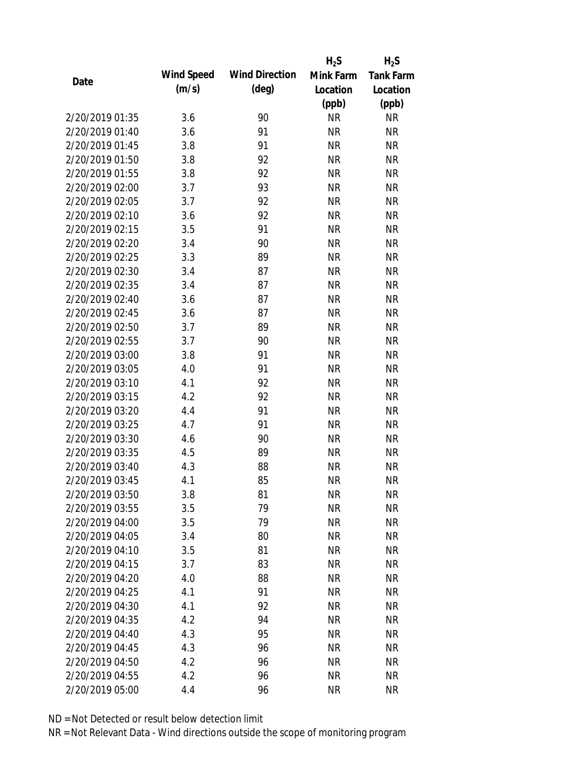| Date | Wind Speed (m/s) | Wind Direction (deg) | $H_2S$ Mink Farm Location (ppb) | $H_2S$ Tank Farm Location (ppb) |
|---|---|---|---|---|
| 2/20/2019 01:35 | 3.6 | 90 | NR | NR |
| 2/20/2019 01:40 | 3.6 | 91 | NR | NR |
| 2/20/2019 01:45 | 3.8 | 91 | NR | NR |
| 2/20/2019 01:50 | 3.8 | 92 | NR | NR |
| 2/20/2019 01:55 | 3.8 | 92 | NR | NR |
| 2/20/2019 02:00 | 3.7 | 93 | NR | NR |
| 2/20/2019 02:05 | 3.7 | 92 | NR | NR |
| 2/20/2019 02:10 | 3.6 | 92 | NR | NR |
| 2/20/2019 02:15 | 3.5 | 91 | NR | NR |
| 2/20/2019 02:20 | 3.4 | 90 | NR | NR |
| 2/20/2019 02:25 | 3.3 | 89 | NR | NR |
| 2/20/2019 02:30 | 3.4 | 87 | NR | NR |
| 2/20/2019 02:35 | 3.4 | 87 | NR | NR |
| 2/20/2019 02:40 | 3.6 | 87 | NR | NR |
| 2/20/2019 02:45 | 3.6 | 87 | NR | NR |
| 2/20/2019 02:50 | 3.7 | 89 | NR | NR |
| 2/20/2019 02:55 | 3.7 | 90 | NR | NR |
| 2/20/2019 03:00 | 3.8 | 91 | NR | NR |
| 2/20/2019 03:05 | 4.0 | 91 | NR | NR |
| 2/20/2019 03:10 | 4.1 | 92 | NR | NR |
| 2/20/2019 03:15 | 4.2 | 92 | NR | NR |
| 2/20/2019 03:20 | 4.4 | 91 | NR | NR |
| 2/20/2019 03:25 | 4.7 | 91 | NR | NR |
| 2/20/2019 03:30 | 4.6 | 90 | NR | NR |
| 2/20/2019 03:35 | 4.5 | 89 | NR | NR |
| 2/20/2019 03:40 | 4.3 | 88 | NR | NR |
| 2/20/2019 03:45 | 4.1 | 85 | NR | NR |
| 2/20/2019 03:50 | 3.8 | 81 | NR | NR |
| 2/20/2019 03:55 | 3.5 | 79 | NR | NR |
| 2/20/2019 04:00 | 3.5 | 79 | NR | NR |
| 2/20/2019 04:05 | 3.4 | 80 | NR | NR |
| 2/20/2019 04:10 | 3.5 | 81 | NR | NR |
| 2/20/2019 04:15 | 3.7 | 83 | NR | NR |
| 2/20/2019 04:20 | 4.0 | 88 | NR | NR |
| 2/20/2019 04:25 | 4.1 | 91 | NR | NR |
| 2/20/2019 04:30 | 4.1 | 92 | NR | NR |
| 2/20/2019 04:35 | 4.2 | 94 | NR | NR |
| 2/20/2019 04:40 | 4.3 | 95 | NR | NR |
| 2/20/2019 04:45 | 4.3 | 96 | NR | NR |
| 2/20/2019 04:50 | 4.2 | 96 | NR | NR |
| 2/20/2019 04:55 | 4.2 | 96 | NR | NR |
| 2/20/2019 05:00 | 4.4 | 96 | NR | NR |

ND = Not Detected or result below detection limit

NR = Not Relevant Data - Wind directions outside the scope of monitoring program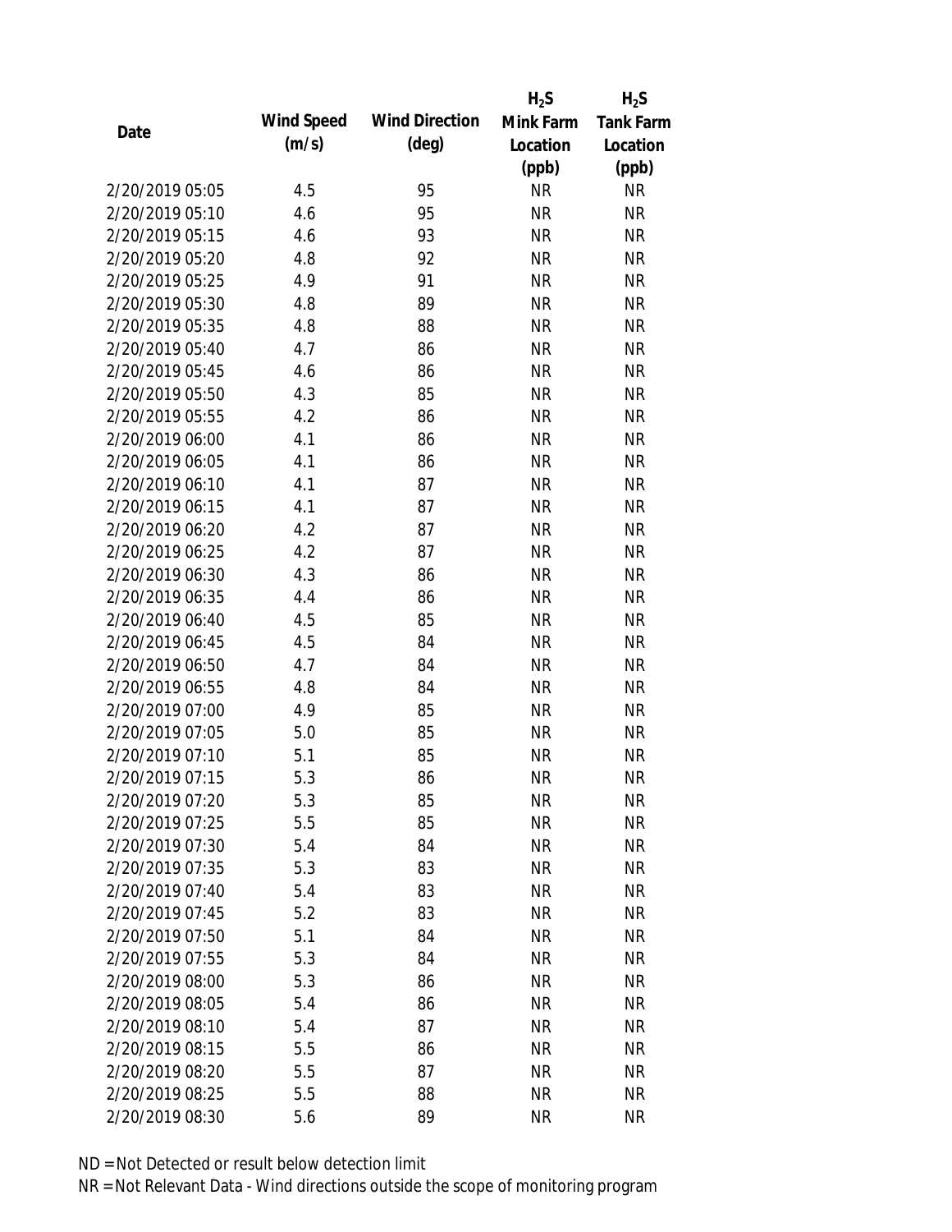| Date | Wind Speed (m/s) | Wind Direction (deg) | $H_2S$ Mink Farm Location (ppb) | $H_2S$ Tank Farm Location (ppb) |
|---|---|---|---|---|
| 2/20/2019 05:05 | 4.5 | 95 | NR | NR |
| 2/20/2019 05:10 | 4.6 | 95 | NR | NR |
| 2/20/2019 05:15 | 4.6 | 93 | NR | NR |
| 2/20/2019 05:20 | 4.8 | 92 | NR | NR |
| 2/20/2019 05:25 | 4.9 | 91 | NR | NR |
| 2/20/2019 05:30 | 4.8 | 89 | NR | NR |
| 2/20/2019 05:35 | 4.8 | 88 | NR | NR |
| 2/20/2019 05:40 | 4.7 | 86 | NR | NR |
| 2/20/2019 05:45 | 4.6 | 86 | NR | NR |
| 2/20/2019 05:50 | 4.3 | 85 | NR | NR |
| 2/20/2019 05:55 | 4.2 | 86 | NR | NR |
| 2/20/2019 06:00 | 4.1 | 86 | NR | NR |
| 2/20/2019 06:05 | 4.1 | 86 | NR | NR |
| 2/20/2019 06:10 | 4.1 | 87 | NR | NR |
| 2/20/2019 06:15 | 4.1 | 87 | NR | NR |
| 2/20/2019 06:20 | 4.2 | 87 | NR | NR |
| 2/20/2019 06:25 | 4.2 | 87 | NR | NR |
| 2/20/2019 06:30 | 4.3 | 86 | NR | NR |
| 2/20/2019 06:35 | 4.4 | 86 | NR | NR |
| 2/20/2019 06:40 | 4.5 | 85 | NR | NR |
| 2/20/2019 06:45 | 4.5 | 84 | NR | NR |
| 2/20/2019 06:50 | 4.7 | 84 | NR | NR |
| 2/20/2019 06:55 | 4.8 | 84 | NR | NR |
| 2/20/2019 07:00 | 4.9 | 85 | NR | NR |
| 2/20/2019 07:05 | 5.0 | 85 | NR | NR |
| 2/20/2019 07:10 | 5.1 | 85 | NR | NR |
| 2/20/2019 07:15 | 5.3 | 86 | NR | NR |
| 2/20/2019 07:20 | 5.3 | 85 | NR | NR |
| 2/20/2019 07:25 | 5.5 | 85 | NR | NR |
| 2/20/2019 07:30 | 5.4 | 84 | NR | NR |
| 2/20/2019 07:35 | 5.3 | 83 | NR | NR |
| 2/20/2019 07:40 | 5.4 | 83 | NR | NR |
| 2/20/2019 07:45 | 5.2 | 83 | NR | NR |
| 2/20/2019 07:50 | 5.1 | 84 | NR | NR |
| 2/20/2019 07:55 | 5.3 | 84 | NR | NR |
| 2/20/2019 08:00 | 5.3 | 86 | NR | NR |
| 2/20/2019 08:05 | 5.4 | 86 | NR | NR |
| 2/20/2019 08:10 | 5.4 | 87 | NR | NR |
| 2/20/2019 08:15 | 5.5 | 86 | NR | NR |
| 2/20/2019 08:20 | 5.5 | 87 | NR | NR |
| 2/20/2019 08:25 | 5.5 | 88 | NR | NR |
| 2/20/2019 08:30 | 5.6 | 89 | NR | NR |

ND = Not Detected or result below detection limit

NR = Not Relevant Data - Wind directions outside the scope of monitoring program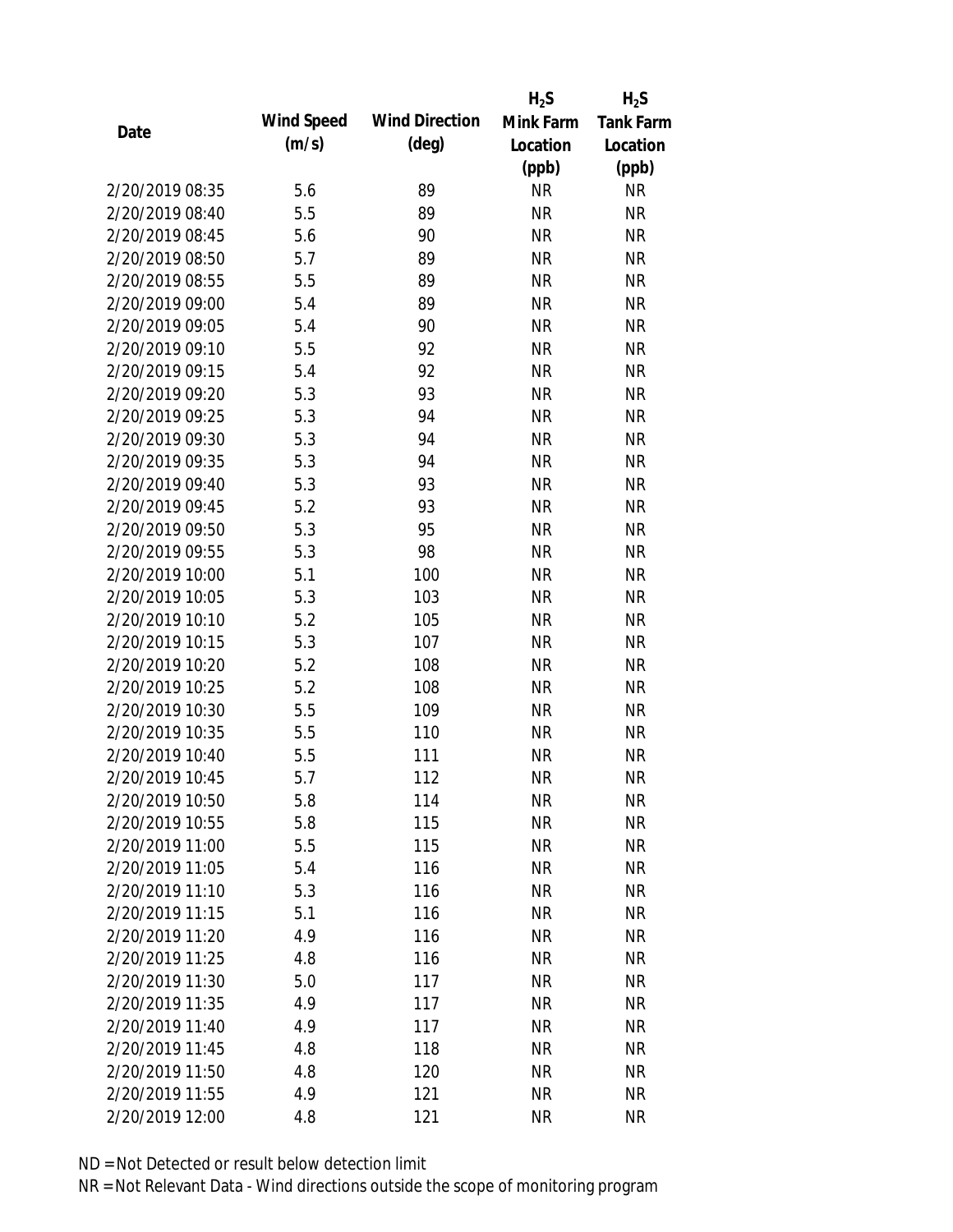| Date | Wind Speed (m/s) | Wind Direction (deg) | $H_2S$ Mink Farm Location (ppb) | $H_2S$ Tank Farm Location (ppb) |
|---|---|---|---|---|
| 2/20/2019 08:35 | 5.6 | 89 | NR | NR |
| 2/20/2019 08:40 | 5.5 | 89 | NR | NR |
| 2/20/2019 08:45 | 5.6 | 90 | NR | NR |
| 2/20/2019 08:50 | 5.7 | 89 | NR | NR |
| 2/20/2019 08:55 | 5.5 | 89 | NR | NR |
| 2/20/2019 09:00 | 5.4 | 89 | NR | NR |
| 2/20/2019 09:05 | 5.4 | 90 | NR | NR |
| 2/20/2019 09:10 | 5.5 | 92 | NR | NR |
| 2/20/2019 09:15 | 5.4 | 92 | NR | NR |
| 2/20/2019 09:20 | 5.3 | 93 | NR | NR |
| 2/20/2019 09:25 | 5.3 | 94 | NR | NR |
| 2/20/2019 09:30 | 5.3 | 94 | NR | NR |
| 2/20/2019 09:35 | 5.3 | 94 | NR | NR |
| 2/20/2019 09:40 | 5.3 | 93 | NR | NR |
| 2/20/2019 09:45 | 5.2 | 93 | NR | NR |
| 2/20/2019 09:50 | 5.3 | 95 | NR | NR |
| 2/20/2019 09:55 | 5.3 | 98 | NR | NR |
| 2/20/2019 10:00 | 5.1 | 100 | NR | NR |
| 2/20/2019 10:05 | 5.3 | 103 | NR | NR |
| 2/20/2019 10:10 | 5.2 | 105 | NR | NR |
| 2/20/2019 10:15 | 5.3 | 107 | NR | NR |
| 2/20/2019 10:20 | 5.2 | 108 | NR | NR |
| 2/20/2019 10:25 | 5.2 | 108 | NR | NR |
| 2/20/2019 10:30 | 5.5 | 109 | NR | NR |
| 2/20/2019 10:35 | 5.5 | 110 | NR | NR |
| 2/20/2019 10:40 | 5.5 | 111 | NR | NR |
| 2/20/2019 10:45 | 5.7 | 112 | NR | NR |
| 2/20/2019 10:50 | 5.8 | 114 | NR | NR |
| 2/20/2019 10:55 | 5.8 | 115 | NR | NR |
| 2/20/2019 11:00 | 5.5 | 115 | NR | NR |
| 2/20/2019 11:05 | 5.4 | 116 | NR | NR |
| 2/20/2019 11:10 | 5.3 | 116 | NR | NR |
| 2/20/2019 11:15 | 5.1 | 116 | NR | NR |
| 2/20/2019 11:20 | 4.9 | 116 | NR | NR |
| 2/20/2019 11:25 | 4.8 | 116 | NR | NR |
| 2/20/2019 11:30 | 5.0 | 117 | NR | NR |
| 2/20/2019 11:35 | 4.9 | 117 | NR | NR |
| 2/20/2019 11:40 | 4.9 | 117 | NR | NR |
| 2/20/2019 11:45 | 4.8 | 118 | NR | NR |
| 2/20/2019 11:50 | 4.8 | 120 | NR | NR |
| 2/20/2019 11:55 | 4.9 | 121 | NR | NR |
| 2/20/2019 12:00 | 4.8 | 121 | NR | NR |

ND = Not Detected or result below detection limit

NR = Not Relevant Data - Wind directions outside the scope of monitoring program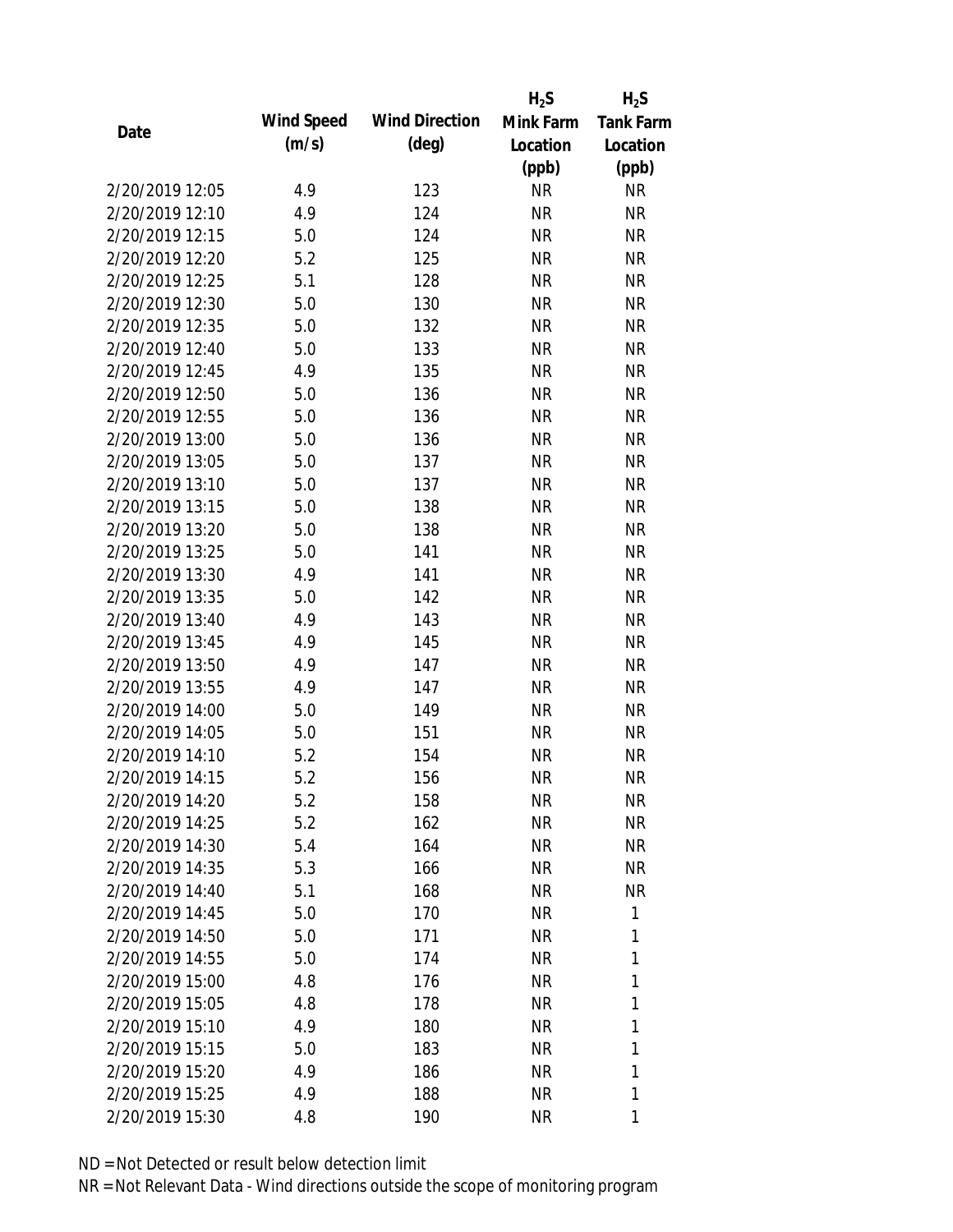| Date | Wind Speed (m/s) | Wind Direction (deg) | $H_2S$ Mink Farm Location (ppb) | $H_2S$ Tank Farm Location (ppb) |
|---|---|---|---|---|
| 2/20/2019 12:05 | 4.9 | 123 | NR | NR |
| 2/20/2019 12:10 | 4.9 | 124 | NR | NR |
| 2/20/2019 12:15 | 5.0 | 124 | NR | NR |
| 2/20/2019 12:20 | 5.2 | 125 | NR | NR |
| 2/20/2019 12:25 | 5.1 | 128 | NR | NR |
| 2/20/2019 12:30 | 5.0 | 130 | NR | NR |
| 2/20/2019 12:35 | 5.0 | 132 | NR | NR |
| 2/20/2019 12:40 | 5.0 | 133 | NR | NR |
| 2/20/2019 12:45 | 4.9 | 135 | NR | NR |
| 2/20/2019 12:50 | 5.0 | 136 | NR | NR |
| 2/20/2019 12:55 | 5.0 | 136 | NR | NR |
| 2/20/2019 13:00 | 5.0 | 136 | NR | NR |
| 2/20/2019 13:05 | 5.0 | 137 | NR | NR |
| 2/20/2019 13:10 | 5.0 | 137 | NR | NR |
| 2/20/2019 13:15 | 5.0 | 138 | NR | NR |
| 2/20/2019 13:20 | 5.0 | 138 | NR | NR |
| 2/20/2019 13:25 | 5.0 | 141 | NR | NR |
| 2/20/2019 13:30 | 4.9 | 141 | NR | NR |
| 2/20/2019 13:35 | 5.0 | 142 | NR | NR |
| 2/20/2019 13:40 | 4.9 | 143 | NR | NR |
| 2/20/2019 13:45 | 4.9 | 145 | NR | NR |
| 2/20/2019 13:50 | 4.9 | 147 | NR | NR |
| 2/20/2019 13:55 | 4.9 | 147 | NR | NR |
| 2/20/2019 14:00 | 5.0 | 149 | NR | NR |
| 2/20/2019 14:05 | 5.0 | 151 | NR | NR |
| 2/20/2019 14:10 | 5.2 | 154 | NR | NR |
| 2/20/2019 14:15 | 5.2 | 156 | NR | NR |
| 2/20/2019 14:20 | 5.2 | 158 | NR | NR |
| 2/20/2019 14:25 | 5.2 | 162 | NR | NR |
| 2/20/2019 14:30 | 5.4 | 164 | NR | NR |
| 2/20/2019 14:35 | 5.3 | 166 | NR | NR |
| 2/20/2019 14:40 | 5.1 | 168 | NR | NR |
| 2/20/2019 14:45 | 5.0 | 170 | NR | 1 |
| 2/20/2019 14:50 | 5.0 | 171 | NR | 1 |
| 2/20/2019 14:55 | 5.0 | 174 | NR | 1 |
| 2/20/2019 15:00 | 4.8 | 176 | NR | 1 |
| 2/20/2019 15:05 | 4.8 | 178 | NR | 1 |
| 2/20/2019 15:10 | 4.9 | 180 | NR | 1 |
| 2/20/2019 15:15 | 5.0 | 183 | NR | 1 |
| 2/20/2019 15:20 | 4.9 | 186 | NR | 1 |
| 2/20/2019 15:25 | 4.9 | 188 | NR | 1 |
| 2/20/2019 15:30 | 4.8 | 190 | NR | 1 |

ND = Not Detected or result below detection limit

NR = Not Relevant Data - Wind directions outside the scope of monitoring program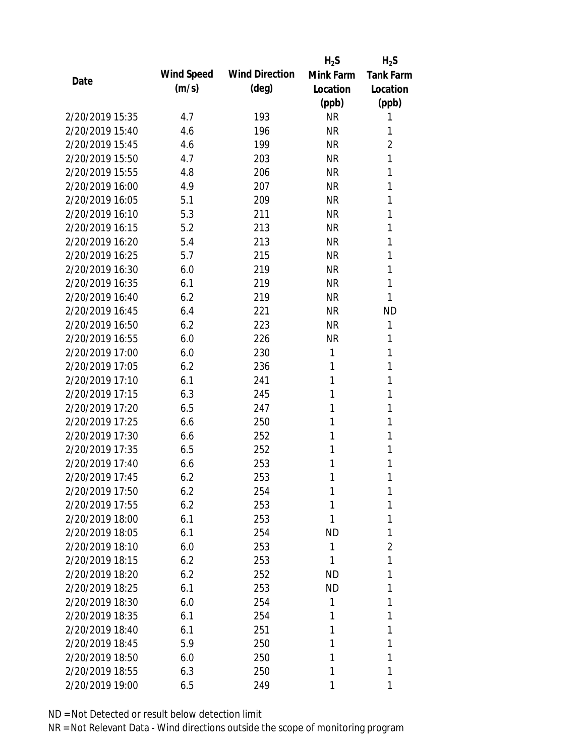| Date | Wind Speed (m/s) | Wind Direction (deg) | $H_2S$ Mink Farm Location (ppb) | $H_2S$ Tank Farm Location (ppb) |
|---|---|---|---|---|
| 2/20/2019 15:35 | 4.7 | 193 | NR | 1 |
| 2/20/2019 15:40 | 4.6 | 196 | NR | 1 |
| 2/20/2019 15:45 | 4.6 | 199 | NR | 2 |
| 2/20/2019 15:50 | 4.7 | 203 | NR | 1 |
| 2/20/2019 15:55 | 4.8 | 206 | NR | 1 |
| 2/20/2019 16:00 | 4.9 | 207 | NR | 1 |
| 2/20/2019 16:05 | 5.1 | 209 | NR | 1 |
| 2/20/2019 16:10 | 5.3 | 211 | NR | 1 |
| 2/20/2019 16:15 | 5.2 | 213 | NR | 1 |
| 2/20/2019 16:20 | 5.4 | 213 | NR | 1 |
| 2/20/2019 16:25 | 5.7 | 215 | NR | 1 |
| 2/20/2019 16:30 | 6.0 | 219 | NR | 1 |
| 2/20/2019 16:35 | 6.1 | 219 | NR | 1 |
| 2/20/2019 16:40 | 6.2 | 219 | NR | 1 |
| 2/20/2019 16:45 | 6.4 | 221 | NR | ND |
| 2/20/2019 16:50 | 6.2 | 223 | NR | 1 |
| 2/20/2019 16:55 | 6.0 | 226 | NR | 1 |
| 2/20/2019 17:00 | 6.0 | 230 | 1 | 1 |
| 2/20/2019 17:05 | 6.2 | 236 | 1 | 1 |
| 2/20/2019 17:10 | 6.1 | 241 | 1 | 1 |
| 2/20/2019 17:15 | 6.3 | 245 | 1 | 1 |
| 2/20/2019 17:20 | 6.5 | 247 | 1 | 1 |
| 2/20/2019 17:25 | 6.6 | 250 | 1 | 1 |
| 2/20/2019 17:30 | 6.6 | 252 | 1 | 1 |
| 2/20/2019 17:35 | 6.5 | 252 | 1 | 1 |
| 2/20/2019 17:40 | 6.6 | 253 | 1 | 1 |
| 2/20/2019 17:45 | 6.2 | 253 | 1 | 1 |
| 2/20/2019 17:50 | 6.2 | 254 | 1 | 1 |
| 2/20/2019 17:55 | 6.2 | 253 | 1 | 1 |
| 2/20/2019 18:00 | 6.1 | 253 | 1 | 1 |
| 2/20/2019 18:05 | 6.1 | 254 | ND | 1 |
| 2/20/2019 18:10 | 6.0 | 253 | 1 | 2 |
| 2/20/2019 18:15 | 6.2 | 253 | 1 | 1 |
| 2/20/2019 18:20 | 6.2 | 252 | ND | 1 |
| 2/20/2019 18:25 | 6.1 | 253 | ND | 1 |
| 2/20/2019 18:30 | 6.0 | 254 | 1 | 1 |
| 2/20/2019 18:35 | 6.1 | 254 | 1 | 1 |
| 2/20/2019 18:40 | 6.1 | 251 | 1 | 1 |
| 2/20/2019 18:45 | 5.9 | 250 | 1 | 1 |
| 2/20/2019 18:50 | 6.0 | 250 | 1 | 1 |
| 2/20/2019 18:55 | 6.3 | 250 | 1 | 1 |
| 2/20/2019 19:00 | 6.5 | 249 | 1 | 1 |

ND = Not Detected or result below detection limit

NR = Not Relevant Data - Wind directions outside the scope of monitoring program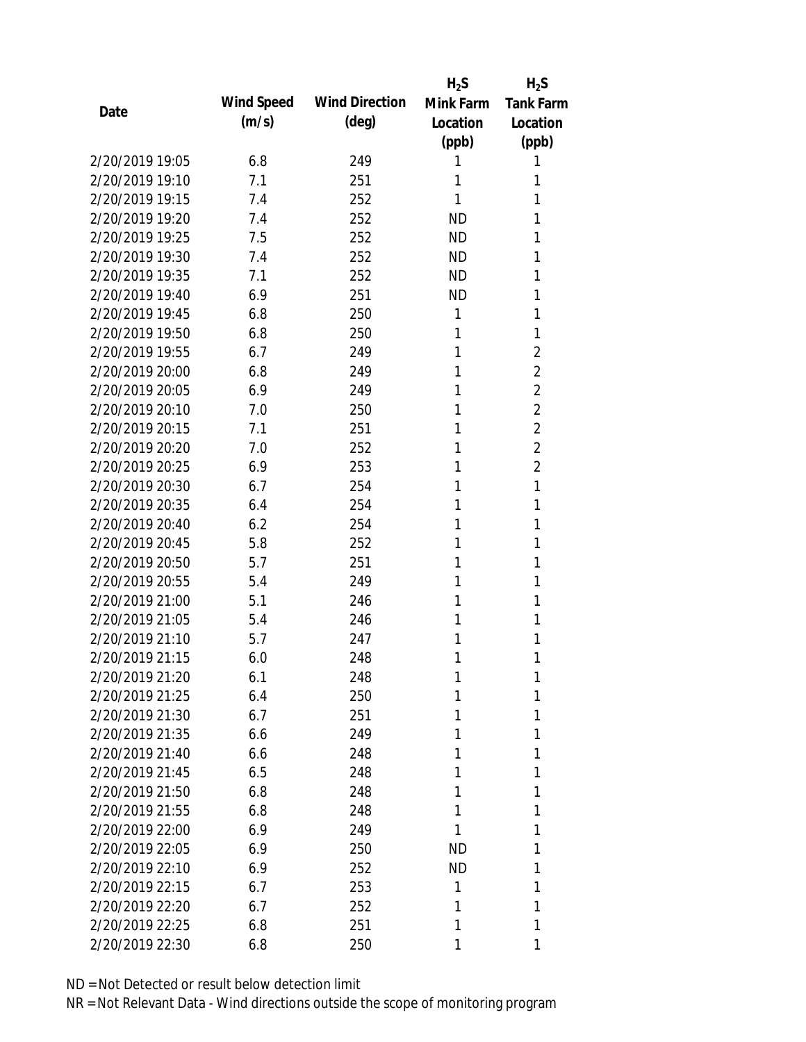| Date | Wind Speed (m/s) | Wind Direction (deg) | $H_2S$ Mink Farm Location (ppb) | $H_2S$ Tank Farm Location (ppb) |
|---|---|---|---|---|
| 2/20/2019 19:05 | 6.8 | 249 | 1 | 1 |
| 2/20/2019 19:10 | 7.1 | 251 | 1 | 1 |
| 2/20/2019 19:15 | 7.4 | 252 | 1 | 1 |
| 2/20/2019 19:20 | 7.4 | 252 | ND | 1 |
| 2/20/2019 19:25 | 7.5 | 252 | ND | 1 |
| 2/20/2019 19:30 | 7.4 | 252 | ND | 1 |
| 2/20/2019 19:35 | 7.1 | 252 | ND | 1 |
| 2/20/2019 19:40 | 6.9 | 251 | ND | 1 |
| 2/20/2019 19:45 | 6.8 | 250 | 1 | 1 |
| 2/20/2019 19:50 | 6.8 | 250 | 1 | 1 |
| 2/20/2019 19:55 | 6.7 | 249 | 1 | 2 |
| 2/20/2019 20:00 | 6.8 | 249 | 1 | 2 |
| 2/20/2019 20:05 | 6.9 | 249 | 1 | 2 |
| 2/20/2019 20:10 | 7.0 | 250 | 1 | 2 |
| 2/20/2019 20:15 | 7.1 | 251 | 1 | 2 |
| 2/20/2019 20:20 | 7.0 | 252 | 1 | 2 |
| 2/20/2019 20:25 | 6.9 | 253 | 1 | 2 |
| 2/20/2019 20:30 | 6.7 | 254 | 1 | 1 |
| 2/20/2019 20:35 | 6.4 | 254 | 1 | 1 |
| 2/20/2019 20:40 | 6.2 | 254 | 1 | 1 |
| 2/20/2019 20:45 | 5.8 | 252 | 1 | 1 |
| 2/20/2019 20:50 | 5.7 | 251 | 1 | 1 |
| 2/20/2019 20:55 | 5.4 | 249 | 1 | 1 |
| 2/20/2019 21:00 | 5.1 | 246 | 1 | 1 |
| 2/20/2019 21:05 | 5.4 | 246 | 1 | 1 |
| 2/20/2019 21:10 | 5.7 | 247 | 1 | 1 |
| 2/20/2019 21:15 | 6.0 | 248 | 1 | 1 |
| 2/20/2019 21:20 | 6.1 | 248 | 1 | 1 |
| 2/20/2019 21:25 | 6.4 | 250 | 1 | 1 |
| 2/20/2019 21:30 | 6.7 | 251 | 1 | 1 |
| 2/20/2019 21:35 | 6.6 | 249 | 1 | 1 |
| 2/20/2019 21:40 | 6.6 | 248 | 1 | 1 |
| 2/20/2019 21:45 | 6.5 | 248 | 1 | 1 |
| 2/20/2019 21:50 | 6.8 | 248 | 1 | 1 |
| 2/20/2019 21:55 | 6.8 | 248 | 1 | 1 |
| 2/20/2019 22:00 | 6.9 | 249 | 1 | 1 |
| 2/20/2019 22:05 | 6.9 | 250 | ND | 1 |
| 2/20/2019 22:10 | 6.9 | 252 | ND | 1 |
| 2/20/2019 22:15 | 6.7 | 253 | 1 | 1 |
| 2/20/2019 22:20 | 6.7 | 252 | 1 | 1 |
| 2/20/2019 22:25 | 6.8 | 251 | 1 | 1 |
| 2/20/2019 22:30 | 6.8 | 250 | 1 | 1 |

ND = Not Detected or result below detection limit

NR = Not Relevant Data - Wind directions outside the scope of monitoring program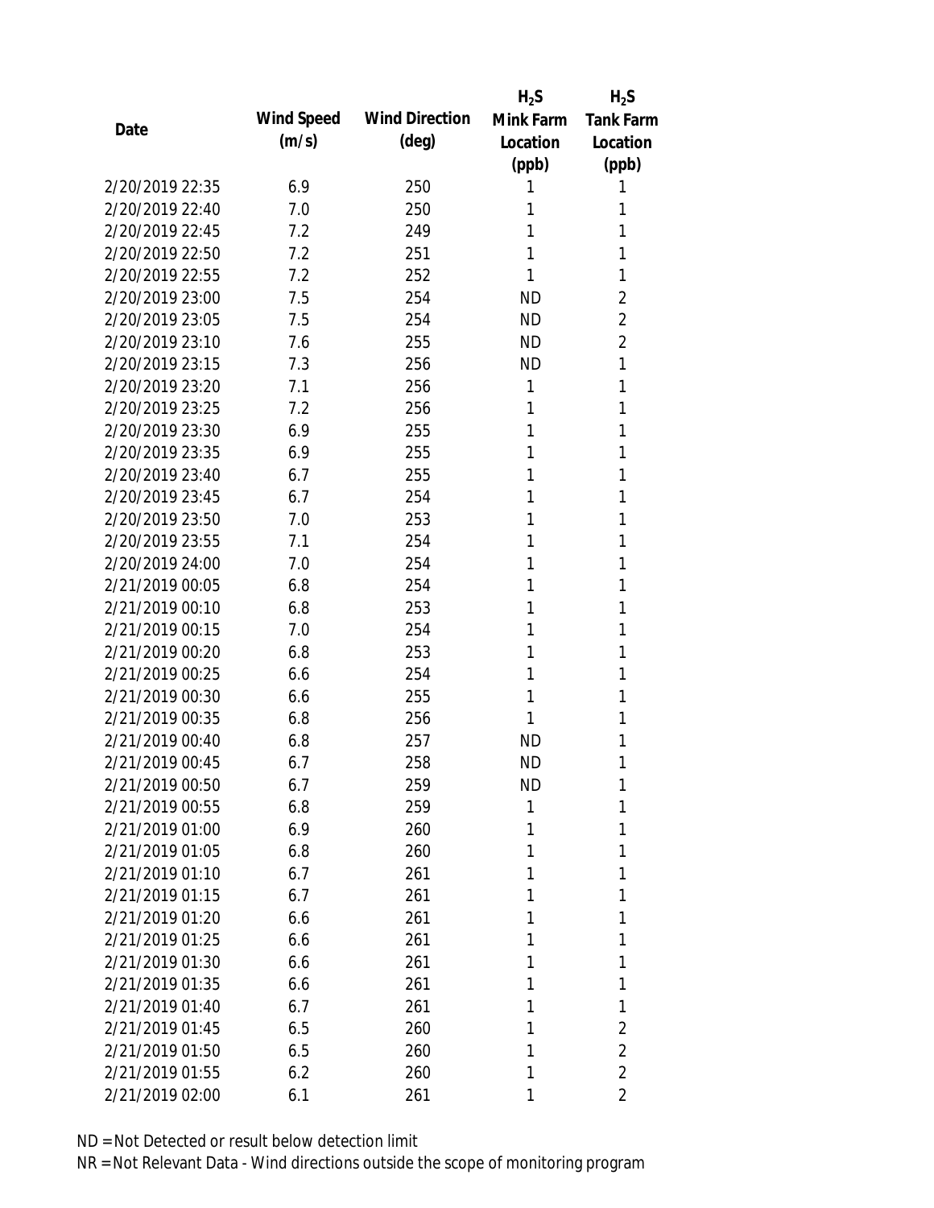| Date | Wind Speed (m/s) | Wind Direction (deg) | $H_2S$ Mink Farm Location (ppb) | $H_2S$ Tank Farm Location (ppb) |
|---|---|---|---|---|
| 2/20/2019 22:35 | 6.9 | 250 | 1 | 1 |
| 2/20/2019 22:40 | 7.0 | 250 | 1 | 1 |
| 2/20/2019 22:45 | 7.2 | 249 | 1 | 1 |
| 2/20/2019 22:50 | 7.2 | 251 | 1 | 1 |
| 2/20/2019 22:55 | 7.2 | 252 | 1 | 1 |
| 2/20/2019 23:00 | 7.5 | 254 | ND | 2 |
| 2/20/2019 23:05 | 7.5 | 254 | ND | 2 |
| 2/20/2019 23:10 | 7.6 | 255 | ND | 2 |
| 2/20/2019 23:15 | 7.3 | 256 | ND | 1 |
| 2/20/2019 23:20 | 7.1 | 256 | 1 | 1 |
| 2/20/2019 23:25 | 7.2 | 256 | 1 | 1 |
| 2/20/2019 23:30 | 6.9 | 255 | 1 | 1 |
| 2/20/2019 23:35 | 6.9 | 255 | 1 | 1 |
| 2/20/2019 23:40 | 6.7 | 255 | 1 | 1 |
| 2/20/2019 23:45 | 6.7 | 254 | 1 | 1 |
| 2/20/2019 23:50 | 7.0 | 253 | 1 | 1 |
| 2/20/2019 23:55 | 7.1 | 254 | 1 | 1 |
| 2/20/2019 24:00 | 7.0 | 254 | 1 | 1 |
| 2/21/2019 00:05 | 6.8 | 254 | 1 | 1 |
| 2/21/2019 00:10 | 6.8 | 253 | 1 | 1 |
| 2/21/2019 00:15 | 7.0 | 254 | 1 | 1 |
| 2/21/2019 00:20 | 6.8 | 253 | 1 | 1 |
| 2/21/2019 00:25 | 6.6 | 254 | 1 | 1 |
| 2/21/2019 00:30 | 6.6 | 255 | 1 | 1 |
| 2/21/2019 00:35 | 6.8 | 256 | 1 | 1 |
| 2/21/2019 00:40 | 6.8 | 257 | ND | 1 |
| 2/21/2019 00:45 | 6.7 | 258 | ND | 1 |
| 2/21/2019 00:50 | 6.7 | 259 | ND | 1 |
| 2/21/2019 00:55 | 6.8 | 259 | 1 | 1 |
| 2/21/2019 01:00 | 6.9 | 260 | 1 | 1 |
| 2/21/2019 01:05 | 6.8 | 260 | 1 | 1 |
| 2/21/2019 01:10 | 6.7 | 261 | 1 | 1 |
| 2/21/2019 01:15 | 6.7 | 261 | 1 | 1 |
| 2/21/2019 01:20 | 6.6 | 261 | 1 | 1 |
| 2/21/2019 01:25 | 6.6 | 261 | 1 | 1 |
| 2/21/2019 01:30 | 6.6 | 261 | 1 | 1 |
| 2/21/2019 01:35 | 6.6 | 261 | 1 | 1 |
| 2/21/2019 01:40 | 6.7 | 261 | 1 | 1 |
| 2/21/2019 01:45 | 6.5 | 260 | 1 | 2 |
| 2/21/2019 01:50 | 6.5 | 260 | 1 | 2 |
| 2/21/2019 01:55 | 6.2 | 260 | 1 | 2 |
| 2/21/2019 02:00 | 6.1 | 261 | 1 | 2 |

ND = Not Detected or result below detection limit

NR = Not Relevant Data - Wind directions outside the scope of monitoring program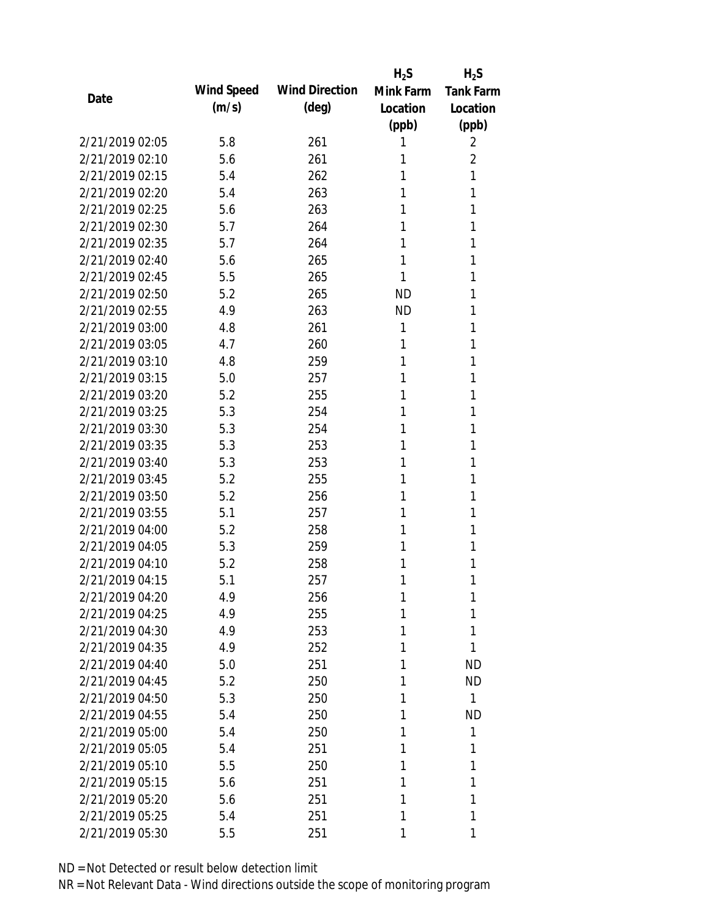| Date | Wind Speed (m/s) | Wind Direction (deg) | $H_2S$ Mink Farm Location (ppb) | $H_2S$ Tank Farm Location (ppb) |
|---|---|---|---|---|
| 2/21/2019 02:05 | 5.8 | 261 | 1 | 2 |
| 2/21/2019 02:10 | 5.6 | 261 | 1 | 2 |
| 2/21/2019 02:15 | 5.4 | 262 | 1 | 1 |
| 2/21/2019 02:20 | 5.4 | 263 | 1 | 1 |
| 2/21/2019 02:25 | 5.6 | 263 | 1 | 1 |
| 2/21/2019 02:30 | 5.7 | 264 | 1 | 1 |
| 2/21/2019 02:35 | 5.7 | 264 | 1 | 1 |
| 2/21/2019 02:40 | 5.6 | 265 | 1 | 1 |
| 2/21/2019 02:45 | 5.5 | 265 | 1 | 1 |
| 2/21/2019 02:50 | 5.2 | 265 | ND | 1 |
| 2/21/2019 02:55 | 4.9 | 263 | ND | 1 |
| 2/21/2019 03:00 | 4.8 | 261 | 1 | 1 |
| 2/21/2019 03:05 | 4.7 | 260 | 1 | 1 |
| 2/21/2019 03:10 | 4.8 | 259 | 1 | 1 |
| 2/21/2019 03:15 | 5.0 | 257 | 1 | 1 |
| 2/21/2019 03:20 | 5.2 | 255 | 1 | 1 |
| 2/21/2019 03:25 | 5.3 | 254 | 1 | 1 |
| 2/21/2019 03:30 | 5.3 | 254 | 1 | 1 |
| 2/21/2019 03:35 | 5.3 | 253 | 1 | 1 |
| 2/21/2019 03:40 | 5.3 | 253 | 1 | 1 |
| 2/21/2019 03:45 | 5.2 | 255 | 1 | 1 |
| 2/21/2019 03:50 | 5.2 | 256 | 1 | 1 |
| 2/21/2019 03:55 | 5.1 | 257 | 1 | 1 |
| 2/21/2019 04:00 | 5.2 | 258 | 1 | 1 |
| 2/21/2019 04:05 | 5.3 | 259 | 1 | 1 |
| 2/21/2019 04:10 | 5.2 | 258 | 1 | 1 |
| 2/21/2019 04:15 | 5.1 | 257 | 1 | 1 |
| 2/21/2019 04:20 | 4.9 | 256 | 1 | 1 |
| 2/21/2019 04:25 | 4.9 | 255 | 1 | 1 |
| 2/21/2019 04:30 | 4.9 | 253 | 1 | 1 |
| 2/21/2019 04:35 | 4.9 | 252 | 1 | 1 |
| 2/21/2019 04:40 | 5.0 | 251 | 1 | ND |
| 2/21/2019 04:45 | 5.2 | 250 | 1 | ND |
| 2/21/2019 04:50 | 5.3 | 250 | 1 | 1 |
| 2/21/2019 04:55 | 5.4 | 250 | 1 | ND |
| 2/21/2019 05:00 | 5.4 | 250 | 1 | 1 |
| 2/21/2019 05:05 | 5.4 | 251 | 1 | 1 |
| 2/21/2019 05:10 | 5.5 | 250 | 1 | 1 |
| 2/21/2019 05:15 | 5.6 | 251 | 1 | 1 |
| 2/21/2019 05:20 | 5.6 | 251 | 1 | 1 |
| 2/21/2019 05:25 | 5.4 | 251 | 1 | 1 |
| 2/21/2019 05:30 | 5.5 | 251 | 1 | 1 |

ND = Not Detected or result below detection limit

NR = Not Relevant Data - Wind directions outside the scope of monitoring program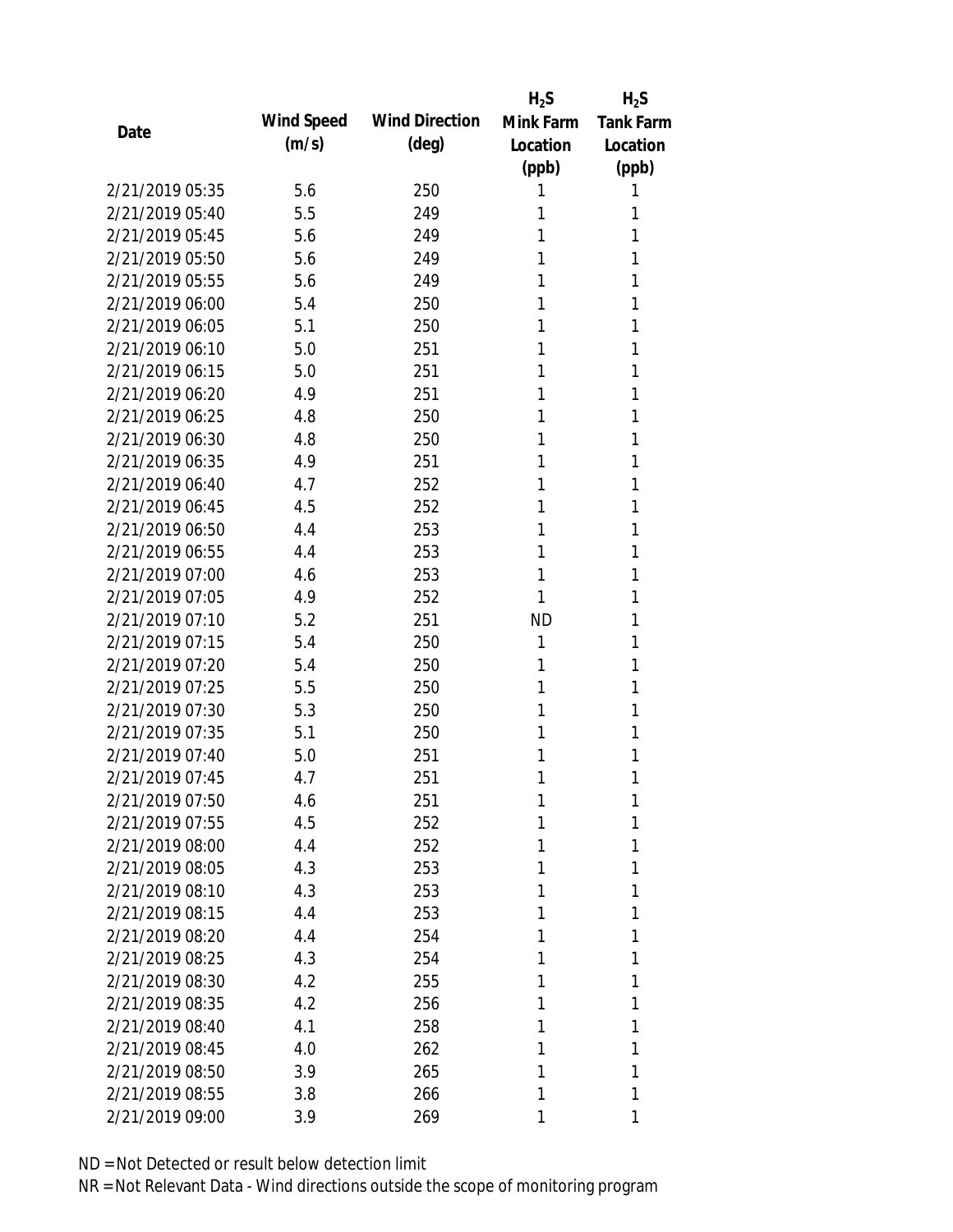| Date | Wind Speed (m/s) | Wind Direction (deg) | $H_2S$ Mink Farm Location (ppb) | $H_2S$ Tank Farm Location (ppb) |
|---|---|---|---|---|
| 2/21/2019 05:35 | 5.6 | 250 | 1 | 1 |
| 2/21/2019 05:40 | 5.5 | 249 | 1 | 1 |
| 2/21/2019 05:45 | 5.6 | 249 | 1 | 1 |
| 2/21/2019 05:50 | 5.6 | 249 | 1 | 1 |
| 2/21/2019 05:55 | 5.6 | 249 | 1 | 1 |
| 2/21/2019 06:00 | 5.4 | 250 | 1 | 1 |
| 2/21/2019 06:05 | 5.1 | 250 | 1 | 1 |
| 2/21/2019 06:10 | 5.0 | 251 | 1 | 1 |
| 2/21/2019 06:15 | 5.0 | 251 | 1 | 1 |
| 2/21/2019 06:20 | 4.9 | 251 | 1 | 1 |
| 2/21/2019 06:25 | 4.8 | 250 | 1 | 1 |
| 2/21/2019 06:30 | 4.8 | 250 | 1 | 1 |
| 2/21/2019 06:35 | 4.9 | 251 | 1 | 1 |
| 2/21/2019 06:40 | 4.7 | 252 | 1 | 1 |
| 2/21/2019 06:45 | 4.5 | 252 | 1 | 1 |
| 2/21/2019 06:50 | 4.4 | 253 | 1 | 1 |
| 2/21/2019 06:55 | 4.4 | 253 | 1 | 1 |
| 2/21/2019 07:00 | 4.6 | 253 | 1 | 1 |
| 2/21/2019 07:05 | 4.9 | 252 | 1 | 1 |
| 2/21/2019 07:10 | 5.2 | 251 | ND | 1 |
| 2/21/2019 07:15 | 5.4 | 250 | 1 | 1 |
| 2/21/2019 07:20 | 5.4 | 250 | 1 | 1 |
| 2/21/2019 07:25 | 5.5 | 250 | 1 | 1 |
| 2/21/2019 07:30 | 5.3 | 250 | 1 | 1 |
| 2/21/2019 07:35 | 5.1 | 250 | 1 | 1 |
| 2/21/2019 07:40 | 5.0 | 251 | 1 | 1 |
| 2/21/2019 07:45 | 4.7 | 251 | 1 | 1 |
| 2/21/2019 07:50 | 4.6 | 251 | 1 | 1 |
| 2/21/2019 07:55 | 4.5 | 252 | 1 | 1 |
| 2/21/2019 08:00 | 4.4 | 252 | 1 | 1 |
| 2/21/2019 08:05 | 4.3 | 253 | 1 | 1 |
| 2/21/2019 08:10 | 4.3 | 253 | 1 | 1 |
| 2/21/2019 08:15 | 4.4 | 253 | 1 | 1 |
| 2/21/2019 08:20 | 4.4 | 254 | 1 | 1 |
| 2/21/2019 08:25 | 4.3 | 254 | 1 | 1 |
| 2/21/2019 08:30 | 4.2 | 255 | 1 | 1 |
| 2/21/2019 08:35 | 4.2 | 256 | 1 | 1 |
| 2/21/2019 08:40 | 4.1 | 258 | 1 | 1 |
| 2/21/2019 08:45 | 4.0 | 262 | 1 | 1 |
| 2/21/2019 08:50 | 3.9 | 265 | 1 | 1 |
| 2/21/2019 08:55 | 3.8 | 266 | 1 | 1 |
| 2/21/2019 09:00 | 3.9 | 269 | 1 | 1 |

ND = Not Detected or result below detection limit
NR = Not Relevant Data - Wind directions outside the scope of monitoring program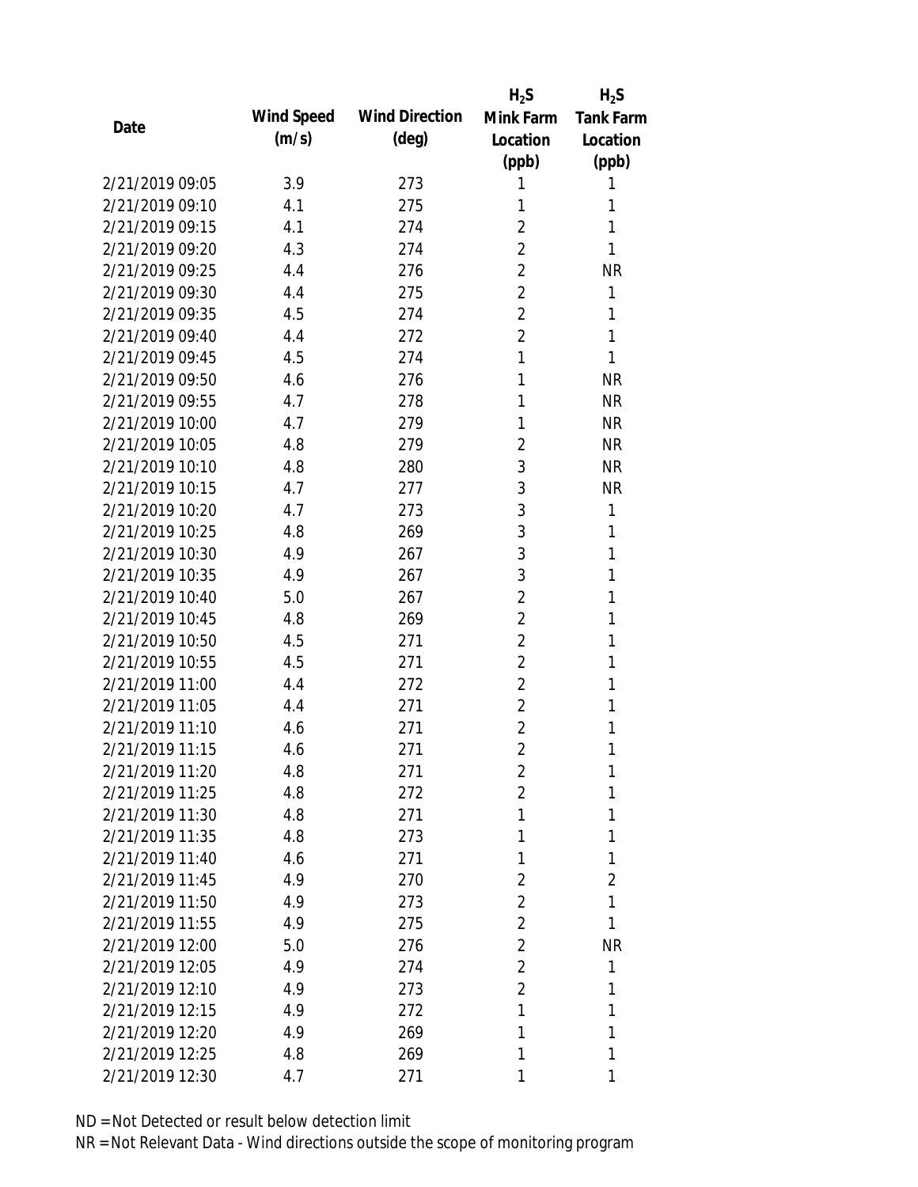| Date | Wind Speed (m/s) | Wind Direction (deg) | $H_2S$ Mink Farm Location (ppb) | $H_2S$ Tank Farm Location (ppb) |
|---|---|---|---|---|
| 2/21/2019 09:05 | 3.9 | 273 | 1 | 1 |
| 2/21/2019 09:10 | 4.1 | 275 | 1 | 1 |
| 2/21/2019 09:15 | 4.1 | 274 | 2 | 1 |
| 2/21/2019 09:20 | 4.3 | 274 | 2 | 1 |
| 2/21/2019 09:25 | 4.4 | 276 | 2 | NR |
| 2/21/2019 09:30 | 4.4 | 275 | 2 | 1 |
| 2/21/2019 09:35 | 4.5 | 274 | 2 | 1 |
| 2/21/2019 09:40 | 4.4 | 272 | 2 | 1 |
| 2/21/2019 09:45 | 4.5 | 274 | 1 | 1 |
| 2/21/2019 09:50 | 4.6 | 276 | 1 | NR |
| 2/21/2019 09:55 | 4.7 | 278 | 1 | NR |
| 2/21/2019 10:00 | 4.7 | 279 | 1 | NR |
| 2/21/2019 10:05 | 4.8 | 279 | 2 | NR |
| 2/21/2019 10:10 | 4.8 | 280 | 3 | NR |
| 2/21/2019 10:15 | 4.7 | 277 | 3 | NR |
| 2/21/2019 10:20 | 4.7 | 273 | 3 | 1 |
| 2/21/2019 10:25 | 4.8 | 269 | 3 | 1 |
| 2/21/2019 10:30 | 4.9 | 267 | 3 | 1 |
| 2/21/2019 10:35 | 4.9 | 267 | 3 | 1 |
| 2/21/2019 10:40 | 5.0 | 267 | 2 | 1 |
| 2/21/2019 10:45 | 4.8 | 269 | 2 | 1 |
| 2/21/2019 10:50 | 4.5 | 271 | 2 | 1 |
| 2/21/2019 10:55 | 4.5 | 271 | 2 | 1 |
| 2/21/2019 11:00 | 4.4 | 272 | 2 | 1 |
| 2/21/2019 11:05 | 4.4 | 271 | 2 | 1 |
| 2/21/2019 11:10 | 4.6 | 271 | 2 | 1 |
| 2/21/2019 11:15 | 4.6 | 271 | 2 | 1 |
| 2/21/2019 11:20 | 4.8 | 271 | 2 | 1 |
| 2/21/2019 11:25 | 4.8 | 272 | 2 | 1 |
| 2/21/2019 11:30 | 4.8 | 271 | 1 | 1 |
| 2/21/2019 11:35 | 4.8 | 273 | 1 | 1 |
| 2/21/2019 11:40 | 4.6 | 271 | 1 | 1 |
| 2/21/2019 11:45 | 4.9 | 270 | 2 | 2 |
| 2/21/2019 11:50 | 4.9 | 273 | 2 | 1 |
| 2/21/2019 11:55 | 4.9 | 275 | 2 | 1 |
| 2/21/2019 12:00 | 5.0 | 276 | 2 | NR |
| 2/21/2019 12:05 | 4.9 | 274 | 2 | 1 |
| 2/21/2019 12:10 | 4.9 | 273 | 2 | 1 |
| 2/21/2019 12:15 | 4.9 | 272 | 1 | 1 |
| 2/21/2019 12:20 | 4.9 | 269 | 1 | 1 |
| 2/21/2019 12:25 | 4.8 | 269 | 1 | 1 |
| 2/21/2019 12:30 | 4.7 | 271 | 1 | 1 |

ND = Not Detected or result below detection limit

NR = Not Relevant Data - Wind directions outside the scope of monitoring program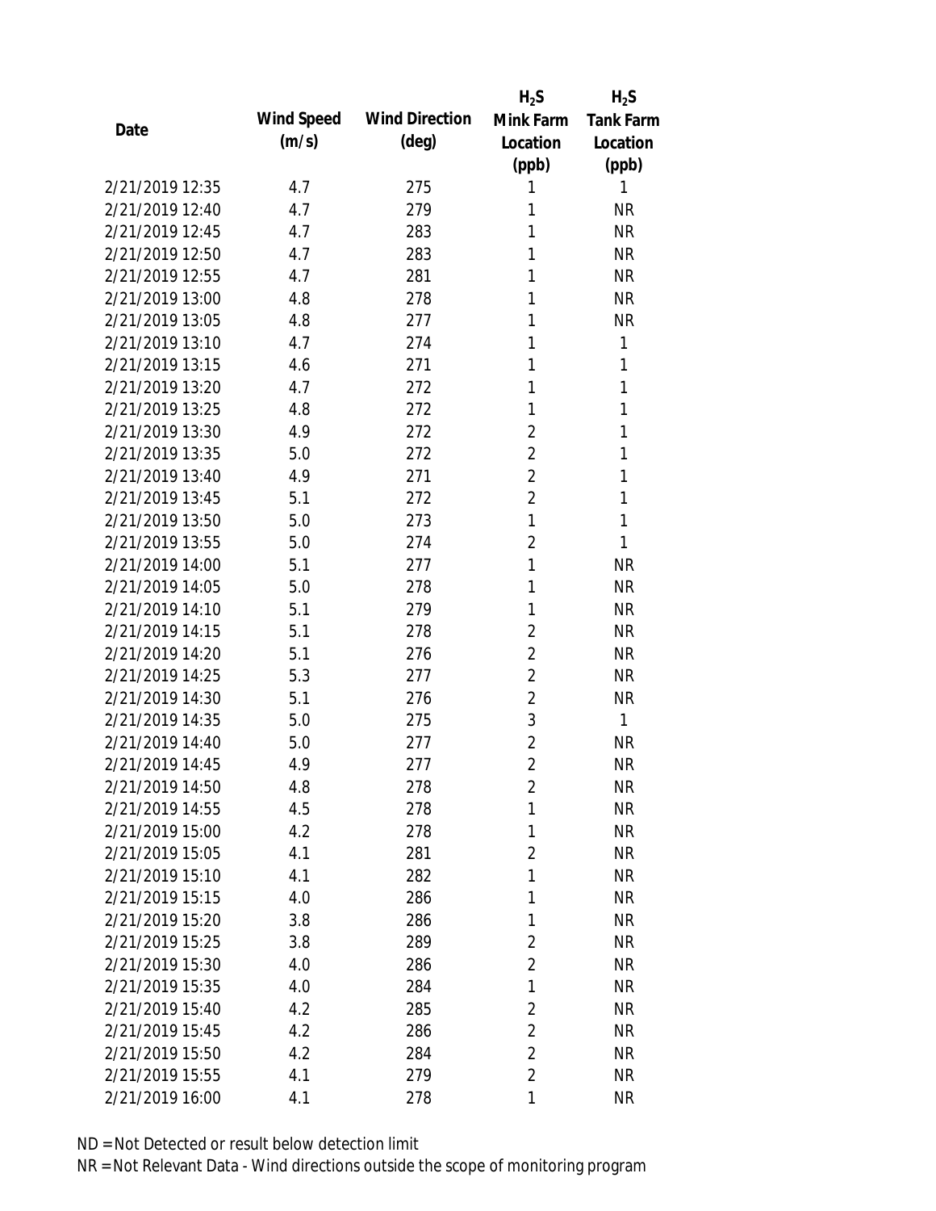| Date | Wind Speed (m/s) | Wind Direction (deg) | $H_2S$ Mink Farm Location (ppb) | $H_2S$ Tank Farm Location (ppb) |
|---|---|---|---|---|
| 2/21/2019 12:35 | 4.7 | 275 | 1 | 1 |
| 2/21/2019 12:40 | 4.7 | 279 | 1 | NR |
| 2/21/2019 12:45 | 4.7 | 283 | 1 | NR |
| 2/21/2019 12:50 | 4.7 | 283 | 1 | NR |
| 2/21/2019 12:55 | 4.7 | 281 | 1 | NR |
| 2/21/2019 13:00 | 4.8 | 278 | 1 | NR |
| 2/21/2019 13:05 | 4.8 | 277 | 1 | NR |
| 2/21/2019 13:10 | 4.7 | 274 | 1 | 1 |
| 2/21/2019 13:15 | 4.6 | 271 | 1 | 1 |
| 2/21/2019 13:20 | 4.7 | 272 | 1 | 1 |
| 2/21/2019 13:25 | 4.8 | 272 | 1 | 1 |
| 2/21/2019 13:30 | 4.9 | 272 | 2 | 1 |
| 2/21/2019 13:35 | 5.0 | 272 | 2 | 1 |
| 2/21/2019 13:40 | 4.9 | 271 | 2 | 1 |
| 2/21/2019 13:45 | 5.1 | 272 | 2 | 1 |
| 2/21/2019 13:50 | 5.0 | 273 | 1 | 1 |
| 2/21/2019 13:55 | 5.0 | 274 | 2 | 1 |
| 2/21/2019 14:00 | 5.1 | 277 | 1 | NR |
| 2/21/2019 14:05 | 5.0 | 278 | 1 | NR |
| 2/21/2019 14:10 | 5.1 | 279 | 1 | NR |
| 2/21/2019 14:15 | 5.1 | 278 | 2 | NR |
| 2/21/2019 14:20 | 5.1 | 276 | 2 | NR |
| 2/21/2019 14:25 | 5.3 | 277 | 2 | NR |
| 2/21/2019 14:30 | 5.1 | 276 | 2 | NR |
| 2/21/2019 14:35 | 5.0 | 275 | 3 | 1 |
| 2/21/2019 14:40 | 5.0 | 277 | 2 | NR |
| 2/21/2019 14:45 | 4.9 | 277 | 2 | NR |
| 2/21/2019 14:50 | 4.8 | 278 | 2 | NR |
| 2/21/2019 14:55 | 4.5 | 278 | 1 | NR |
| 2/21/2019 15:00 | 4.2 | 278 | 1 | NR |
| 2/21/2019 15:05 | 4.1 | 281 | 2 | NR |
| 2/21/2019 15:10 | 4.1 | 282 | 1 | NR |
| 2/21/2019 15:15 | 4.0 | 286 | 1 | NR |
| 2/21/2019 15:20 | 3.8 | 286 | 1 | NR |
| 2/21/2019 15:25 | 3.8 | 289 | 2 | NR |
| 2/21/2019 15:30 | 4.0 | 286 | 2 | NR |
| 2/21/2019 15:35 | 4.0 | 284 | 1 | NR |
| 2/21/2019 15:40 | 4.2 | 285 | 2 | NR |
| 2/21/2019 15:45 | 4.2 | 286 | 2 | NR |
| 2/21/2019 15:50 | 4.2 | 284 | 2 | NR |
| 2/21/2019 15:55 | 4.1 | 279 | 2 | NR |
| 2/21/2019 16:00 | 4.1 | 278 | 1 | NR |

ND = Not Detected or result below detection limit

NR = Not Relevant Data - Wind directions outside the scope of monitoring program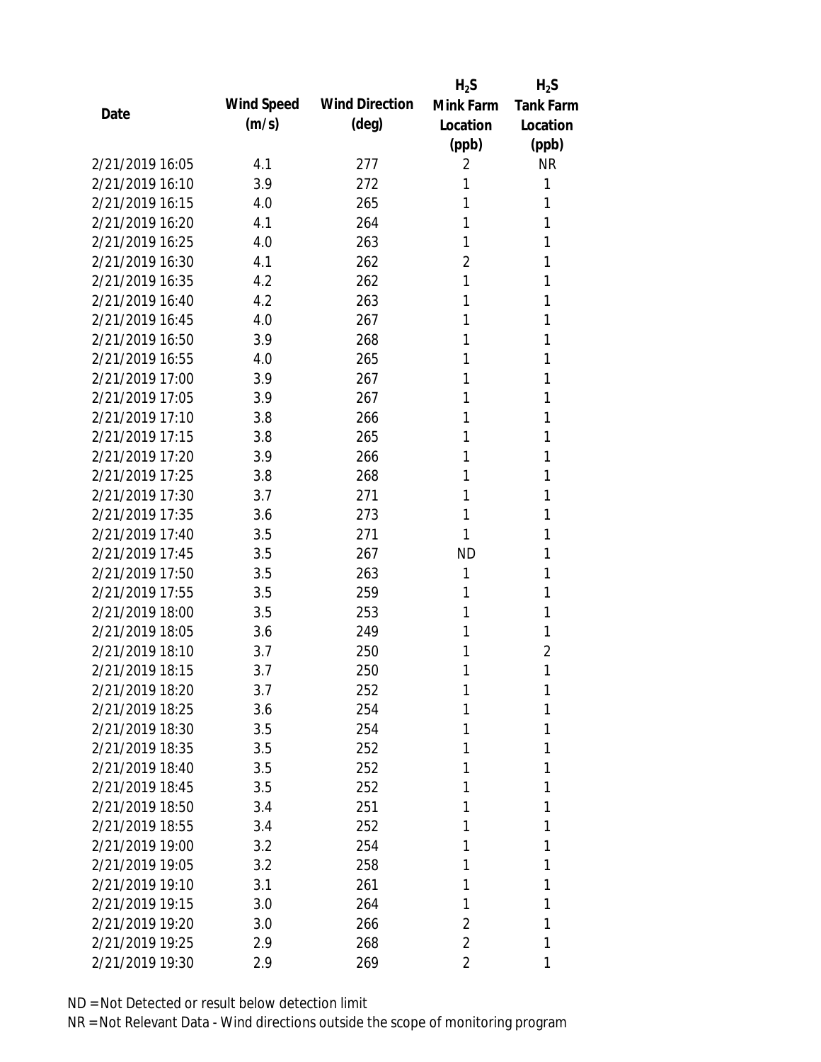| Date | Wind Speed (m/s) | Wind Direction (deg) | $H_2S$ Mink Farm Location (ppb) | $H_2S$ Tank Farm Location (ppb) |
|---|---|---|---|---|
| 2/21/2019 16:05 | 4.1 | 277 | 2 | NR |
| 2/21/2019 16:10 | 3.9 | 272 | 1 | 1 |
| 2/21/2019 16:15 | 4.0 | 265 | 1 | 1 |
| 2/21/2019 16:20 | 4.1 | 264 | 1 | 1 |
| 2/21/2019 16:25 | 4.0 | 263 | 1 | 1 |
| 2/21/2019 16:30 | 4.1 | 262 | 2 | 1 |
| 2/21/2019 16:35 | 4.2 | 262 | 1 | 1 |
| 2/21/2019 16:40 | 4.2 | 263 | 1 | 1 |
| 2/21/2019 16:45 | 4.0 | 267 | 1 | 1 |
| 2/21/2019 16:50 | 3.9 | 268 | 1 | 1 |
| 2/21/2019 16:55 | 4.0 | 265 | 1 | 1 |
| 2/21/2019 17:00 | 3.9 | 267 | 1 | 1 |
| 2/21/2019 17:05 | 3.9 | 267 | 1 | 1 |
| 2/21/2019 17:10 | 3.8 | 266 | 1 | 1 |
| 2/21/2019 17:15 | 3.8 | 265 | 1 | 1 |
| 2/21/2019 17:20 | 3.9 | 266 | 1 | 1 |
| 2/21/2019 17:25 | 3.8 | 268 | 1 | 1 |
| 2/21/2019 17:30 | 3.7 | 271 | 1 | 1 |
| 2/21/2019 17:35 | 3.6 | 273 | 1 | 1 |
| 2/21/2019 17:40 | 3.5 | 271 | 1 | 1 |
| 2/21/2019 17:45 | 3.5 | 267 | ND | 1 |
| 2/21/2019 17:50 | 3.5 | 263 | 1 | 1 |
| 2/21/2019 17:55 | 3.5 | 259 | 1 | 1 |
| 2/21/2019 18:00 | 3.5 | 253 | 1 | 1 |
| 2/21/2019 18:05 | 3.6 | 249 | 1 | 1 |
| 2/21/2019 18:10 | 3.7 | 250 | 1 | 2 |
| 2/21/2019 18:15 | 3.7 | 250 | 1 | 1 |
| 2/21/2019 18:20 | 3.7 | 252 | 1 | 1 |
| 2/21/2019 18:25 | 3.6 | 254 | 1 | 1 |
| 2/21/2019 18:30 | 3.5 | 254 | 1 | 1 |
| 2/21/2019 18:35 | 3.5 | 252 | 1 | 1 |
| 2/21/2019 18:40 | 3.5 | 252 | 1 | 1 |
| 2/21/2019 18:45 | 3.5 | 252 | 1 | 1 |
| 2/21/2019 18:50 | 3.4 | 251 | 1 | 1 |
| 2/21/2019 18:55 | 3.4 | 252 | 1 | 1 |
| 2/21/2019 19:00 | 3.2 | 254 | 1 | 1 |
| 2/21/2019 19:05 | 3.2 | 258 | 1 | 1 |
| 2/21/2019 19:10 | 3.1 | 261 | 1 | 1 |
| 2/21/2019 19:15 | 3.0 | 264 | 1 | 1 |
| 2/21/2019 19:20 | 3.0 | 266 | 2 | 1 |
| 2/21/2019 19:25 | 2.9 | 268 | 2 | 1 |
| 2/21/2019 19:30 | 2.9 | 269 | 2 | 1 |

ND = Not Detected or result below detection limit

NR = Not Relevant Data - Wind directions outside the scope of monitoring program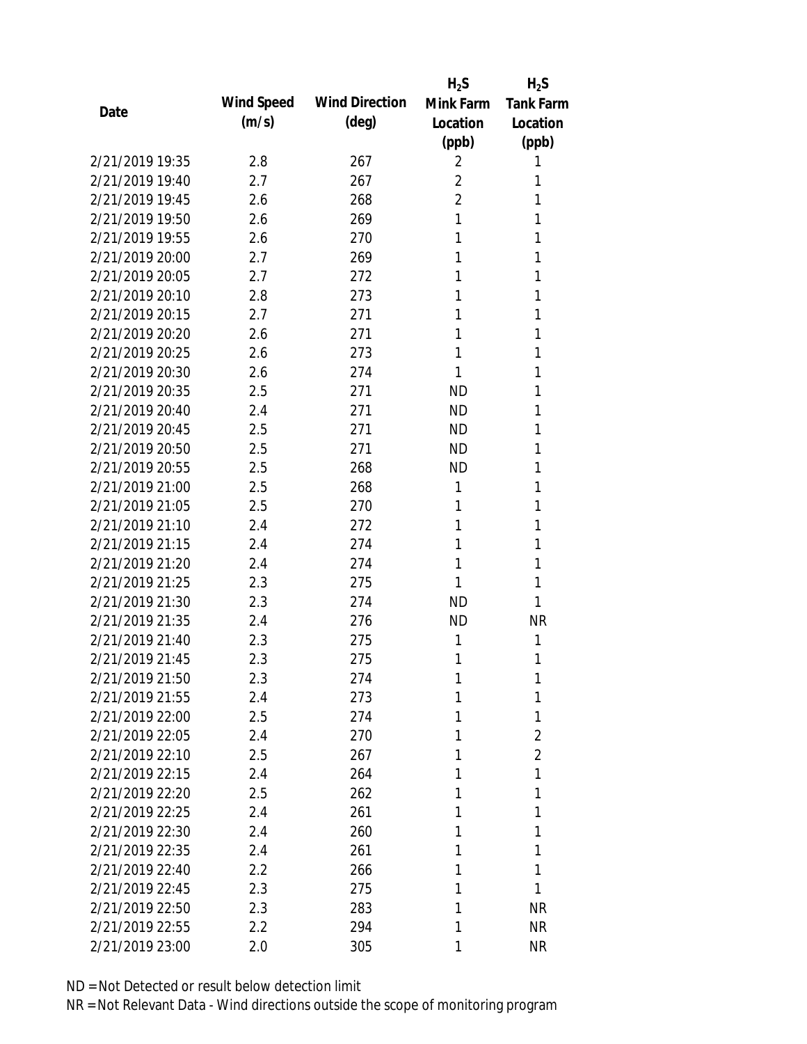| Date | Wind Speed (m/s) | Wind Direction (deg) | $H_2S$ Mink Farm Location (ppb) | $H_2S$ Tank Farm Location (ppb) |
|---|---|---|---|---|
| 2/21/2019 19:35 | 2.8 | 267 | 2 | 1 |
| 2/21/2019 19:40 | 2.7 | 267 | 2 | 1 |
| 2/21/2019 19:45 | 2.6 | 268 | 2 | 1 |
| 2/21/2019 19:50 | 2.6 | 269 | 1 | 1 |
| 2/21/2019 19:55 | 2.6 | 270 | 1 | 1 |
| 2/21/2019 20:00 | 2.7 | 269 | 1 | 1 |
| 2/21/2019 20:05 | 2.7 | 272 | 1 | 1 |
| 2/21/2019 20:10 | 2.8 | 273 | 1 | 1 |
| 2/21/2019 20:15 | 2.7 | 271 | 1 | 1 |
| 2/21/2019 20:20 | 2.6 | 271 | 1 | 1 |
| 2/21/2019 20:25 | 2.6 | 273 | 1 | 1 |
| 2/21/2019 20:30 | 2.6 | 274 | 1 | 1 |
| 2/21/2019 20:35 | 2.5 | 271 | ND | 1 |
| 2/21/2019 20:40 | 2.4 | 271 | ND | 1 |
| 2/21/2019 20:45 | 2.5 | 271 | ND | 1 |
| 2/21/2019 20:50 | 2.5 | 271 | ND | 1 |
| 2/21/2019 20:55 | 2.5 | 268 | ND | 1 |
| 2/21/2019 21:00 | 2.5 | 268 | 1 | 1 |
| 2/21/2019 21:05 | 2.5 | 270 | 1 | 1 |
| 2/21/2019 21:10 | 2.4 | 272 | 1 | 1 |
| 2/21/2019 21:15 | 2.4 | 274 | 1 | 1 |
| 2/21/2019 21:20 | 2.4 | 274 | 1 | 1 |
| 2/21/2019 21:25 | 2.3 | 275 | 1 | 1 |
| 2/21/2019 21:30 | 2.3 | 274 | ND | 1 |
| 2/21/2019 21:35 | 2.4 | 276 | ND | NR |
| 2/21/2019 21:40 | 2.3 | 275 | 1 | 1 |
| 2/21/2019 21:45 | 2.3 | 275 | 1 | 1 |
| 2/21/2019 21:50 | 2.3 | 274 | 1 | 1 |
| 2/21/2019 21:55 | 2.4 | 273 | 1 | 1 |
| 2/21/2019 22:00 | 2.5 | 274 | 1 | 1 |
| 2/21/2019 22:05 | 2.4 | 270 | 1 | 2 |
| 2/21/2019 22:10 | 2.5 | 267 | 1 | 2 |
| 2/21/2019 22:15 | 2.4 | 264 | 1 | 1 |
| 2/21/2019 22:20 | 2.5 | 262 | 1 | 1 |
| 2/21/2019 22:25 | 2.4 | 261 | 1 | 1 |
| 2/21/2019 22:30 | 2.4 | 260 | 1 | 1 |
| 2/21/2019 22:35 | 2.4 | 261 | 1 | 1 |
| 2/21/2019 22:40 | 2.2 | 266 | 1 | 1 |
| 2/21/2019 22:45 | 2.3 | 275 | 1 | 1 |
| 2/21/2019 22:50 | 2.3 | 283 | 1 | NR |
| 2/21/2019 22:55 | 2.2 | 294 | 1 | NR |
| 2/21/2019 23:00 | 2.0 | 305 | 1 | NR |

ND = Not Detected or result below detection limit

NR = Not Relevant Data - Wind directions outside the scope of monitoring program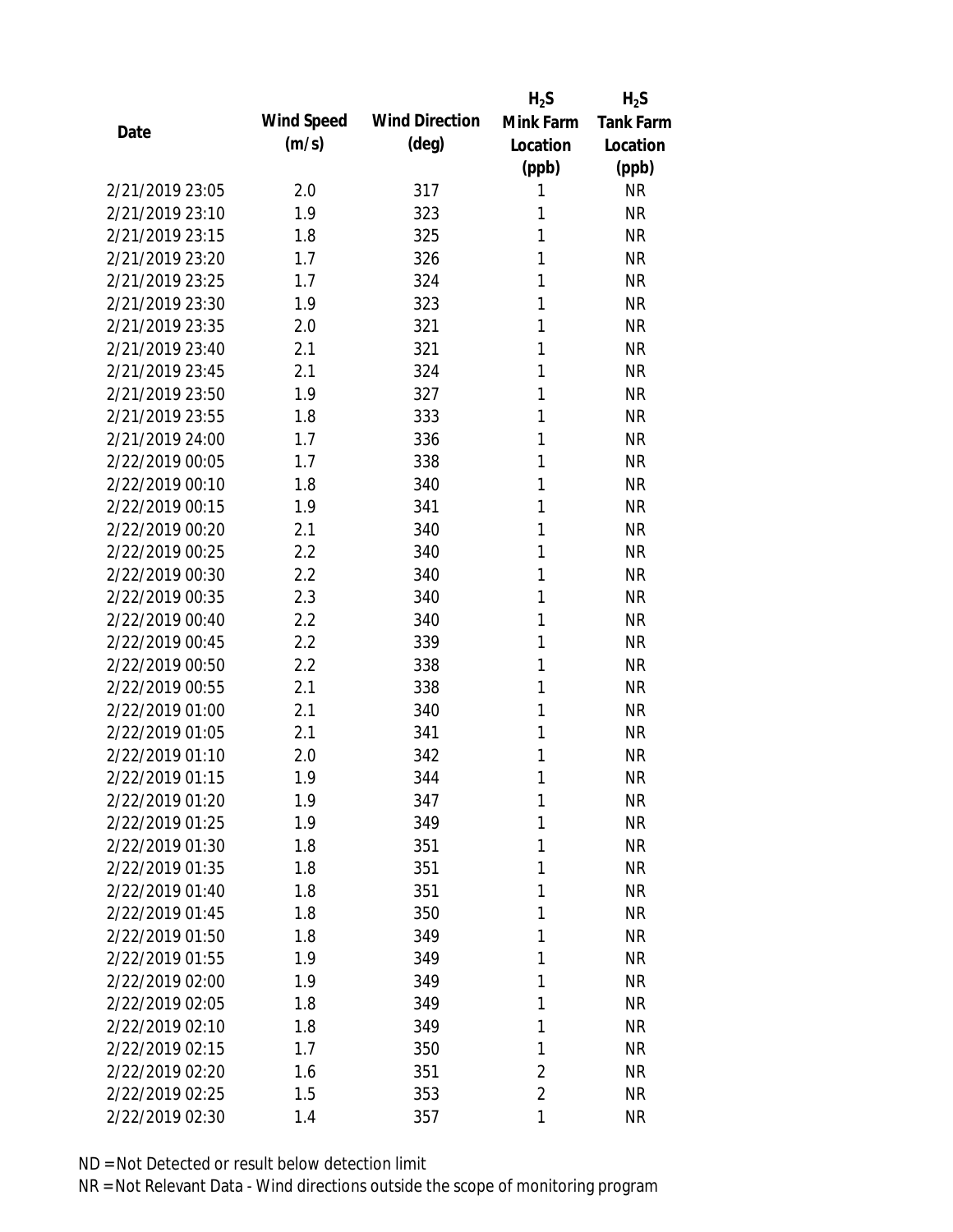| Date | Wind Speed (m/s) | Wind Direction (deg) | $H_2S$ Mink Farm Location (ppb) | $H_2S$ Tank Farm Location (ppb) |
|---|---|---|---|---|
| 2/21/2019 23:05 | 2.0 | 317 | 1 | NR |
| 2/21/2019 23:10 | 1.9 | 323 | 1 | NR |
| 2/21/2019 23:15 | 1.8 | 325 | 1 | NR |
| 2/21/2019 23:20 | 1.7 | 326 | 1 | NR |
| 2/21/2019 23:25 | 1.7 | 324 | 1 | NR |
| 2/21/2019 23:30 | 1.9 | 323 | 1 | NR |
| 2/21/2019 23:35 | 2.0 | 321 | 1 | NR |
| 2/21/2019 23:40 | 2.1 | 321 | 1 | NR |
| 2/21/2019 23:45 | 2.1 | 324 | 1 | NR |
| 2/21/2019 23:50 | 1.9 | 327 | 1 | NR |
| 2/21/2019 23:55 | 1.8 | 333 | 1 | NR |
| 2/21/2019 24:00 | 1.7 | 336 | 1 | NR |
| 2/22/2019 00:05 | 1.7 | 338 | 1 | NR |
| 2/22/2019 00:10 | 1.8 | 340 | 1 | NR |
| 2/22/2019 00:15 | 1.9 | 341 | 1 | NR |
| 2/22/2019 00:20 | 2.1 | 340 | 1 | NR |
| 2/22/2019 00:25 | 2.2 | 340 | 1 | NR |
| 2/22/2019 00:30 | 2.2 | 340 | 1 | NR |
| 2/22/2019 00:35 | 2.3 | 340 | 1 | NR |
| 2/22/2019 00:40 | 2.2 | 340 | 1 | NR |
| 2/22/2019 00:45 | 2.2 | 339 | 1 | NR |
| 2/22/2019 00:50 | 2.2 | 338 | 1 | NR |
| 2/22/2019 00:55 | 2.1 | 338 | 1 | NR |
| 2/22/2019 01:00 | 2.1 | 340 | 1 | NR |
| 2/22/2019 01:05 | 2.1 | 341 | 1 | NR |
| 2/22/2019 01:10 | 2.0 | 342 | 1 | NR |
| 2/22/2019 01:15 | 1.9 | 344 | 1 | NR |
| 2/22/2019 01:20 | 1.9 | 347 | 1 | NR |
| 2/22/2019 01:25 | 1.9 | 349 | 1 | NR |
| 2/22/2019 01:30 | 1.8 | 351 | 1 | NR |
| 2/22/2019 01:35 | 1.8 | 351 | 1 | NR |
| 2/22/2019 01:40 | 1.8 | 351 | 1 | NR |
| 2/22/2019 01:45 | 1.8 | 350 | 1 | NR |
| 2/22/2019 01:50 | 1.8 | 349 | 1 | NR |
| 2/22/2019 01:55 | 1.9 | 349 | 1 | NR |
| 2/22/2019 02:00 | 1.9 | 349 | 1 | NR |
| 2/22/2019 02:05 | 1.8 | 349 | 1 | NR |
| 2/22/2019 02:10 | 1.8 | 349 | 1 | NR |
| 2/22/2019 02:15 | 1.7 | 350 | 1 | NR |
| 2/22/2019 02:20 | 1.6 | 351 | 2 | NR |
| 2/22/2019 02:25 | 1.5 | 353 | 2 | NR |
| 2/22/2019 02:30 | 1.4 | 357 | 1 | NR |

ND = Not Detected or result below detection limit

NR = Not Relevant Data - Wind directions outside the scope of monitoring program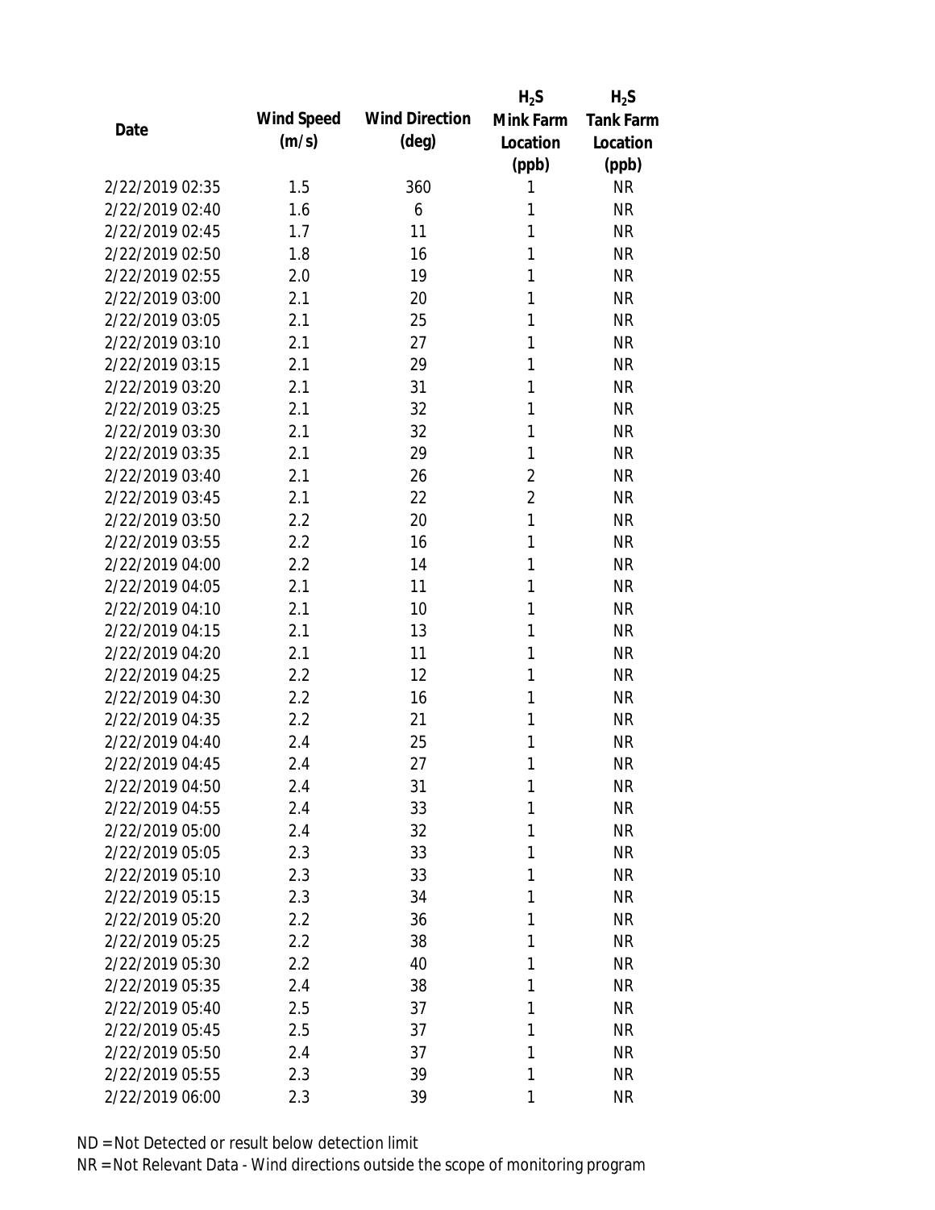| Date | Wind Speed (m/s) | Wind Direction (deg) | $H_2S$ Mink Farm Location (ppb) | $H_2S$ Tank Farm Location (ppb) |
|---|---|---|---|---|
| 2/22/2019 02:35 | 1.5 | 360 | 1 | NR |
| 2/22/2019 02:40 | 1.6 | 6 | 1 | NR |
| 2/22/2019 02:45 | 1.7 | 11 | 1 | NR |
| 2/22/2019 02:50 | 1.8 | 16 | 1 | NR |
| 2/22/2019 02:55 | 2.0 | 19 | 1 | NR |
| 2/22/2019 03:00 | 2.1 | 20 | 1 | NR |
| 2/22/2019 03:05 | 2.1 | 25 | 1 | NR |
| 2/22/2019 03:10 | 2.1 | 27 | 1 | NR |
| 2/22/2019 03:15 | 2.1 | 29 | 1 | NR |
| 2/22/2019 03:20 | 2.1 | 31 | 1 | NR |
| 2/22/2019 03:25 | 2.1 | 32 | 1 | NR |
| 2/22/2019 03:30 | 2.1 | 32 | 1 | NR |
| 2/22/2019 03:35 | 2.1 | 29 | 1 | NR |
| 2/22/2019 03:40 | 2.1 | 26 | 2 | NR |
| 2/22/2019 03:45 | 2.1 | 22 | 2 | NR |
| 2/22/2019 03:50 | 2.2 | 20 | 1 | NR |
| 2/22/2019 03:55 | 2.2 | 16 | 1 | NR |
| 2/22/2019 04:00 | 2.2 | 14 | 1 | NR |
| 2/22/2019 04:05 | 2.1 | 11 | 1 | NR |
| 2/22/2019 04:10 | 2.1 | 10 | 1 | NR |
| 2/22/2019 04:15 | 2.1 | 13 | 1 | NR |
| 2/22/2019 04:20 | 2.1 | 11 | 1 | NR |
| 2/22/2019 04:25 | 2.2 | 12 | 1 | NR |
| 2/22/2019 04:30 | 2.2 | 16 | 1 | NR |
| 2/22/2019 04:35 | 2.2 | 21 | 1 | NR |
| 2/22/2019 04:40 | 2.4 | 25 | 1 | NR |
| 2/22/2019 04:45 | 2.4 | 27 | 1 | NR |
| 2/22/2019 04:50 | 2.4 | 31 | 1 | NR |
| 2/22/2019 04:55 | 2.4 | 33 | 1 | NR |
| 2/22/2019 05:00 | 2.4 | 32 | 1 | NR |
| 2/22/2019 05:05 | 2.3 | 33 | 1 | NR |
| 2/22/2019 05:10 | 2.3 | 33 | 1 | NR |
| 2/22/2019 05:15 | 2.3 | 34 | 1 | NR |
| 2/22/2019 05:20 | 2.2 | 36 | 1 | NR |
| 2/22/2019 05:25 | 2.2 | 38 | 1 | NR |
| 2/22/2019 05:30 | 2.2 | 40 | 1 | NR |
| 2/22/2019 05:35 | 2.4 | 38 | 1 | NR |
| 2/22/2019 05:40 | 2.5 | 37 | 1 | NR |
| 2/22/2019 05:45 | 2.5 | 37 | 1 | NR |
| 2/22/2019 05:50 | 2.4 | 37 | 1 | NR |
| 2/22/2019 05:55 | 2.3 | 39 | 1 | NR |
| 2/22/2019 06:00 | 2.3 | 39 | 1 | NR |

ND = Not Detected or result below detection limit

NR = Not Relevant Data - Wind directions outside the scope of monitoring program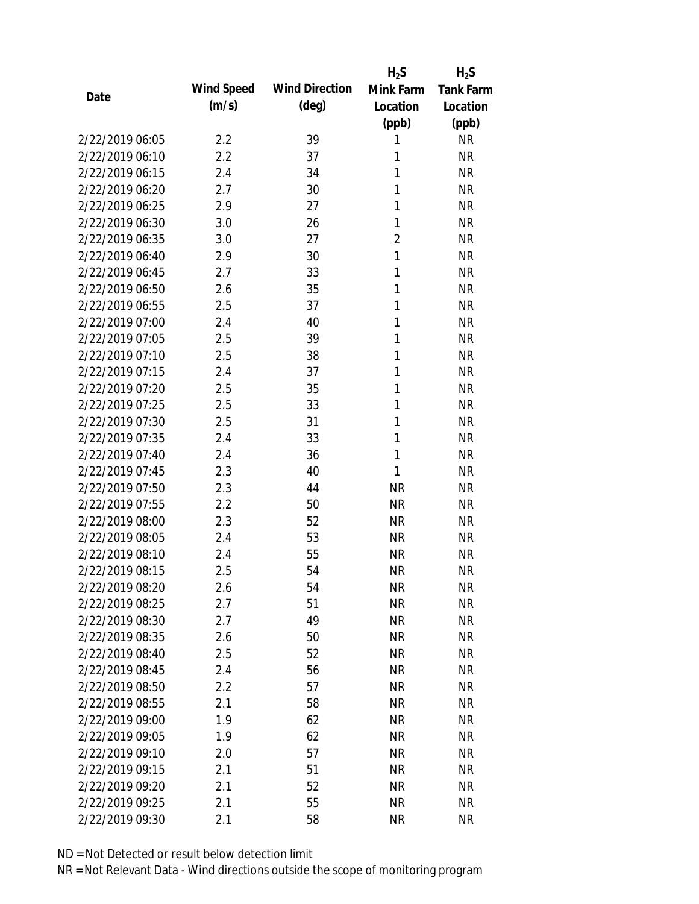| Date | Wind Speed (m/s) | Wind Direction (deg) | $H_2S$ Mink Farm Location (ppb) | $H_2S$ Tank Farm Location (ppb) |
|---|---|---|---|---|
| 2/22/2019 06:05 | 2.2 | 39 | 1 | NR |
| 2/22/2019 06:10 | 2.2 | 37 | 1 | NR |
| 2/22/2019 06:15 | 2.4 | 34 | 1 | NR |
| 2/22/2019 06:20 | 2.7 | 30 | 1 | NR |
| 2/22/2019 06:25 | 2.9 | 27 | 1 | NR |
| 2/22/2019 06:30 | 3.0 | 26 | 1 | NR |
| 2/22/2019 06:35 | 3.0 | 27 | 2 | NR |
| 2/22/2019 06:40 | 2.9 | 30 | 1 | NR |
| 2/22/2019 06:45 | 2.7 | 33 | 1 | NR |
| 2/22/2019 06:50 | 2.6 | 35 | 1 | NR |
| 2/22/2019 06:55 | 2.5 | 37 | 1 | NR |
| 2/22/2019 07:00 | 2.4 | 40 | 1 | NR |
| 2/22/2019 07:05 | 2.5 | 39 | 1 | NR |
| 2/22/2019 07:10 | 2.5 | 38 | 1 | NR |
| 2/22/2019 07:15 | 2.4 | 37 | 1 | NR |
| 2/22/2019 07:20 | 2.5 | 35 | 1 | NR |
| 2/22/2019 07:25 | 2.5 | 33 | 1 | NR |
| 2/22/2019 07:30 | 2.5 | 31 | 1 | NR |
| 2/22/2019 07:35 | 2.4 | 33 | 1 | NR |
| 2/22/2019 07:40 | 2.4 | 36 | 1 | NR |
| 2/22/2019 07:45 | 2.3 | 40 | 1 | NR |
| 2/22/2019 07:50 | 2.3 | 44 | NR | NR |
| 2/22/2019 07:55 | 2.2 | 50 | NR | NR |
| 2/22/2019 08:00 | 2.3 | 52 | NR | NR |
| 2/22/2019 08:05 | 2.4 | 53 | NR | NR |
| 2/22/2019 08:10 | 2.4 | 55 | NR | NR |
| 2/22/2019 08:15 | 2.5 | 54 | NR | NR |
| 2/22/2019 08:20 | 2.6 | 54 | NR | NR |
| 2/22/2019 08:25 | 2.7 | 51 | NR | NR |
| 2/22/2019 08:30 | 2.7 | 49 | NR | NR |
| 2/22/2019 08:35 | 2.6 | 50 | NR | NR |
| 2/22/2019 08:40 | 2.5 | 52 | NR | NR |
| 2/22/2019 08:45 | 2.4 | 56 | NR | NR |
| 2/22/2019 08:50 | 2.2 | 57 | NR | NR |
| 2/22/2019 08:55 | 2.1 | 58 | NR | NR |
| 2/22/2019 09:00 | 1.9 | 62 | NR | NR |
| 2/22/2019 09:05 | 1.9 | 62 | NR | NR |
| 2/22/2019 09:10 | 2.0 | 57 | NR | NR |
| 2/22/2019 09:15 | 2.1 | 51 | NR | NR |
| 2/22/2019 09:20 | 2.1 | 52 | NR | NR |
| 2/22/2019 09:25 | 2.1 | 55 | NR | NR |
| 2/22/2019 09:30 | 2.1 | 58 | NR | NR |

ND = Not Detected or result below detection limit

NR = Not Relevant Data - Wind directions outside the scope of monitoring program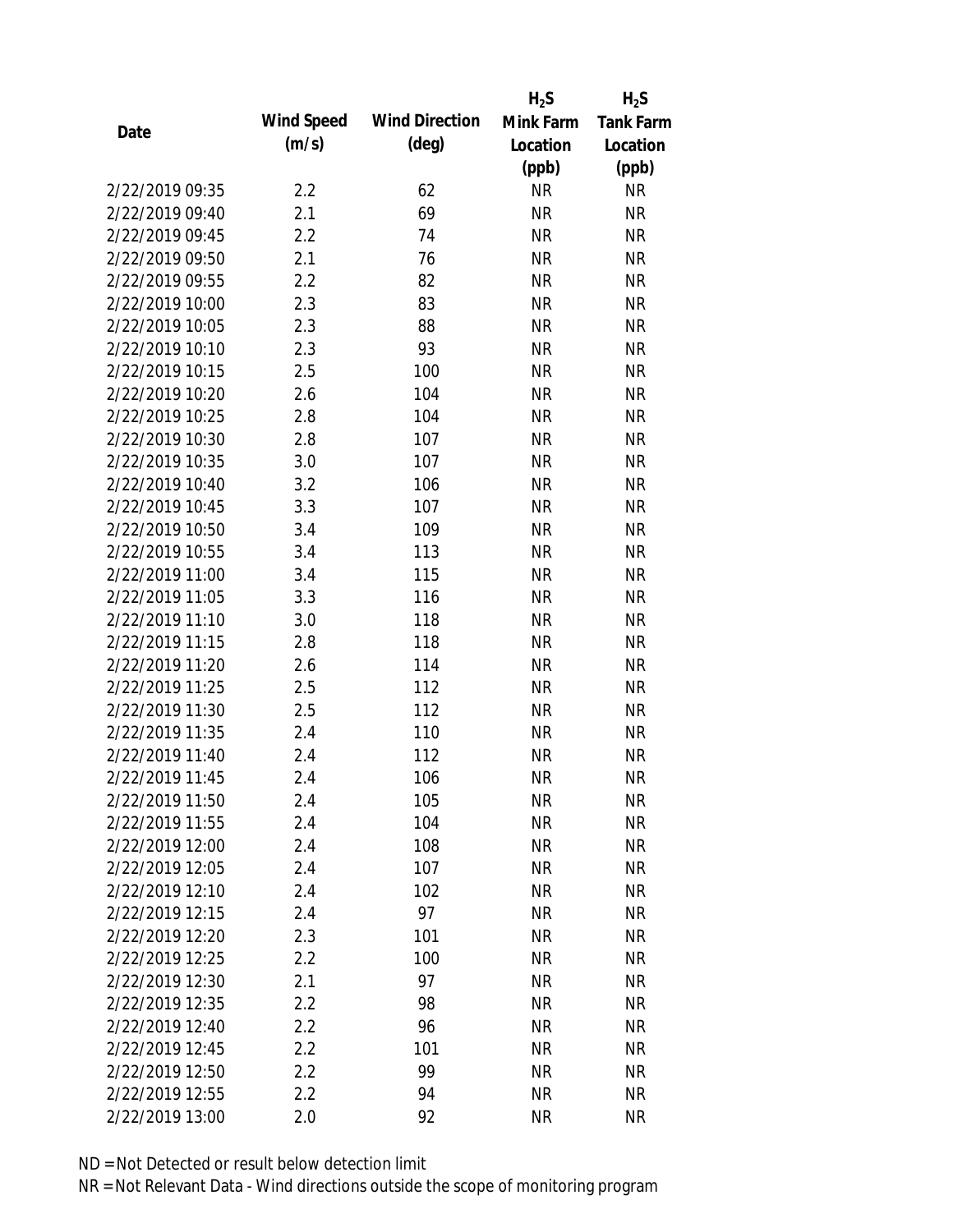| Date | Wind Speed (m/s) | Wind Direction (deg) | $H_2S$ Mink Farm Location (ppb) | $H_2S$ Tank Farm Location (ppb) |
|---|---|---|---|---|
| 2/22/2019 09:35 | 2.2 | 62 | NR | NR |
| 2/22/2019 09:40 | 2.1 | 69 | NR | NR |
| 2/22/2019 09:45 | 2.2 | 74 | NR | NR |
| 2/22/2019 09:50 | 2.1 | 76 | NR | NR |
| 2/22/2019 09:55 | 2.2 | 82 | NR | NR |
| 2/22/2019 10:00 | 2.3 | 83 | NR | NR |
| 2/22/2019 10:05 | 2.3 | 88 | NR | NR |
| 2/22/2019 10:10 | 2.3 | 93 | NR | NR |
| 2/22/2019 10:15 | 2.5 | 100 | NR | NR |
| 2/22/2019 10:20 | 2.6 | 104 | NR | NR |
| 2/22/2019 10:25 | 2.8 | 104 | NR | NR |
| 2/22/2019 10:30 | 2.8 | 107 | NR | NR |
| 2/22/2019 10:35 | 3.0 | 107 | NR | NR |
| 2/22/2019 10:40 | 3.2 | 106 | NR | NR |
| 2/22/2019 10:45 | 3.3 | 107 | NR | NR |
| 2/22/2019 10:50 | 3.4 | 109 | NR | NR |
| 2/22/2019 10:55 | 3.4 | 113 | NR | NR |
| 2/22/2019 11:00 | 3.4 | 115 | NR | NR |
| 2/22/2019 11:05 | 3.3 | 116 | NR | NR |
| 2/22/2019 11:10 | 3.0 | 118 | NR | NR |
| 2/22/2019 11:15 | 2.8 | 118 | NR | NR |
| 2/22/2019 11:20 | 2.6 | 114 | NR | NR |
| 2/22/2019 11:25 | 2.5 | 112 | NR | NR |
| 2/22/2019 11:30 | 2.5 | 112 | NR | NR |
| 2/22/2019 11:35 | 2.4 | 110 | NR | NR |
| 2/22/2019 11:40 | 2.4 | 112 | NR | NR |
| 2/22/2019 11:45 | 2.4 | 106 | NR | NR |
| 2/22/2019 11:50 | 2.4 | 105 | NR | NR |
| 2/22/2019 11:55 | 2.4 | 104 | NR | NR |
| 2/22/2019 12:00 | 2.4 | 108 | NR | NR |
| 2/22/2019 12:05 | 2.4 | 107 | NR | NR |
| 2/22/2019 12:10 | 2.4 | 102 | NR | NR |
| 2/22/2019 12:15 | 2.4 | 97 | NR | NR |
| 2/22/2019 12:20 | 2.3 | 101 | NR | NR |
| 2/22/2019 12:25 | 2.2 | 100 | NR | NR |
| 2/22/2019 12:30 | 2.1 | 97 | NR | NR |
| 2/22/2019 12:35 | 2.2 | 98 | NR | NR |
| 2/22/2019 12:40 | 2.2 | 96 | NR | NR |
| 2/22/2019 12:45 | 2.2 | 101 | NR | NR |
| 2/22/2019 12:50 | 2.2 | 99 | NR | NR |
| 2/22/2019 12:55 | 2.2 | 94 | NR | NR |
| 2/22/2019 13:00 | 2.0 | 92 | NR | NR |

ND = Not Detected or result below detection limit

NR = Not Relevant Data - Wind directions outside the scope of monitoring program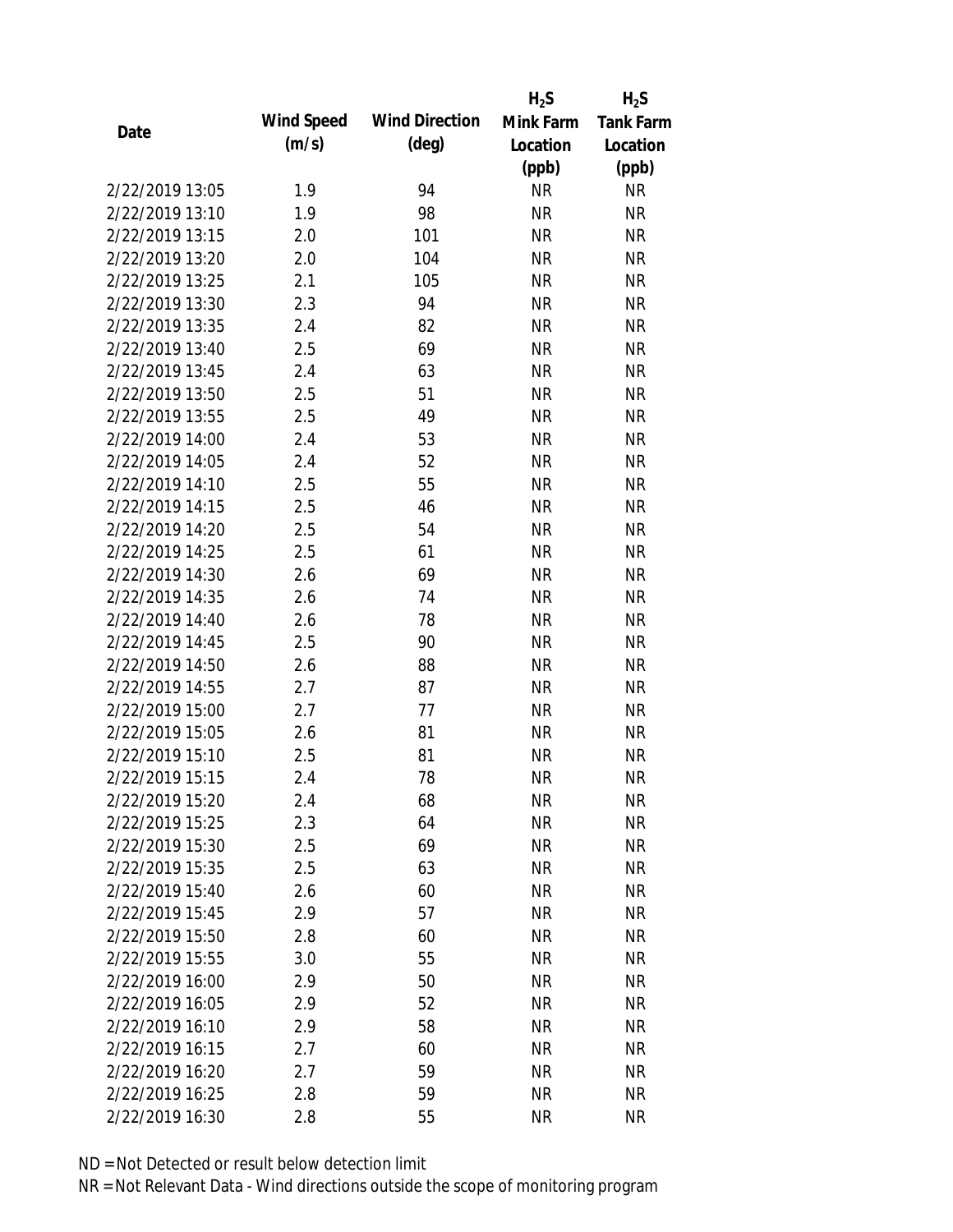| Date | Wind Speed (m/s) | Wind Direction (deg) | $H_2S$ Mink Farm Location (ppb) | $H_2S$ Tank Farm Location (ppb) |
|---|---|---|---|---|
| 2/22/2019 13:05 | 1.9 | 94 | NR | NR |
| 2/22/2019 13:10 | 1.9 | 98 | NR | NR |
| 2/22/2019 13:15 | 2.0 | 101 | NR | NR |
| 2/22/2019 13:20 | 2.0 | 104 | NR | NR |
| 2/22/2019 13:25 | 2.1 | 105 | NR | NR |
| 2/22/2019 13:30 | 2.3 | 94 | NR | NR |
| 2/22/2019 13:35 | 2.4 | 82 | NR | NR |
| 2/22/2019 13:40 | 2.5 | 69 | NR | NR |
| 2/22/2019 13:45 | 2.4 | 63 | NR | NR |
| 2/22/2019 13:50 | 2.5 | 51 | NR | NR |
| 2/22/2019 13:55 | 2.5 | 49 | NR | NR |
| 2/22/2019 14:00 | 2.4 | 53 | NR | NR |
| 2/22/2019 14:05 | 2.4 | 52 | NR | NR |
| 2/22/2019 14:10 | 2.5 | 55 | NR | NR |
| 2/22/2019 14:15 | 2.5 | 46 | NR | NR |
| 2/22/2019 14:20 | 2.5 | 54 | NR | NR |
| 2/22/2019 14:25 | 2.5 | 61 | NR | NR |
| 2/22/2019 14:30 | 2.6 | 69 | NR | NR |
| 2/22/2019 14:35 | 2.6 | 74 | NR | NR |
| 2/22/2019 14:40 | 2.6 | 78 | NR | NR |
| 2/22/2019 14:45 | 2.5 | 90 | NR | NR |
| 2/22/2019 14:50 | 2.6 | 88 | NR | NR |
| 2/22/2019 14:55 | 2.7 | 87 | NR | NR |
| 2/22/2019 15:00 | 2.7 | 77 | NR | NR |
| 2/22/2019 15:05 | 2.6 | 81 | NR | NR |
| 2/22/2019 15:10 | 2.5 | 81 | NR | NR |
| 2/22/2019 15:15 | 2.4 | 78 | NR | NR |
| 2/22/2019 15:20 | 2.4 | 68 | NR | NR |
| 2/22/2019 15:25 | 2.3 | 64 | NR | NR |
| 2/22/2019 15:30 | 2.5 | 69 | NR | NR |
| 2/22/2019 15:35 | 2.5 | 63 | NR | NR |
| 2/22/2019 15:40 | 2.6 | 60 | NR | NR |
| 2/22/2019 15:45 | 2.9 | 57 | NR | NR |
| 2/22/2019 15:50 | 2.8 | 60 | NR | NR |
| 2/22/2019 15:55 | 3.0 | 55 | NR | NR |
| 2/22/2019 16:00 | 2.9 | 50 | NR | NR |
| 2/22/2019 16:05 | 2.9 | 52 | NR | NR |
| 2/22/2019 16:10 | 2.9 | 58 | NR | NR |
| 2/22/2019 16:15 | 2.7 | 60 | NR | NR |
| 2/22/2019 16:20 | 2.7 | 59 | NR | NR |
| 2/22/2019 16:25 | 2.8 | 59 | NR | NR |
| 2/22/2019 16:30 | 2.8 | 55 | NR | NR |

ND = Not Detected or result below detection limit

NR = Not Relevant Data - Wind directions outside the scope of monitoring program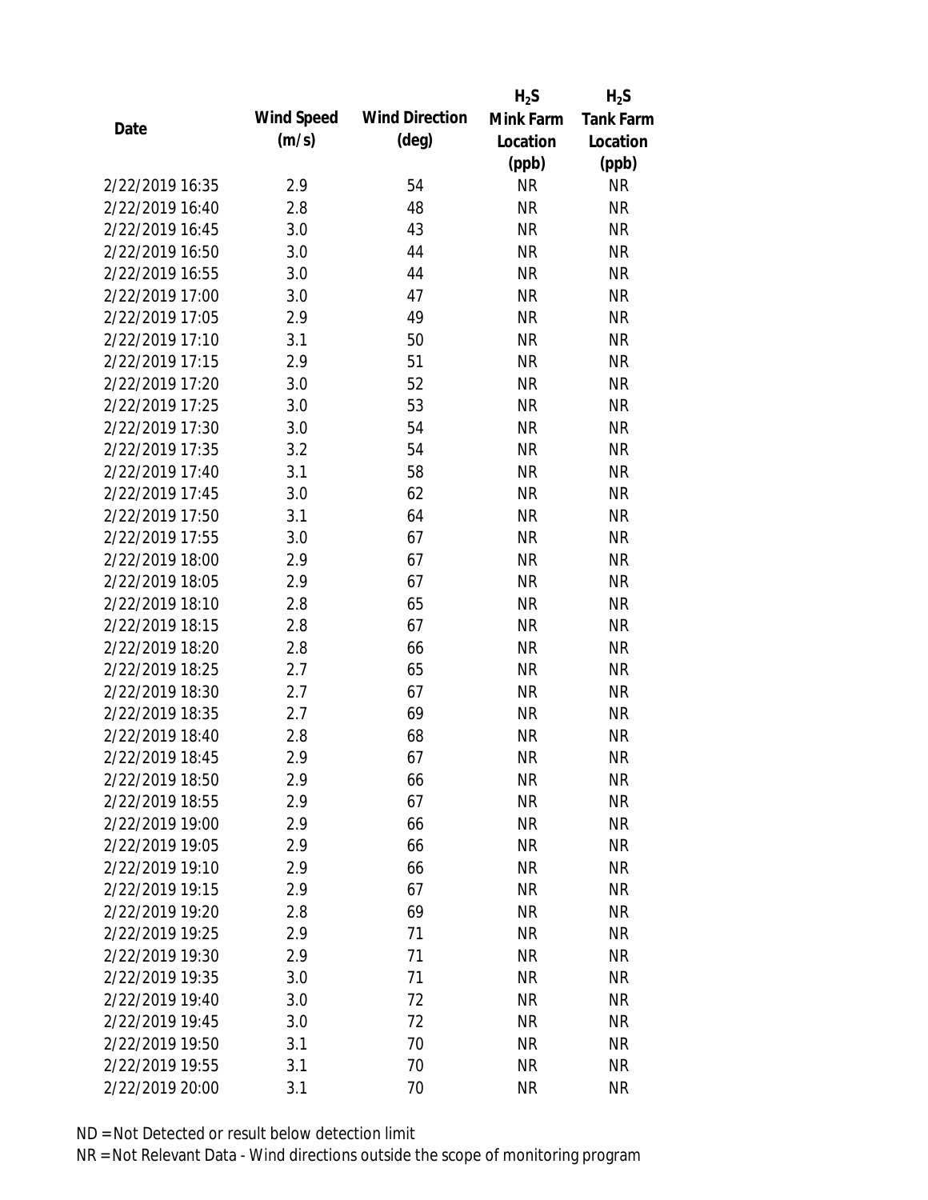| Date | Wind Speed (m/s) | Wind Direction (deg) | $H_2S$ Mink Farm Location (ppb) | $H_2S$ Tank Farm Location (ppb) |
|---|---|---|---|---|
| 2/22/2019 16:35 | 2.9 | 54 | NR | NR |
| 2/22/2019 16:40 | 2.8 | 48 | NR | NR |
| 2/22/2019 16:45 | 3.0 | 43 | NR | NR |
| 2/22/2019 16:50 | 3.0 | 44 | NR | NR |
| 2/22/2019 16:55 | 3.0 | 44 | NR | NR |
| 2/22/2019 17:00 | 3.0 | 47 | NR | NR |
| 2/22/2019 17:05 | 2.9 | 49 | NR | NR |
| 2/22/2019 17:10 | 3.1 | 50 | NR | NR |
| 2/22/2019 17:15 | 2.9 | 51 | NR | NR |
| 2/22/2019 17:20 | 3.0 | 52 | NR | NR |
| 2/22/2019 17:25 | 3.0 | 53 | NR | NR |
| 2/22/2019 17:30 | 3.0 | 54 | NR | NR |
| 2/22/2019 17:35 | 3.2 | 54 | NR | NR |
| 2/22/2019 17:40 | 3.1 | 58 | NR | NR |
| 2/22/2019 17:45 | 3.0 | 62 | NR | NR |
| 2/22/2019 17:50 | 3.1 | 64 | NR | NR |
| 2/22/2019 17:55 | 3.0 | 67 | NR | NR |
| 2/22/2019 18:00 | 2.9 | 67 | NR | NR |
| 2/22/2019 18:05 | 2.9 | 67 | NR | NR |
| 2/22/2019 18:10 | 2.8 | 65 | NR | NR |
| 2/22/2019 18:15 | 2.8 | 67 | NR | NR |
| 2/22/2019 18:20 | 2.8 | 66 | NR | NR |
| 2/22/2019 18:25 | 2.7 | 65 | NR | NR |
| 2/22/2019 18:30 | 2.7 | 67 | NR | NR |
| 2/22/2019 18:35 | 2.7 | 69 | NR | NR |
| 2/22/2019 18:40 | 2.8 | 68 | NR | NR |
| 2/22/2019 18:45 | 2.9 | 67 | NR | NR |
| 2/22/2019 18:50 | 2.9 | 66 | NR | NR |
| 2/22/2019 18:55 | 2.9 | 67 | NR | NR |
| 2/22/2019 19:00 | 2.9 | 66 | NR | NR |
| 2/22/2019 19:05 | 2.9 | 66 | NR | NR |
| 2/22/2019 19:10 | 2.9 | 66 | NR | NR |
| 2/22/2019 19:15 | 2.9 | 67 | NR | NR |
| 2/22/2019 19:20 | 2.8 | 69 | NR | NR |
| 2/22/2019 19:25 | 2.9 | 71 | NR | NR |
| 2/22/2019 19:30 | 2.9 | 71 | NR | NR |
| 2/22/2019 19:35 | 3.0 | 71 | NR | NR |
| 2/22/2019 19:40 | 3.0 | 72 | NR | NR |
| 2/22/2019 19:45 | 3.0 | 72 | NR | NR |
| 2/22/2019 19:50 | 3.1 | 70 | NR | NR |
| 2/22/2019 19:55 | 3.1 | 70 | NR | NR |
| 2/22/2019 20:00 | 3.1 | 70 | NR | NR |

ND = Not Detected or result below detection limit

NR = Not Relevant Data - Wind directions outside the scope of monitoring program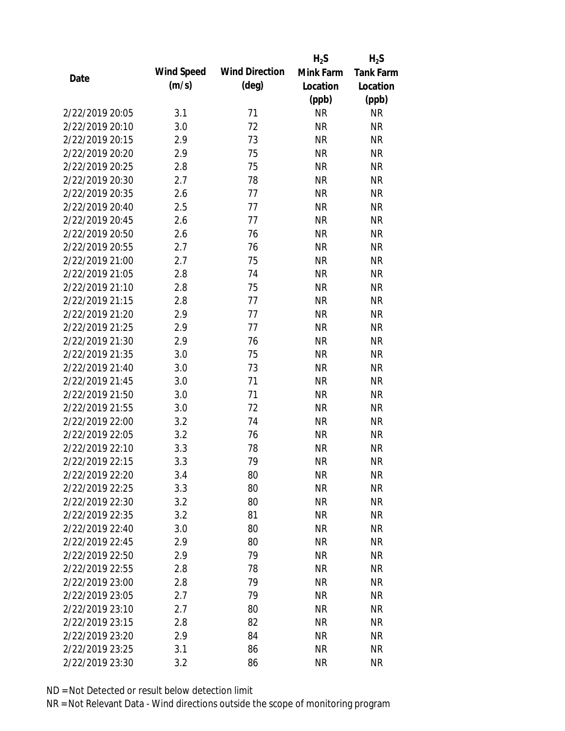| Date | Wind Speed (m/s) | Wind Direction (deg) | $H_2S$ Mink Farm Location (ppb) | $H_2S$ Tank Farm Location (ppb) |
|---|---|---|---|---|
| 2/22/2019 20:05 | 3.1 | 71 | NR | NR |
| 2/22/2019 20:10 | 3.0 | 72 | NR | NR |
| 2/22/2019 20:15 | 2.9 | 73 | NR | NR |
| 2/22/2019 20:20 | 2.9 | 75 | NR | NR |
| 2/22/2019 20:25 | 2.8 | 75 | NR | NR |
| 2/22/2019 20:30 | 2.7 | 78 | NR | NR |
| 2/22/2019 20:35 | 2.6 | 77 | NR | NR |
| 2/22/2019 20:40 | 2.5 | 77 | NR | NR |
| 2/22/2019 20:45 | 2.6 | 77 | NR | NR |
| 2/22/2019 20:50 | 2.6 | 76 | NR | NR |
| 2/22/2019 20:55 | 2.7 | 76 | NR | NR |
| 2/22/2019 21:00 | 2.7 | 75 | NR | NR |
| 2/22/2019 21:05 | 2.8 | 74 | NR | NR |
| 2/22/2019 21:10 | 2.8 | 75 | NR | NR |
| 2/22/2019 21:15 | 2.8 | 77 | NR | NR |
| 2/22/2019 21:20 | 2.9 | 77 | NR | NR |
| 2/22/2019 21:25 | 2.9 | 77 | NR | NR |
| 2/22/2019 21:30 | 2.9 | 76 | NR | NR |
| 2/22/2019 21:35 | 3.0 | 75 | NR | NR |
| 2/22/2019 21:40 | 3.0 | 73 | NR | NR |
| 2/22/2019 21:45 | 3.0 | 71 | NR | NR |
| 2/22/2019 21:50 | 3.0 | 71 | NR | NR |
| 2/22/2019 21:55 | 3.0 | 72 | NR | NR |
| 2/22/2019 22:00 | 3.2 | 74 | NR | NR |
| 2/22/2019 22:05 | 3.2 | 76 | NR | NR |
| 2/22/2019 22:10 | 3.3 | 78 | NR | NR |
| 2/22/2019 22:15 | 3.3 | 79 | NR | NR |
| 2/22/2019 22:20 | 3.4 | 80 | NR | NR |
| 2/22/2019 22:25 | 3.3 | 80 | NR | NR |
| 2/22/2019 22:30 | 3.2 | 80 | NR | NR |
| 2/22/2019 22:35 | 3.2 | 81 | NR | NR |
| 2/22/2019 22:40 | 3.0 | 80 | NR | NR |
| 2/22/2019 22:45 | 2.9 | 80 | NR | NR |
| 2/22/2019 22:50 | 2.9 | 79 | NR | NR |
| 2/22/2019 22:55 | 2.8 | 78 | NR | NR |
| 2/22/2019 23:00 | 2.8 | 79 | NR | NR |
| 2/22/2019 23:05 | 2.7 | 79 | NR | NR |
| 2/22/2019 23:10 | 2.7 | 80 | NR | NR |
| 2/22/2019 23:15 | 2.8 | 82 | NR | NR |
| 2/22/2019 23:20 | 2.9 | 84 | NR | NR |
| 2/22/2019 23:25 | 3.1 | 86 | NR | NR |
| 2/22/2019 23:30 | 3.2 | 86 | NR | NR |

ND = Not Detected or result below detection limit

NR = Not Relevant Data - Wind directions outside the scope of monitoring program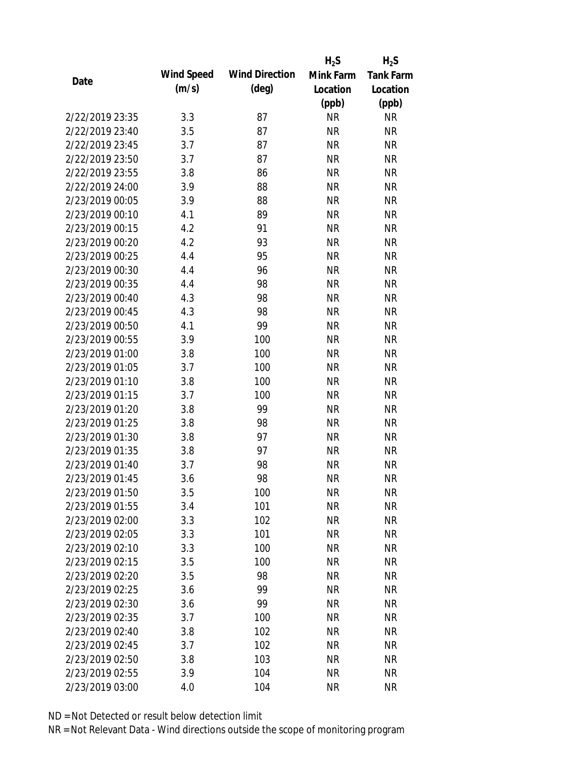| Date | Wind Speed (m/s) | Wind Direction (deg) | $H_2S$ Mink Farm Location (ppb) | $H_2S$ Tank Farm Location (ppb) |
|---|---|---|---|---|
| 2/22/2019 23:35 | 3.3 | 87 | NR | NR |
| 2/22/2019 23:40 | 3.5 | 87 | NR | NR |
| 2/22/2019 23:45 | 3.7 | 87 | NR | NR |
| 2/22/2019 23:50 | 3.7 | 87 | NR | NR |
| 2/22/2019 23:55 | 3.8 | 86 | NR | NR |
| 2/22/2019 24:00 | 3.9 | 88 | NR | NR |
| 2/23/2019 00:05 | 3.9 | 88 | NR | NR |
| 2/23/2019 00:10 | 4.1 | 89 | NR | NR |
| 2/23/2019 00:15 | 4.2 | 91 | NR | NR |
| 2/23/2019 00:20 | 4.2 | 93 | NR | NR |
| 2/23/2019 00:25 | 4.4 | 95 | NR | NR |
| 2/23/2019 00:30 | 4.4 | 96 | NR | NR |
| 2/23/2019 00:35 | 4.4 | 98 | NR | NR |
| 2/23/2019 00:40 | 4.3 | 98 | NR | NR |
| 2/23/2019 00:45 | 4.3 | 98 | NR | NR |
| 2/23/2019 00:50 | 4.1 | 99 | NR | NR |
| 2/23/2019 00:55 | 3.9 | 100 | NR | NR |
| 2/23/2019 01:00 | 3.8 | 100 | NR | NR |
| 2/23/2019 01:05 | 3.7 | 100 | NR | NR |
| 2/23/2019 01:10 | 3.8 | 100 | NR | NR |
| 2/23/2019 01:15 | 3.7 | 100 | NR | NR |
| 2/23/2019 01:20 | 3.8 | 99 | NR | NR |
| 2/23/2019 01:25 | 3.8 | 98 | NR | NR |
| 2/23/2019 01:30 | 3.8 | 97 | NR | NR |
| 2/23/2019 01:35 | 3.8 | 97 | NR | NR |
| 2/23/2019 01:40 | 3.7 | 98 | NR | NR |
| 2/23/2019 01:45 | 3.6 | 98 | NR | NR |
| 2/23/2019 01:50 | 3.5 | 100 | NR | NR |
| 2/23/2019 01:55 | 3.4 | 101 | NR | NR |
| 2/23/2019 02:00 | 3.3 | 102 | NR | NR |
| 2/23/2019 02:05 | 3.3 | 101 | NR | NR |
| 2/23/2019 02:10 | 3.3 | 100 | NR | NR |
| 2/23/2019 02:15 | 3.5 | 100 | NR | NR |
| 2/23/2019 02:20 | 3.5 | 98 | NR | NR |
| 2/23/2019 02:25 | 3.6 | 99 | NR | NR |
| 2/23/2019 02:30 | 3.6 | 99 | NR | NR |
| 2/23/2019 02:35 | 3.7 | 100 | NR | NR |
| 2/23/2019 02:40 | 3.8 | 102 | NR | NR |
| 2/23/2019 02:45 | 3.7 | 102 | NR | NR |
| 2/23/2019 02:50 | 3.8 | 103 | NR | NR |
| 2/23/2019 02:55 | 3.9 | 104 | NR | NR |
| 2/23/2019 03:00 | 4.0 | 104 | NR | NR |

ND = Not Detected or result below detection limit

NR = Not Relevant Data - Wind directions outside the scope of monitoring program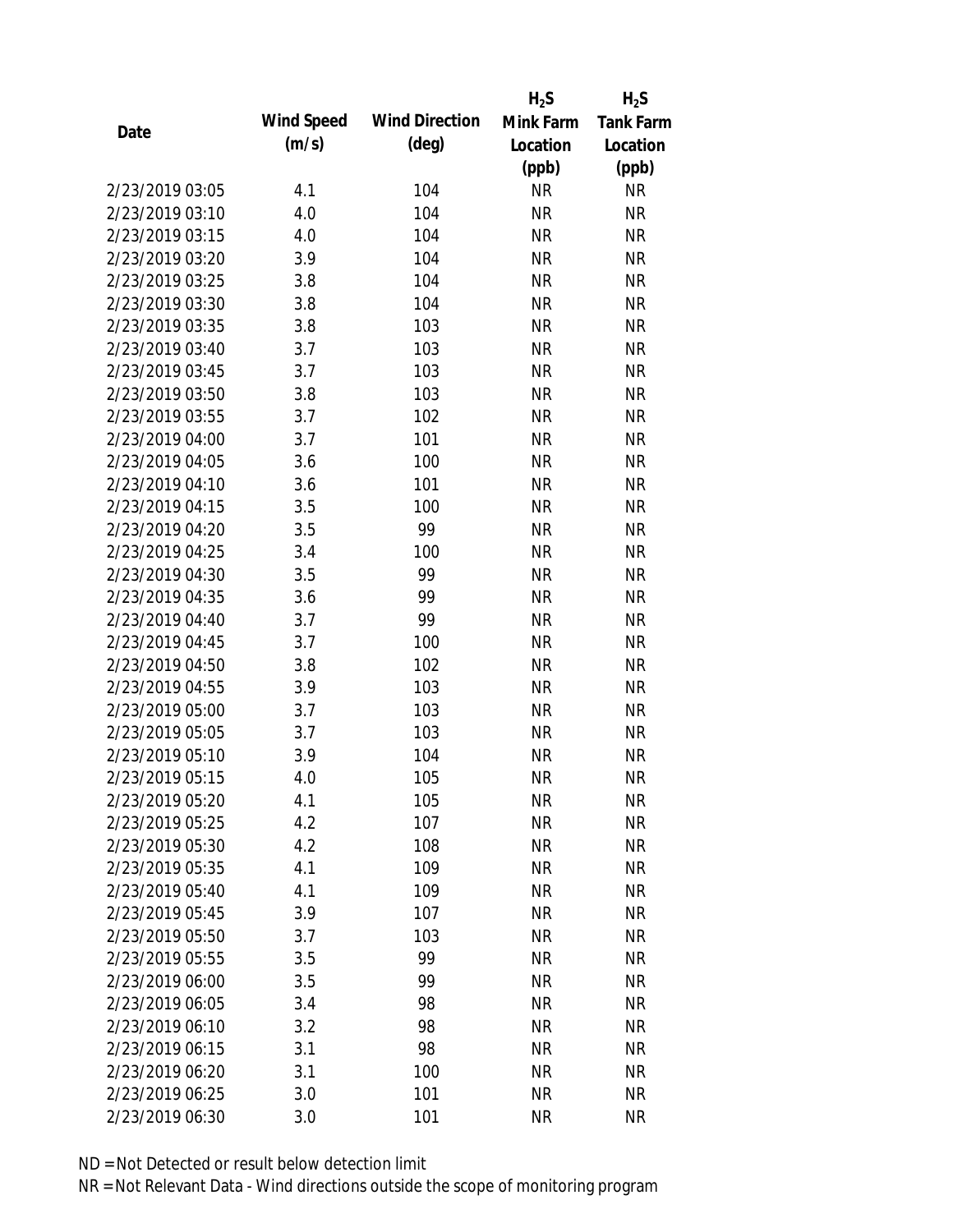| Date | Wind Speed (m/s) | Wind Direction (deg) | $H_2S$ Mink Farm Location (ppb) | $H_2S$ Tank Farm Location (ppb) |
|---|---|---|---|---|
| 2/23/2019 03:05 | 4.1 | 104 | NR | NR |
| 2/23/2019 03:10 | 4.0 | 104 | NR | NR |
| 2/23/2019 03:15 | 4.0 | 104 | NR | NR |
| 2/23/2019 03:20 | 3.9 | 104 | NR | NR |
| 2/23/2019 03:25 | 3.8 | 104 | NR | NR |
| 2/23/2019 03:30 | 3.8 | 104 | NR | NR |
| 2/23/2019 03:35 | 3.8 | 103 | NR | NR |
| 2/23/2019 03:40 | 3.7 | 103 | NR | NR |
| 2/23/2019 03:45 | 3.7 | 103 | NR | NR |
| 2/23/2019 03:50 | 3.8 | 103 | NR | NR |
| 2/23/2019 03:55 | 3.7 | 102 | NR | NR |
| 2/23/2019 04:00 | 3.7 | 101 | NR | NR |
| 2/23/2019 04:05 | 3.6 | 100 | NR | NR |
| 2/23/2019 04:10 | 3.6 | 101 | NR | NR |
| 2/23/2019 04:15 | 3.5 | 100 | NR | NR |
| 2/23/2019 04:20 | 3.5 | 99 | NR | NR |
| 2/23/2019 04:25 | 3.4 | 100 | NR | NR |
| 2/23/2019 04:30 | 3.5 | 99 | NR | NR |
| 2/23/2019 04:35 | 3.6 | 99 | NR | NR |
| 2/23/2019 04:40 | 3.7 | 99 | NR | NR |
| 2/23/2019 04:45 | 3.7 | 100 | NR | NR |
| 2/23/2019 04:50 | 3.8 | 102 | NR | NR |
| 2/23/2019 04:55 | 3.9 | 103 | NR | NR |
| 2/23/2019 05:00 | 3.7 | 103 | NR | NR |
| 2/23/2019 05:05 | 3.7 | 103 | NR | NR |
| 2/23/2019 05:10 | 3.9 | 104 | NR | NR |
| 2/23/2019 05:15 | 4.0 | 105 | NR | NR |
| 2/23/2019 05:20 | 4.1 | 105 | NR | NR |
| 2/23/2019 05:25 | 4.2 | 107 | NR | NR |
| 2/23/2019 05:30 | 4.2 | 108 | NR | NR |
| 2/23/2019 05:35 | 4.1 | 109 | NR | NR |
| 2/23/2019 05:40 | 4.1 | 109 | NR | NR |
| 2/23/2019 05:45 | 3.9 | 107 | NR | NR |
| 2/23/2019 05:50 | 3.7 | 103 | NR | NR |
| 2/23/2019 05:55 | 3.5 | 99 | NR | NR |
| 2/23/2019 06:00 | 3.5 | 99 | NR | NR |
| 2/23/2019 06:05 | 3.4 | 98 | NR | NR |
| 2/23/2019 06:10 | 3.2 | 98 | NR | NR |
| 2/23/2019 06:15 | 3.1 | 98 | NR | NR |
| 2/23/2019 06:20 | 3.1 | 100 | NR | NR |
| 2/23/2019 06:25 | 3.0 | 101 | NR | NR |
| 2/23/2019 06:30 | 3.0 | 101 | NR | NR |

ND = Not Detected or result below detection limit

NR = Not Relevant Data - Wind directions outside the scope of monitoring program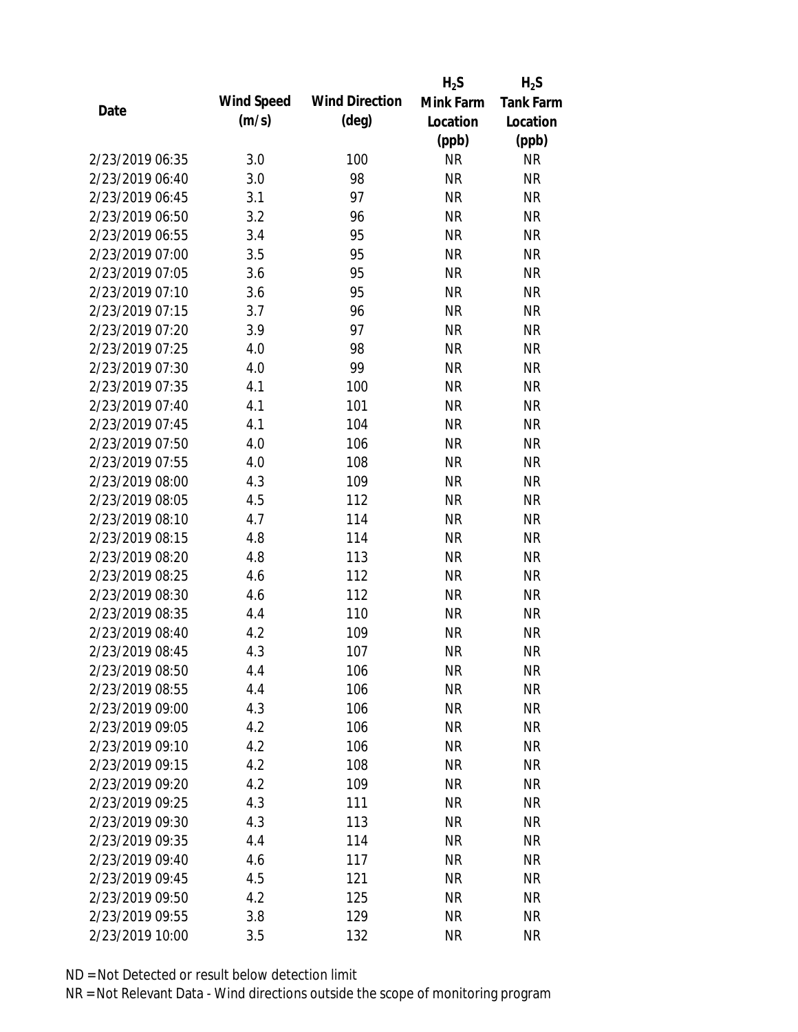| Date | Wind Speed (m/s) | Wind Direction (deg) | $H_2S$ Mink Farm Location (ppb) | $H_2S$ Tank Farm Location (ppb) |
|---|---|---|---|---|
| 2/23/2019 06:35 | 3.0 | 100 | NR | NR |
| 2/23/2019 06:40 | 3.0 | 98 | NR | NR |
| 2/23/2019 06:45 | 3.1 | 97 | NR | NR |
| 2/23/2019 06:50 | 3.2 | 96 | NR | NR |
| 2/23/2019 06:55 | 3.4 | 95 | NR | NR |
| 2/23/2019 07:00 | 3.5 | 95 | NR | NR |
| 2/23/2019 07:05 | 3.6 | 95 | NR | NR |
| 2/23/2019 07:10 | 3.6 | 95 | NR | NR |
| 2/23/2019 07:15 | 3.7 | 96 | NR | NR |
| 2/23/2019 07:20 | 3.9 | 97 | NR | NR |
| 2/23/2019 07:25 | 4.0 | 98 | NR | NR |
| 2/23/2019 07:30 | 4.0 | 99 | NR | NR |
| 2/23/2019 07:35 | 4.1 | 100 | NR | NR |
| 2/23/2019 07:40 | 4.1 | 101 | NR | NR |
| 2/23/2019 07:45 | 4.1 | 104 | NR | NR |
| 2/23/2019 07:50 | 4.0 | 106 | NR | NR |
| 2/23/2019 07:55 | 4.0 | 108 | NR | NR |
| 2/23/2019 08:00 | 4.3 | 109 | NR | NR |
| 2/23/2019 08:05 | 4.5 | 112 | NR | NR |
| 2/23/2019 08:10 | 4.7 | 114 | NR | NR |
| 2/23/2019 08:15 | 4.8 | 114 | NR | NR |
| 2/23/2019 08:20 | 4.8 | 113 | NR | NR |
| 2/23/2019 08:25 | 4.6 | 112 | NR | NR |
| 2/23/2019 08:30 | 4.6 | 112 | NR | NR |
| 2/23/2019 08:35 | 4.4 | 110 | NR | NR |
| 2/23/2019 08:40 | 4.2 | 109 | NR | NR |
| 2/23/2019 08:45 | 4.3 | 107 | NR | NR |
| 2/23/2019 08:50 | 4.4 | 106 | NR | NR |
| 2/23/2019 08:55 | 4.4 | 106 | NR | NR |
| 2/23/2019 09:00 | 4.3 | 106 | NR | NR |
| 2/23/2019 09:05 | 4.2 | 106 | NR | NR |
| 2/23/2019 09:10 | 4.2 | 106 | NR | NR |
| 2/23/2019 09:15 | 4.2 | 108 | NR | NR |
| 2/23/2019 09:20 | 4.2 | 109 | NR | NR |
| 2/23/2019 09:25 | 4.3 | 111 | NR | NR |
| 2/23/2019 09:30 | 4.3 | 113 | NR | NR |
| 2/23/2019 09:35 | 4.4 | 114 | NR | NR |
| 2/23/2019 09:40 | 4.6 | 117 | NR | NR |
| 2/23/2019 09:45 | 4.5 | 121 | NR | NR |
| 2/23/2019 09:50 | 4.2 | 125 | NR | NR |
| 2/23/2019 09:55 | 3.8 | 129 | NR | NR |
| 2/23/2019 10:00 | 3.5 | 132 | NR | NR |

ND = Not Detected or result below detection limit

NR = Not Relevant Data - Wind directions outside the scope of monitoring program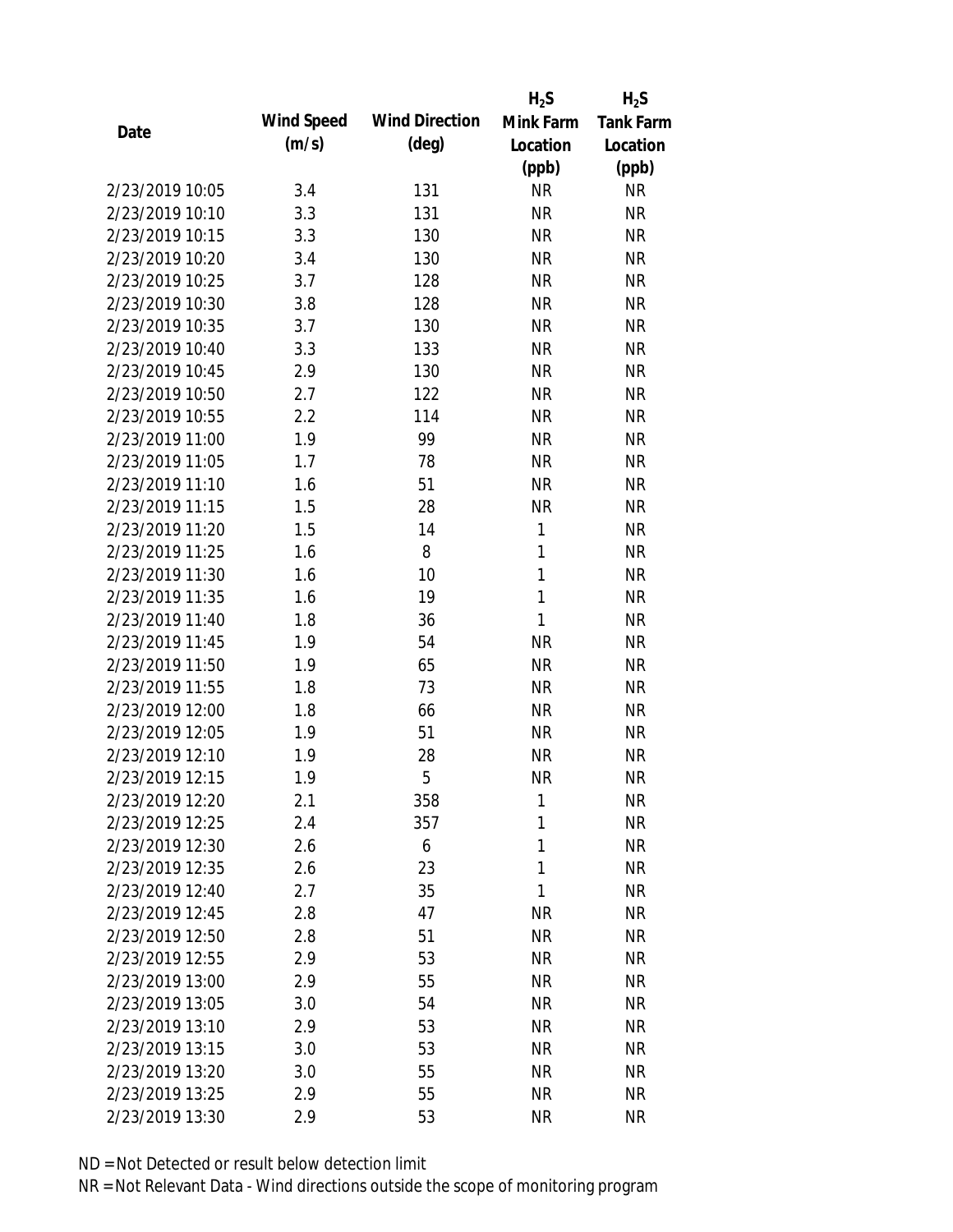| Date | Wind Speed (m/s) | Wind Direction (deg) | $H_2S$ Mink Farm Location (ppb) | $H_2S$ Tank Farm Location (ppb) |
|---|---|---|---|---|
| 2/23/2019 10:05 | 3.4 | 131 | NR | NR |
| 2/23/2019 10:10 | 3.3 | 131 | NR | NR |
| 2/23/2019 10:15 | 3.3 | 130 | NR | NR |
| 2/23/2019 10:20 | 3.4 | 130 | NR | NR |
| 2/23/2019 10:25 | 3.7 | 128 | NR | NR |
| 2/23/2019 10:30 | 3.8 | 128 | NR | NR |
| 2/23/2019 10:35 | 3.7 | 130 | NR | NR |
| 2/23/2019 10:40 | 3.3 | 133 | NR | NR |
| 2/23/2019 10:45 | 2.9 | 130 | NR | NR |
| 2/23/2019 10:50 | 2.7 | 122 | NR | NR |
| 2/23/2019 10:55 | 2.2 | 114 | NR | NR |
| 2/23/2019 11:00 | 1.9 | 99 | NR | NR |
| 2/23/2019 11:05 | 1.7 | 78 | NR | NR |
| 2/23/2019 11:10 | 1.6 | 51 | NR | NR |
| 2/23/2019 11:15 | 1.5 | 28 | NR | NR |
| 2/23/2019 11:20 | 1.5 | 14 | 1 | NR |
| 2/23/2019 11:25 | 1.6 | 8 | 1 | NR |
| 2/23/2019 11:30 | 1.6 | 10 | 1 | NR |
| 2/23/2019 11:35 | 1.6 | 19 | 1 | NR |
| 2/23/2019 11:40 | 1.8 | 36 | 1 | NR |
| 2/23/2019 11:45 | 1.9 | 54 | NR | NR |
| 2/23/2019 11:50 | 1.9 | 65 | NR | NR |
| 2/23/2019 11:55 | 1.8 | 73 | NR | NR |
| 2/23/2019 12:00 | 1.8 | 66 | NR | NR |
| 2/23/2019 12:05 | 1.9 | 51 | NR | NR |
| 2/23/2019 12:10 | 1.9 | 28 | NR | NR |
| 2/23/2019 12:15 | 1.9 | 5 | NR | NR |
| 2/23/2019 12:20 | 2.1 | 358 | 1 | NR |
| 2/23/2019 12:25 | 2.4 | 357 | 1 | NR |
| 2/23/2019 12:30 | 2.6 | 6 | 1 | NR |
| 2/23/2019 12:35 | 2.6 | 23 | 1 | NR |
| 2/23/2019 12:40 | 2.7 | 35 | 1 | NR |
| 2/23/2019 12:45 | 2.8 | 47 | NR | NR |
| 2/23/2019 12:50 | 2.8 | 51 | NR | NR |
| 2/23/2019 12:55 | 2.9 | 53 | NR | NR |
| 2/23/2019 13:00 | 2.9 | 55 | NR | NR |
| 2/23/2019 13:05 | 3.0 | 54 | NR | NR |
| 2/23/2019 13:10 | 2.9 | 53 | NR | NR |
| 2/23/2019 13:15 | 3.0 | 53 | NR | NR |
| 2/23/2019 13:20 | 3.0 | 55 | NR | NR |
| 2/23/2019 13:25 | 2.9 | 55 | NR | NR |
| 2/23/2019 13:30 | 2.9 | 53 | NR | NR |

ND = Not Detected or result below detection limit

NR = Not Relevant Data - Wind directions outside the scope of monitoring program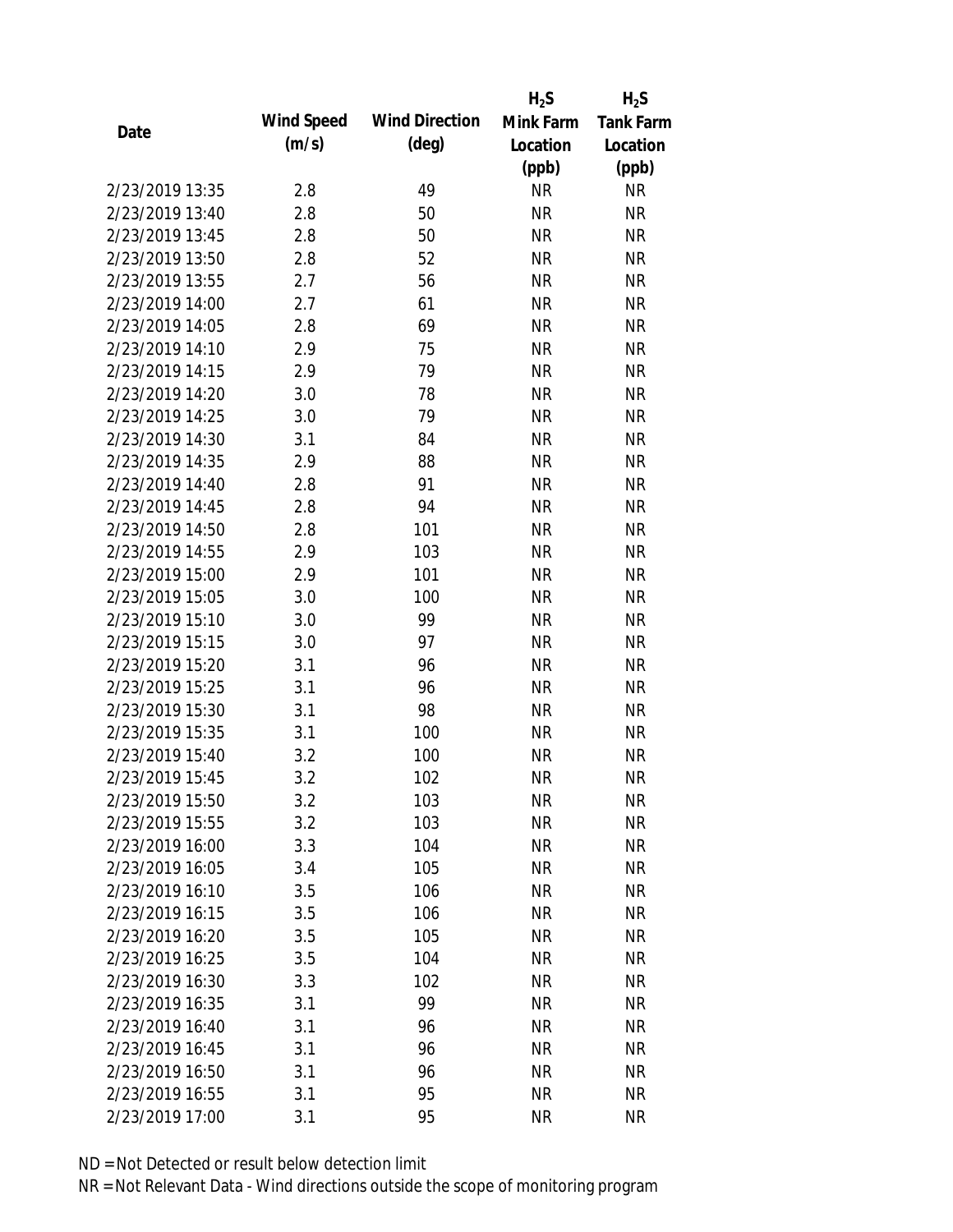| Date | Wind Speed (m/s) | Wind Direction (deg) | $H_2S$ Mink Farm Location (ppb) | $H_2S$ Tank Farm Location (ppb) |
|---|---|---|---|---|
| 2/23/2019 13:35 | 2.8 | 49 | NR | NR |
| 2/23/2019 13:40 | 2.8 | 50 | NR | NR |
| 2/23/2019 13:45 | 2.8 | 50 | NR | NR |
| 2/23/2019 13:50 | 2.8 | 52 | NR | NR |
| 2/23/2019 13:55 | 2.7 | 56 | NR | NR |
| 2/23/2019 14:00 | 2.7 | 61 | NR | NR |
| 2/23/2019 14:05 | 2.8 | 69 | NR | NR |
| 2/23/2019 14:10 | 2.9 | 75 | NR | NR |
| 2/23/2019 14:15 | 2.9 | 79 | NR | NR |
| 2/23/2019 14:20 | 3.0 | 78 | NR | NR |
| 2/23/2019 14:25 | 3.0 | 79 | NR | NR |
| 2/23/2019 14:30 | 3.1 | 84 | NR | NR |
| 2/23/2019 14:35 | 2.9 | 88 | NR | NR |
| 2/23/2019 14:40 | 2.8 | 91 | NR | NR |
| 2/23/2019 14:45 | 2.8 | 94 | NR | NR |
| 2/23/2019 14:50 | 2.8 | 101 | NR | NR |
| 2/23/2019 14:55 | 2.9 | 103 | NR | NR |
| 2/23/2019 15:00 | 2.9 | 101 | NR | NR |
| 2/23/2019 15:05 | 3.0 | 100 | NR | NR |
| 2/23/2019 15:10 | 3.0 | 99 | NR | NR |
| 2/23/2019 15:15 | 3.0 | 97 | NR | NR |
| 2/23/2019 15:20 | 3.1 | 96 | NR | NR |
| 2/23/2019 15:25 | 3.1 | 96 | NR | NR |
| 2/23/2019 15:30 | 3.1 | 98 | NR | NR |
| 2/23/2019 15:35 | 3.1 | 100 | NR | NR |
| 2/23/2019 15:40 | 3.2 | 100 | NR | NR |
| 2/23/2019 15:45 | 3.2 | 102 | NR | NR |
| 2/23/2019 15:50 | 3.2 | 103 | NR | NR |
| 2/23/2019 15:55 | 3.2 | 103 | NR | NR |
| 2/23/2019 16:00 | 3.3 | 104 | NR | NR |
| 2/23/2019 16:05 | 3.4 | 105 | NR | NR |
| 2/23/2019 16:10 | 3.5 | 106 | NR | NR |
| 2/23/2019 16:15 | 3.5 | 106 | NR | NR |
| 2/23/2019 16:20 | 3.5 | 105 | NR | NR |
| 2/23/2019 16:25 | 3.5 | 104 | NR | NR |
| 2/23/2019 16:30 | 3.3 | 102 | NR | NR |
| 2/23/2019 16:35 | 3.1 | 99 | NR | NR |
| 2/23/2019 16:40 | 3.1 | 96 | NR | NR |
| 2/23/2019 16:45 | 3.1 | 96 | NR | NR |
| 2/23/2019 16:50 | 3.1 | 96 | NR | NR |
| 2/23/2019 16:55 | 3.1 | 95 | NR | NR |
| 2/23/2019 17:00 | 3.1 | 95 | NR | NR |

ND = Not Detected or result below detection limit
NR = Not Relevant Data - Wind directions outside the scope of monitoring program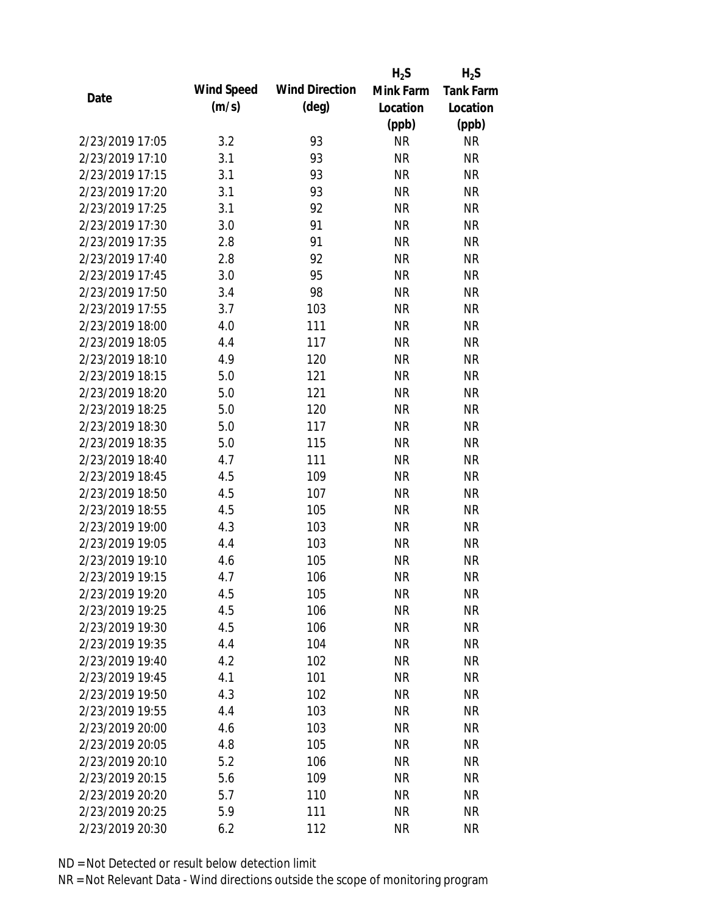| Date | Wind Speed (m/s) | Wind Direction (deg) | $H_2S$ Mink Farm Location (ppb) | $H_2S$ Tank Farm Location (ppb) |
|---|---|---|---|---|
| 2/23/2019 17:05 | 3.2 | 93 | NR | NR |
| 2/23/2019 17:10 | 3.1 | 93 | NR | NR |
| 2/23/2019 17:15 | 3.1 | 93 | NR | NR |
| 2/23/2019 17:20 | 3.1 | 93 | NR | NR |
| 2/23/2019 17:25 | 3.1 | 92 | NR | NR |
| 2/23/2019 17:30 | 3.0 | 91 | NR | NR |
| 2/23/2019 17:35 | 2.8 | 91 | NR | NR |
| 2/23/2019 17:40 | 2.8 | 92 | NR | NR |
| 2/23/2019 17:45 | 3.0 | 95 | NR | NR |
| 2/23/2019 17:50 | 3.4 | 98 | NR | NR |
| 2/23/2019 17:55 | 3.7 | 103 | NR | NR |
| 2/23/2019 18:00 | 4.0 | 111 | NR | NR |
| 2/23/2019 18:05 | 4.4 | 117 | NR | NR |
| 2/23/2019 18:10 | 4.9 | 120 | NR | NR |
| 2/23/2019 18:15 | 5.0 | 121 | NR | NR |
| 2/23/2019 18:20 | 5.0 | 121 | NR | NR |
| 2/23/2019 18:25 | 5.0 | 120 | NR | NR |
| 2/23/2019 18:30 | 5.0 | 117 | NR | NR |
| 2/23/2019 18:35 | 5.0 | 115 | NR | NR |
| 2/23/2019 18:40 | 4.7 | 111 | NR | NR |
| 2/23/2019 18:45 | 4.5 | 109 | NR | NR |
| 2/23/2019 18:50 | 4.5 | 107 | NR | NR |
| 2/23/2019 18:55 | 4.5 | 105 | NR | NR |
| 2/23/2019 19:00 | 4.3 | 103 | NR | NR |
| 2/23/2019 19:05 | 4.4 | 103 | NR | NR |
| 2/23/2019 19:10 | 4.6 | 105 | NR | NR |
| 2/23/2019 19:15 | 4.7 | 106 | NR | NR |
| 2/23/2019 19:20 | 4.5 | 105 | NR | NR |
| 2/23/2019 19:25 | 4.5 | 106 | NR | NR |
| 2/23/2019 19:30 | 4.5 | 106 | NR | NR |
| 2/23/2019 19:35 | 4.4 | 104 | NR | NR |
| 2/23/2019 19:40 | 4.2 | 102 | NR | NR |
| 2/23/2019 19:45 | 4.1 | 101 | NR | NR |
| 2/23/2019 19:50 | 4.3 | 102 | NR | NR |
| 2/23/2019 19:55 | 4.4 | 103 | NR | NR |
| 2/23/2019 20:00 | 4.6 | 103 | NR | NR |
| 2/23/2019 20:05 | 4.8 | 105 | NR | NR |
| 2/23/2019 20:10 | 5.2 | 106 | NR | NR |
| 2/23/2019 20:15 | 5.6 | 109 | NR | NR |
| 2/23/2019 20:20 | 5.7 | 110 | NR | NR |
| 2/23/2019 20:25 | 5.9 | 111 | NR | NR |
| 2/23/2019 20:30 | 6.2 | 112 | NR | NR |

ND = Not Detected or result below detection limit

NR = Not Relevant Data - Wind directions outside the scope of monitoring program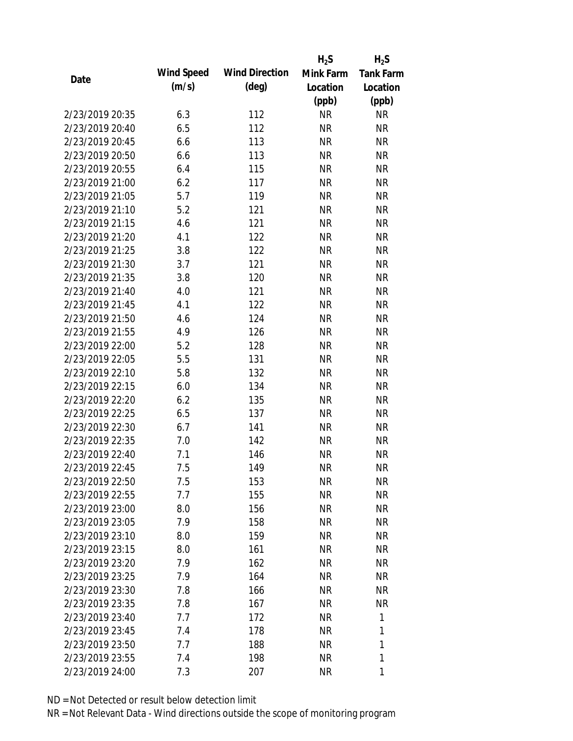| Date | Wind Speed (m/s) | Wind Direction (deg) | $H_2S$ Mink Farm Location (ppb) | $H_2S$ Tank Farm Location (ppb) |
|---|---|---|---|---|
| 2/23/2019 20:35 | 6.3 | 112 | NR | NR |
| 2/23/2019 20:40 | 6.5 | 112 | NR | NR |
| 2/23/2019 20:45 | 6.6 | 113 | NR | NR |
| 2/23/2019 20:50 | 6.6 | 113 | NR | NR |
| 2/23/2019 20:55 | 6.4 | 115 | NR | NR |
| 2/23/2019 21:00 | 6.2 | 117 | NR | NR |
| 2/23/2019 21:05 | 5.7 | 119 | NR | NR |
| 2/23/2019 21:10 | 5.2 | 121 | NR | NR |
| 2/23/2019 21:15 | 4.6 | 121 | NR | NR |
| 2/23/2019 21:20 | 4.1 | 122 | NR | NR |
| 2/23/2019 21:25 | 3.8 | 122 | NR | NR |
| 2/23/2019 21:30 | 3.7 | 121 | NR | NR |
| 2/23/2019 21:35 | 3.8 | 120 | NR | NR |
| 2/23/2019 21:40 | 4.0 | 121 | NR | NR |
| 2/23/2019 21:45 | 4.1 | 122 | NR | NR |
| 2/23/2019 21:50 | 4.6 | 124 | NR | NR |
| 2/23/2019 21:55 | 4.9 | 126 | NR | NR |
| 2/23/2019 22:00 | 5.2 | 128 | NR | NR |
| 2/23/2019 22:05 | 5.5 | 131 | NR | NR |
| 2/23/2019 22:10 | 5.8 | 132 | NR | NR |
| 2/23/2019 22:15 | 6.0 | 134 | NR | NR |
| 2/23/2019 22:20 | 6.2 | 135 | NR | NR |
| 2/23/2019 22:25 | 6.5 | 137 | NR | NR |
| 2/23/2019 22:30 | 6.7 | 141 | NR | NR |
| 2/23/2019 22:35 | 7.0 | 142 | NR | NR |
| 2/23/2019 22:40 | 7.1 | 146 | NR | NR |
| 2/23/2019 22:45 | 7.5 | 149 | NR | NR |
| 2/23/2019 22:50 | 7.5 | 153 | NR | NR |
| 2/23/2019 22:55 | 7.7 | 155 | NR | NR |
| 2/23/2019 23:00 | 8.0 | 156 | NR | NR |
| 2/23/2019 23:05 | 7.9 | 158 | NR | NR |
| 2/23/2019 23:10 | 8.0 | 159 | NR | NR |
| 2/23/2019 23:15 | 8.0 | 161 | NR | NR |
| 2/23/2019 23:20 | 7.9 | 162 | NR | NR |
| 2/23/2019 23:25 | 7.9 | 164 | NR | NR |
| 2/23/2019 23:30 | 7.8 | 166 | NR | NR |
| 2/23/2019 23:35 | 7.8 | 167 | NR | NR |
| 2/23/2019 23:40 | 7.7 | 172 | NR | 1 |
| 2/23/2019 23:45 | 7.4 | 178 | NR | 1 |
| 2/23/2019 23:50 | 7.7 | 188 | NR | 1 |
| 2/23/2019 23:55 | 7.4 | 198 | NR | 1 |
| 2/23/2019 24:00 | 7.3 | 207 | NR | 1 |

ND = Not Detected or result below detection limit

NR = Not Relevant Data - Wind directions outside the scope of monitoring program